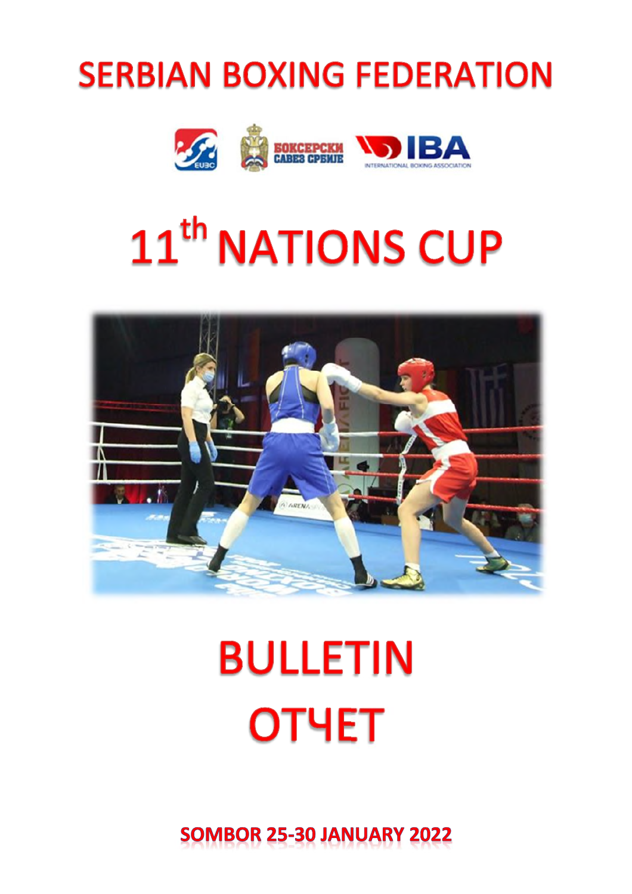# SERBIAN BOXING FEDERATION

# 11th NATIONS CUP

# BULLETIN

# ОТЧЕТ

**SOMBOR 25-30 JANUARY 2022**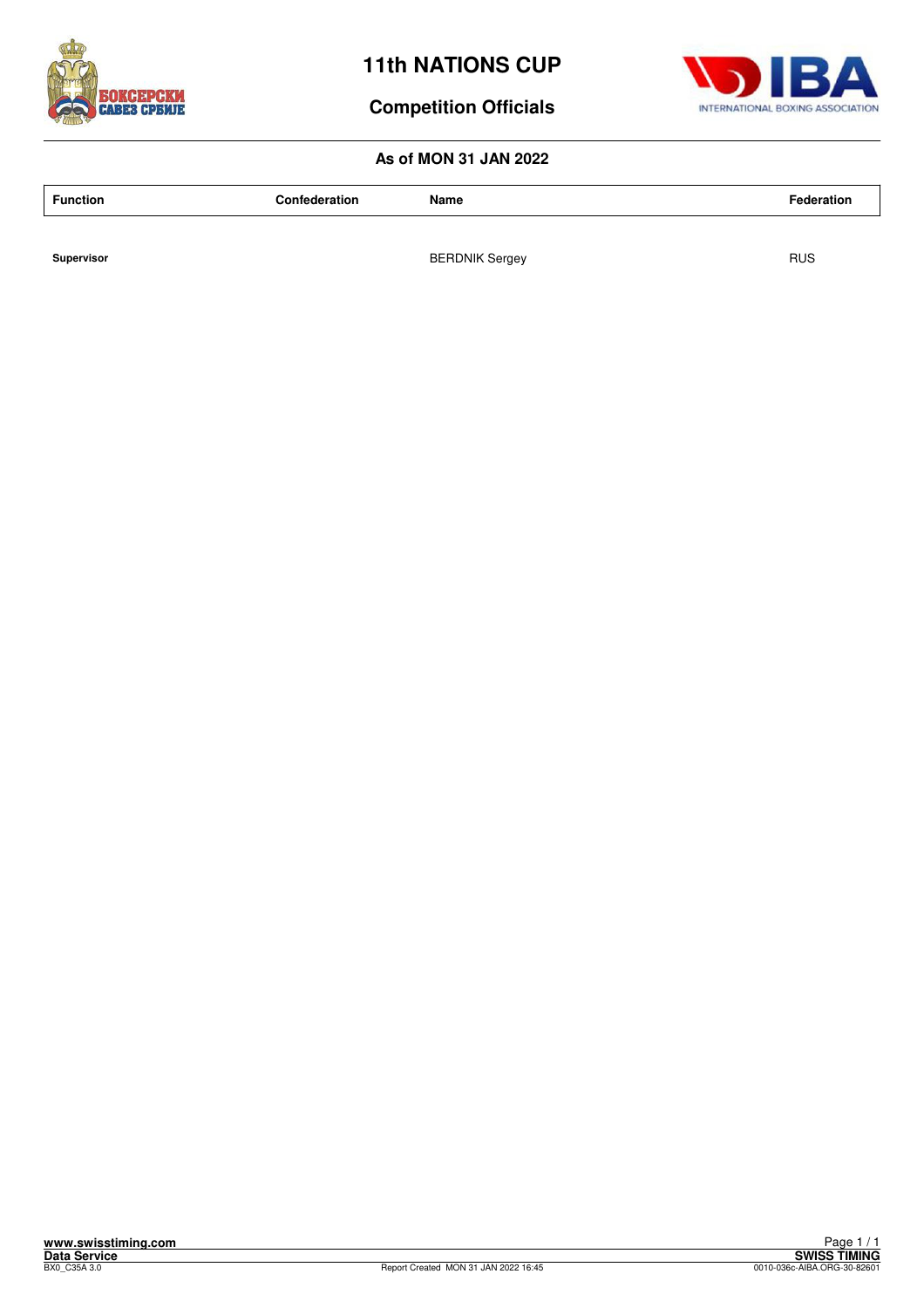# 11th NATIONS CUP

## Competition Officials

### As of MON 31 JAN 2022

| Function | Confederation | Name | Federation |
| --- | --- | --- | --- |
| **Supervisor** | | BERDNIK Sergey | RUS |

www.swisstiming.com
Data Service
BX0_C35A 3.0
Report Created MON 31 JAN 2022 16:45
SWISS TIMING
0010-036c-AIBA.ORG-30-82601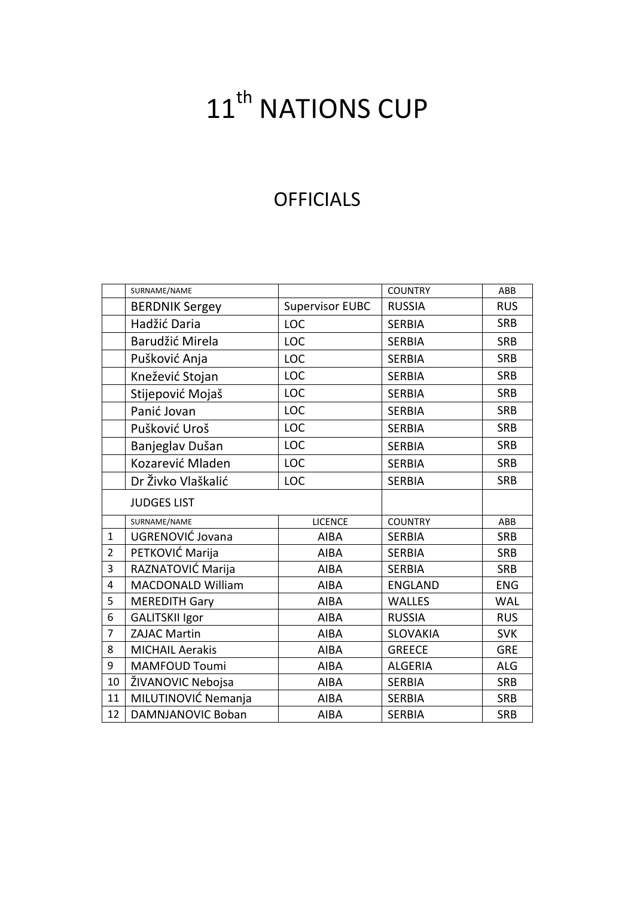# 11th NATIONS CUP

## OFFICIALS

| | SURNAME/NAME | | COUNTRY | ABB |
|---|---|---|---|---|
| | BERDNIK Sergey | Supervisor EUBC | RUSSIA | RUS |
| | Hadžić Daria | LOC | SERBIA | SRB |
| | Barudžić Mirela | LOC | SERBIA | SRB |
| | Pušković Anja | LOC | SERBIA | SRB |
| | Knežević Stojan | LOC | SERBIA | SRB |
| | Stijepović Mojaš | LOC | SERBIA | SRB |
| | Panić Jovan | LOC | SERBIA | SRB |
| | Pušković Uroš | LOC | SERBIA | SRB |
| | Banjeglav Dušan | LOC | SERBIA | SRB |
| | Kozarević Mladen | LOC | SERBIA | SRB |
| | Dr Živko Vlaškalić | LOC | SERBIA | SRB |
| | JUDGES LIST | | | |
| | SURNAME/NAME | LICENCE | COUNTRY | ABB |
| 1 | UGRENOVIĆ Jovana | AIBA | SERBIA | SRB |
| 2 | PETKOVIĆ Marija | AIBA | SERBIA | SRB |
| 3 | RAZNATOVIĆ Marija | AIBA | SERBIA | SRB |
| 4 | MACDONALD William | AIBA | ENGLAND | ENG |
| 5 | MEREDITH Gary | AIBA | WALLES | WAL |
| 6 | GALITSKII Igor | AIBA | RUSSIA | RUS |
| 7 | ZAJAC Martin | AIBA | SLOVAKIA | SVK |
| 8 | MICHAIL Aerakis | AIBA | GREECE | GRE |
| 9 | MAMFOUD Toumi | AIBA | ALGERIA | ALG |
| 10 | ŽIVANOVIC Nebojsa | AIBA | SERBIA | SRB |
| 11 | MILUTINOVIĆ Nemanja | AIBA | SERBIA | SRB |
| 12 | DAMNJANOVIC Boban | AIBA | SERBIA | SRB |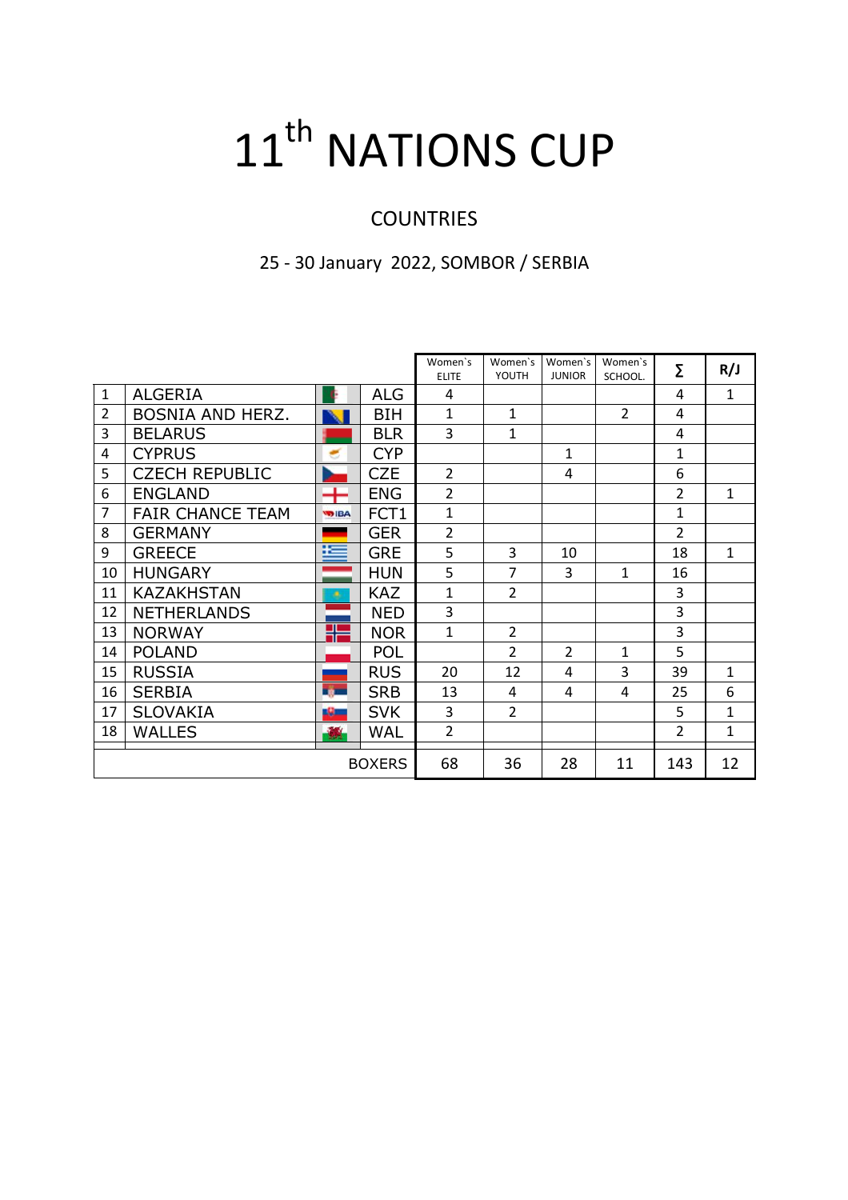# 11th NATIONS CUP

## COUNTRIES

25 - 30 January 2022, SOMBOR / SERBIA

| | | | | Women`s ELITE | Women`s YOUTH | Women`s JUNIOR | Women`s SCHOOL. | ∑ | R/J |
|---|---|---|---|---|---|---|---|---|---|
| 1 | ALGERIA | | ALG | 4 | | | | 4 | 1 |
| 2 | BOSNIA AND HERZ. | | BIH | 1 | 1 | | 2 | 4 | |
| 3 | BELARUS | | BLR | 3 | 1 | | | 4 | |
| 4 | CYPRUS | | CYP | | | 1 | | 1 | |
| 5 | CZECH REPUBLIC | | CZE | 2 | | 4 | | 6 | |
| 6 | ENGLAND | | ENG | 2 | | | | 2 | 1 |
| 7 | FAIR CHANCE TEAM | | FCT1 | 1 | | | | 1 | |
| 8 | GERMANY | | GER | 2 | | | | 2 | |
| 9 | GREECE | | GRE | 5 | 3 | 10 | | 18 | 1 |
| 10 | HUNGARY | | HUN | 5 | 7 | 3 | 1 | 16 | |
| 11 | KAZAKHSTAN | | KAZ | 1 | 2 | | | 3 | |
| 12 | NETHERLANDS | | NED | 3 | | | | 3 | |
| 13 | NORWAY | | NOR | 1 | 2 | | | 3 | |
| 14 | POLAND | | POL | | 2 | 2 | 1 | 5 | |
| 15 | RUSSIA | | RUS | 20 | 12 | 4 | 3 | 39 | 1 |
| 16 | SERBIA | | SRB | 13 | 4 | 4 | 4 | 25 | 6 |
| 17 | SLOVAKIA | | SVK | 3 | 2 | | | 5 | 1 |
| 18 | WALLES | | WAL | 2 | | | | 2 | 1 |
| | | | BOXERS | 68 | 36 | 28 | 11 | 143 | 12 |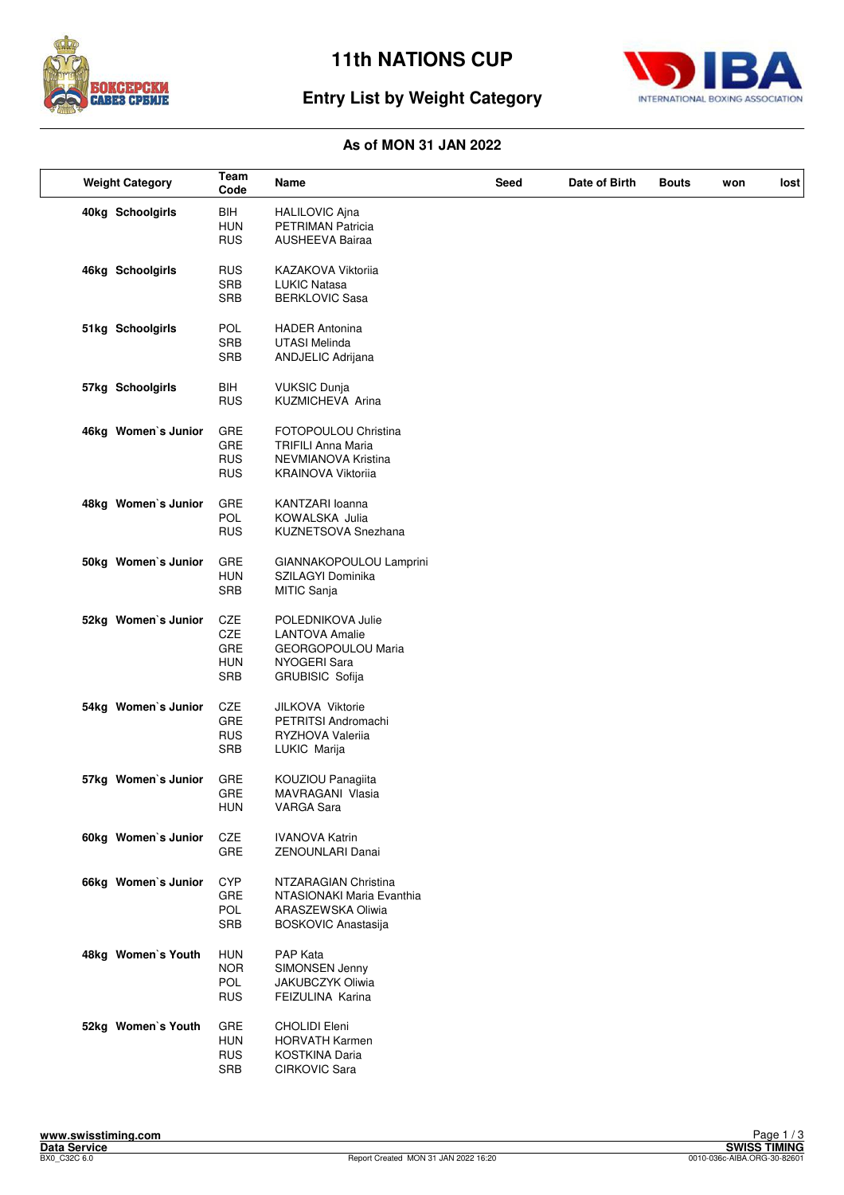# 11th NATIONS CUP

## Entry List by Weight Category

**As of MON 31 JAN 2022**

| Weight Category | Team Code | Name | Seed | Date of Birth | Bouts | won | lost |
|---|---|---|---|---|---|---|---|
| 40kg Schoolgirls | BIH | HALILOVIC Ajna | | | | | |
| | HUN | PETRIMAN Patricia | | | | | |
| | RUS | AUSHEEVA Bairaa | | | | | |
| 46kg Schoolgirls | RUS | KAZAKOVA Viktoriia | | | | | |
| | SRB | LUKIC Natasa | | | | | |
| | SRB | BERKLOVIC Sasa | | | | | |
| 51kg Schoolgirls | POL | HADER Antonina | | | | | |
| | SRB | UTASI Melinda | | | | | |
| | SRB | ANDJELIC Adrijana | | | | | |
| 57kg Schoolgirls | BIH | VUKSIC Dunja | | | | | |
| | RUS | KUZMICHEVA Arina | | | | | |
| 46kg Women`s Junior | GRE | FOTOPOULOU Christina | | | | | |
| | GRE | TRIFILI Anna Maria | | | | | |
| | RUS | NEVMIANOVA Kristina | | | | | |
| | RUS | KRAINOVA Viktoriia | | | | | |
| 48kg Women`s Junior | GRE | KANTZARI Ioanna | | | | | |
| | POL | KOWALSKA Julia | | | | | |
| | RUS | KUZNETSOVA Snezhana | | | | | |
| 50kg Women`s Junior | GRE | GIANNAKOPOULOU Lamprini | | | | | |
| | HUN | SZILAGYI Dominika | | | | | |
| | SRB | MITIC Sanja | | | | | |
| 52kg Women`s Junior | CZE | POLEDNIKOVA Julie | | | | | |
| | CZE | LANTOVA Amalie | | | | | |
| | GRE | GEORGOPOULOU Maria | | | | | |
| | HUN | NYOGERI Sara | | | | | |
| | SRB | GRUBISIC Sofija | | | | | |
| 54kg Women`s Junior | CZE | JILKOVA Viktorie | | | | | |
| | GRE | PETRITSI Andromachi | | | | | |
| | RUS | RYZHOVA Valeriia | | | | | |
| | SRB | LUKIC Marija | | | | | |
| 57kg Women`s Junior | GRE | KOUZIOU Panagiita | | | | | |
| | GRE | MAVRAGANI Vlasia | | | | | |
| | HUN | VARGA Sara | | | | | |
| 60kg Women`s Junior | CZE | IVANOVA Katrin | | | | | |
| | GRE | ZENOUNLARI Danai | | | | | |
| 66kg Women`s Junior | CYP | NTZARAGIAN Christina | | | | | |
| | GRE | NTASIONAKI Maria Evanthia | | | | | |
| | POL | ARASZEWSKA Oliwia | | | | | |
| | SRB | BOSKOVIC Anastasija | | | | | |
| 48kg Women`s Youth | HUN | PAP Kata | | | | | |
| | NOR | SIMONSEN Jenny | | | | | |
| | POL | JAKUBCZYK Oliwia | | | | | |
| | RUS | FEIZULINA Karina | | | | | |
| 52kg Women`s Youth | GRE | CHOLIDI Eleni | | | | | |
| | HUN | HORVATH Karmen | | | | | |
| | RUS | KOSTKINA Daria | | | | | |
| | SRB | CIRKOVIC Sara | | | | | |

www.swisstiming.com
Data Service
BX0_C32C 6.0

Report Created MON 31 JAN 2022 16:20

SWISS TIMING
0010-036c-AIBA.ORG-30-82601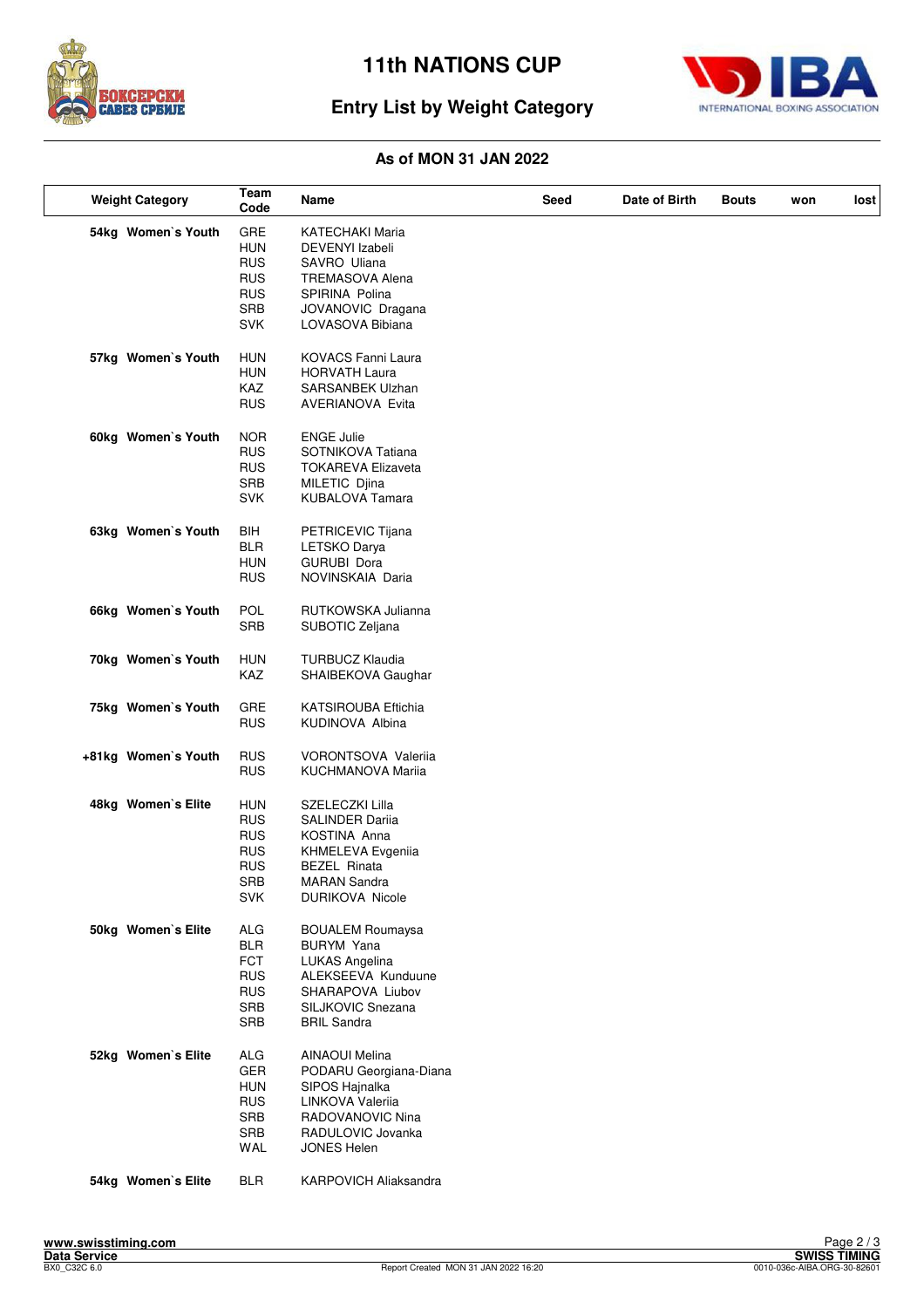# 11th NATIONS CUP

## Entry List by Weight Category

**As of MON 31 JAN 2022**

| Weight Category | Team Code | Name | Seed | Date of Birth | Bouts | won | lost |
|---|---|---|---|---|---|---|---|
| 54kg Women`s Youth | GRE | KATECHAKI Maria | | | | | |
| | HUN | DEVENYI Izabeli | | | | | |
| | RUS | SAVRO Uliana | | | | | |
| | RUS | TREMASOVA Alena | | | | | |
| | RUS | SPIRINA Polina | | | | | |
| | SRB | JOVANOVIC Dragana | | | | | |
| | SVK | LOVASOVA Bibiana | | | | | |
| 57kg Women`s Youth | HUN | KOVACS Fanni Laura | | | | | |
| | HUN | HORVATH Laura | | | | | |
| | KAZ | SARSANBEK Ulzhan | | | | | |
| | RUS | AVERIANOVA Evita | | | | | |
| 60kg Women`s Youth | NOR | ENGE Julie | | | | | |
| | RUS | SOTNIKOVA Tatiana | | | | | |
| | RUS | TOKAREVA Elizaveta | | | | | |
| | SRB | MILETIC Djina | | | | | |
| | SVK | KUBALOVA Tamara | | | | | |
| 63kg Women`s Youth | BIH | PETRICEVIC Tijana | | | | | |
| | BLR | LETSKO Darya | | | | | |
| | HUN | GURUBI Dora | | | | | |
| | RUS | NOVINSKAIA Daria | | | | | |
| 66kg Women`s Youth | POL | RUTKOWSKA Julianna | | | | | |
| | SRB | SUBOTIC Zeljana | | | | | |
| 70kg Women`s Youth | HUN | TURBUCZ Klaudia | | | | | |
| | KAZ | SHAIBEKOVA Gaughar | | | | | |
| 75kg Women`s Youth | GRE | KATSIROUBA Eftichia | | | | | |
| | RUS | KUDINOVA Albina | | | | | |
| +81kg Women`s Youth | RUS | VORONTSOVA Valeriia | | | | | |
| | RUS | KUCHMANOVA Mariia | | | | | |
| 48kg Women`s Elite | HUN | SZELECZKI Lilla | | | | | |
| | RUS | SALINDER Dariia | | | | | |
| | RUS | KOSTINA Anna | | | | | |
| | RUS | KHMELEVA Evgeniia | | | | | |
| | RUS | BEZEL Rinata | | | | | |
| | SRB | MARAN Sandra | | | | | |
| | SVK | DURIKOVA Nicole | | | | | |
| 50kg Women`s Elite | ALG | BOUALEM Roumaysa | | | | | |
| | BLR | BURYM Yana | | | | | |
| | FCT | LUKAS Angelina | | | | | |
| | RUS | ALEKSEEVA Kunduune | | | | | |
| | RUS | SHARAPOVA Liubov | | | | | |
| | SRB | SILJKOVIC Snezana | | | | | |
| | SRB | BRIL Sandra | | | | | |
| 52kg Women`s Elite | ALG | AINAOUI Melina | | | | | |
| | GER | PODARU Georgiana-Diana | | | | | |
| | HUN | SIPOS Hajnalka | | | | | |
| | RUS | LINKOVA Valeriia | | | | | |
| | SRB | RADOVANOVIC Nina | | | | | |
| | SRB | RADULOVIC Jovanka | | | | | |
| | WAL | JONES Helen | | | | | |
| 54kg Women`s Elite | BLR | KARPOVICH Aliaksandra | | | | | |

Report Created MON 31 JAN 2022 16:20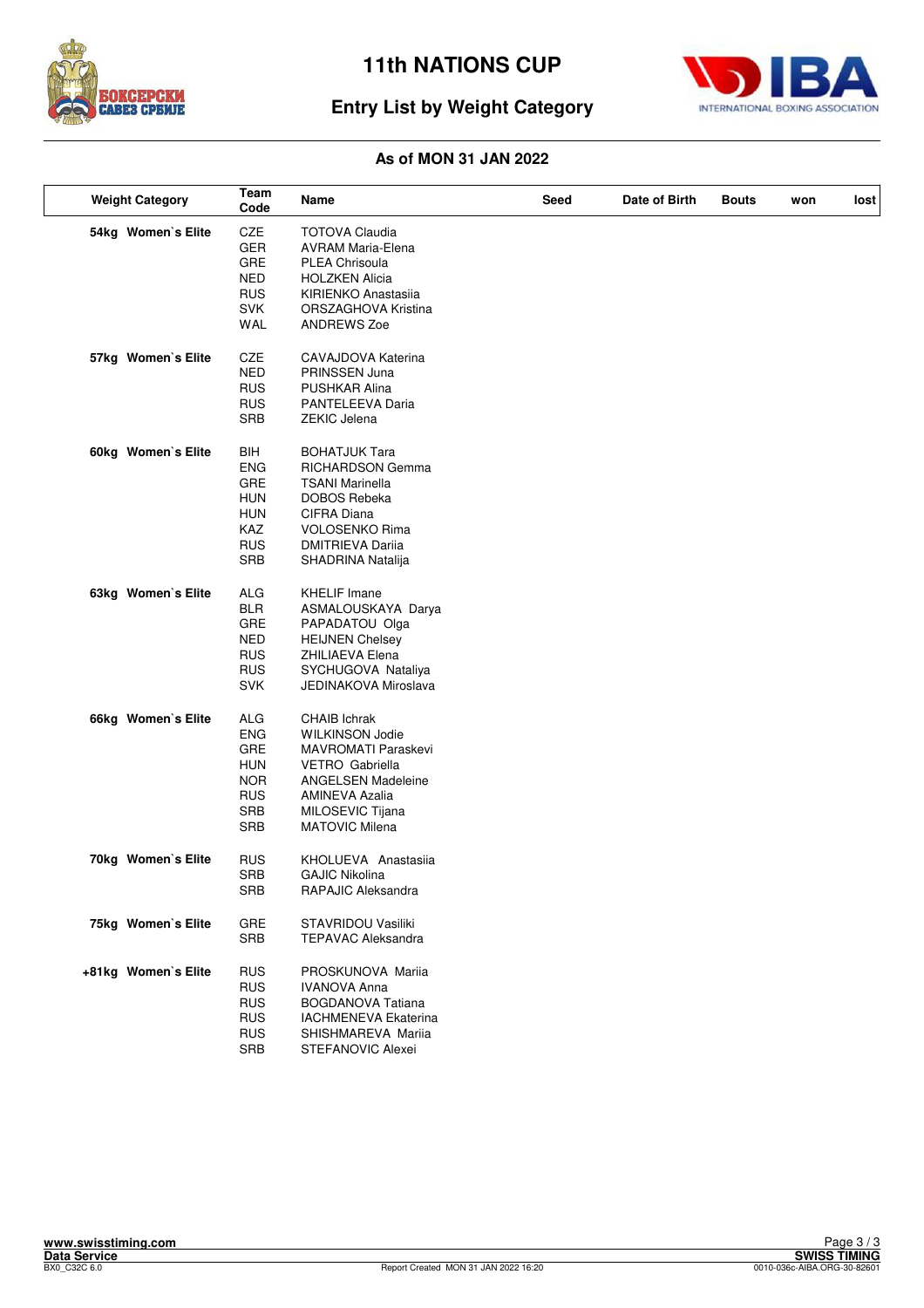# 11th NATIONS CUP

## Entry List by Weight Category

**As of MON 31 JAN 2022**

| Weight Category | Team Code | Name | Seed | Date of Birth | Bouts | won | lost |
|---|---|---|---|---|---|---|---|
| 54kg Women`s Elite | CZE | TOTOVA Claudia | | | | | |
| | GER | AVRAM Maria-Elena | | | | | |
| | GRE | PLEA Chrisoula | | | | | |
| | NED | HOLZKEN Alicia | | | | | |
| | RUS | KIRIENKO Anastasiia | | | | | |
| | SVK | ORSZAGHOVA Kristina | | | | | |
| | WAL | ANDREWS Zoe | | | | | |
| 57kg Women`s Elite | CZE | CAVAJDOVA Katerina | | | | | |
| | NED | PRINSSEN Juna | | | | | |
| | RUS | PUSHKAR Alina | | | | | |
| | RUS | PANTELEEVA Daria | | | | | |
| | SRB | ZEKIC Jelena | | | | | |
| 60kg Women`s Elite | BIH | BOHATJUK Tara | | | | | |
| | ENG | RICHARDSON Gemma | | | | | |
| | GRE | TSANI Marinella | | | | | |
| | HUN | DOBOS Rebeka | | | | | |
| | HUN | CIFRA Diana | | | | | |
| | KAZ | VOLOSENKO Rima | | | | | |
| | RUS | DMITRIEVA Dariia | | | | | |
| | SRB | SHADRINA Natalija | | | | | |
| 63kg Women`s Elite | ALG | KHELIF Imane | | | | | |
| | BLR | ASMALOUSKAYA Darya | | | | | |
| | GRE | PAPADATOU Olga | | | | | |
| | NED | HEIJNEN Chelsey | | | | | |
| | RUS | ZHILIAEVA Elena | | | | | |
| | RUS | SYCHUGOVA Nataliya | | | | | |
| | SVK | JEDINAKOVA Miroslava | | | | | |
| 66kg Women`s Elite | ALG | CHAIB Ichrak | | | | | |
| | ENG | WILKINSON Jodie | | | | | |
| | GRE | MAVROMATI Paraskevi | | | | | |
| | HUN | VETRO Gabriella | | | | | |
| | NOR | ANGELSEN Madeleine | | | | | |
| | RUS | AMINEVA Azalia | | | | | |
| | SRB | MILOSEVIC Tijana | | | | | |
| | SRB | MATOVIC Milena | | | | | |
| 70kg Women`s Elite | RUS | KHOLUEVA Anastasiia | | | | | |
| | SRB | GAJIC Nikolina | | | | | |
| | SRB | RAPAJIC Aleksandra | | | | | |
| 75kg Women`s Elite | GRE | STAVRIDOU Vasiliki | | | | | |
| | SRB | TEPAVAC Aleksandra | | | | | |
| +81kg Women`s Elite | RUS | PROSKUNOVA Mariia | | | | | |
| | RUS | IVANOVA Anna | | | | | |
| | RUS | BOGDANOVA Tatiana | | | | | |
| | RUS | IACHMENEVA Ekaterina | | | | | |
| | RUS | SHISHMAREVA Mariia | | | | | |
| | SRB | STEFANOVIC Alexei | | | | | |

www.swisstiming.com
Data Service
BX0_C32C 6.0 — Report Created MON 31 JAN 2022 16:20 — SWISS TIMING — 0010-036c-AIBA.ORG-30-82601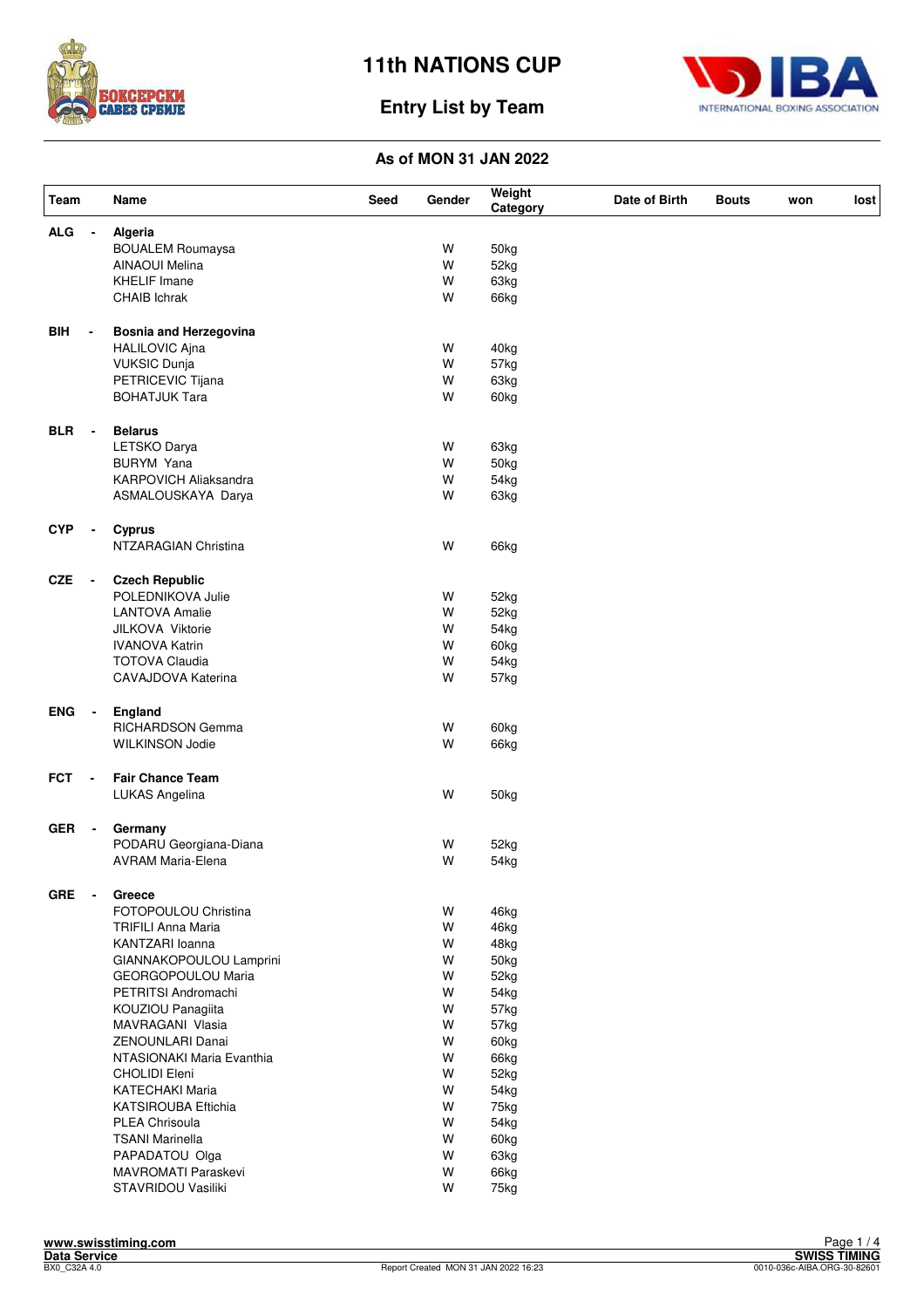# 11th NATIONS CUP

## Entry List by Team

### As of MON 31 JAN 2022

| Team | | Name | Seed | Gender | Weight Category | Date of Birth | Bouts | won | lost |
|---|---|---|---|---|---|---|---|---|---|
| ALG | - | **Algeria** | | | | | | | |
| | | BOUALEM Roumaysa | | W | 50kg | | | | |
| | | AINAOUI Melina | | W | 52kg | | | | |
| | | KHELIF Imane | | W | 63kg | | | | |
| | | CHAIB Ichrak | | W | 66kg | | | | |
| BIH | - | **Bosnia and Herzegovina** | | | | | | | |
| | | HALILOVIC Ajna | | W | 40kg | | | | |
| | | VUKSIC Dunja | | W | 57kg | | | | |
| | | PETRICEVIC Tijana | | W | 63kg | | | | |
| | | BOHATJUK Tara | | W | 60kg | | | | |
| BLR | - | **Belarus** | | | | | | | |
| | | LETSKO Darya | | W | 63kg | | | | |
| | | BURYM Yana | | W | 50kg | | | | |
| | | KARPOVICH Aliaksandra | | W | 54kg | | | | |
| | | ASMALOUSKAYA Darya | | W | 63kg | | | | |
| CYP | - | **Cyprus** | | | | | | | |
| | | NTZARAGIAN Christina | | W | 66kg | | | | |
| CZE | - | **Czech Republic** | | | | | | | |
| | | POLEDNIKOVA Julie | | W | 52kg | | | | |
| | | LANTOVA Amalie | | W | 52kg | | | | |
| | | JILKOVA Viktorie | | W | 54kg | | | | |
| | | IVANOVA Katrin | | W | 60kg | | | | |
| | | TOTOVA Claudia | | W | 54kg | | | | |
| | | CAVAJDOVA Katerina | | W | 57kg | | | | |
| ENG | - | **England** | | | | | | | |
| | | RICHARDSON Gemma | | W | 60kg | | | | |
| | | WILKINSON Jodie | | W | 66kg | | | | |
| FCT | - | **Fair Chance Team** | | | | | | | |
| | | LUKAS Angelina | | W | 50kg | | | | |
| GER | - | **Germany** | | | | | | | |
| | | PODARU Georgiana-Diana | | W | 52kg | | | | |
| | | AVRAM Maria-Elena | | W | 54kg | | | | |
| GRE | - | **Greece** | | | | | | | |
| | | FOTOPOULOU Christina | | W | 46kg | | | | |
| | | TRIFILI Anna Maria | | W | 46kg | | | | |
| | | KANTZARI Ioanna | | W | 48kg | | | | |
| | | GIANNAKOPOULOU Lamprini | | W | 50kg | | | | |
| | | GEORGOPOULOU Maria | | W | 52kg | | | | |
| | | PETRITSI Andromachi | | W | 54kg | | | | |
| | | KOUZIOU Panagiita | | W | 57kg | | | | |
| | | MAVRAGANI Vlasia | | W | 57kg | | | | |
| | | ZENOUNLARI Danai | | W | 60kg | | | | |
| | | NTASIONAKI Maria Evanthia | | W | 66kg | | | | |
| | | CHOLIDI Eleni | | W | 52kg | | | | |
| | | KATECHAKI Maria | | W | 54kg | | | | |
| | | KATSIROUBA Eftichia | | W | 75kg | | | | |
| | | PLEA Chrisoula | | W | 54kg | | | | |
| | | TSANI Marinella | | W | 60kg | | | | |
| | | PAPADATOU Olga | | W | 63kg | | | | |
| | | MAVROMATI Paraskevi | | W | 66kg | | | | |
| | | STAVRIDOU Vasiliki | | W | 75kg | | | | |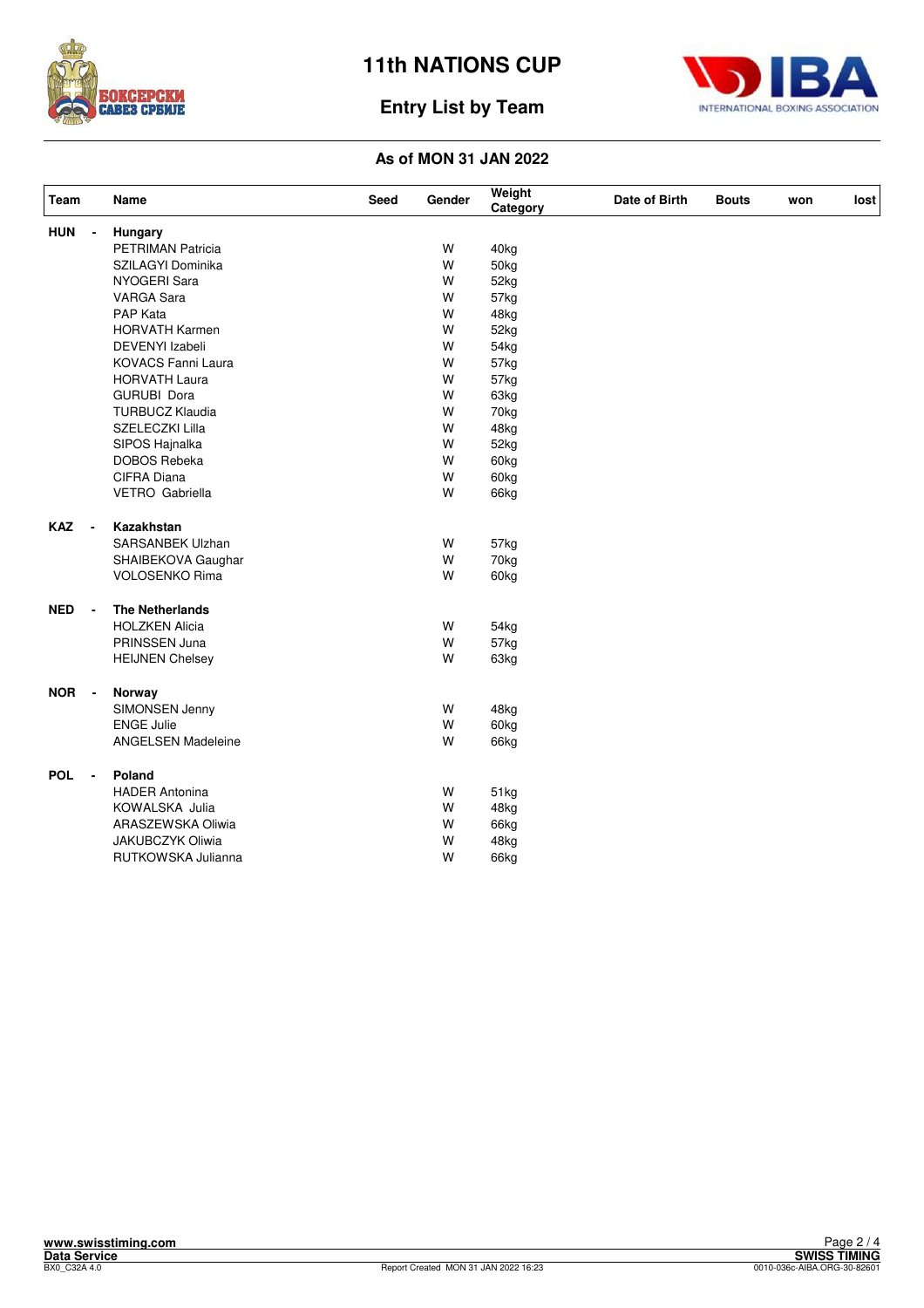# 11th NATIONS CUP

## Entry List by Team

### As of MON 31 JAN 2022

| Team | Name | Seed | Gender | Weight Category | Date of Birth | Bouts | won | lost |
|---|---|---|---|---|---|---|---|---|
| **HUN -** | **Hungary** | | | | | | | |
| | PETRIMAN Patricia | | W | 40kg | | | | |
| | SZILAGYI Dominika | | W | 50kg | | | | |
| | NYOGERI Sara | | W | 52kg | | | | |
| | VARGA Sara | | W | 57kg | | | | |
| | PAP Kata | | W | 48kg | | | | |
| | HORVATH Karmen | | W | 52kg | | | | |
| | DEVENYI Izabeli | | W | 54kg | | | | |
| | KOVACS Fanni Laura | | W | 57kg | | | | |
| | HORVATH Laura | | W | 57kg | | | | |
| | GURUBI Dora | | W | 63kg | | | | |
| | TURBUCZ Klaudia | | W | 70kg | | | | |
| | SZELECZKI Lilla | | W | 48kg | | | | |
| | SIPOS Hajnalka | | W | 52kg | | | | |
| | DOBOS Rebeka | | W | 60kg | | | | |
| | CIFRA Diana | | W | 60kg | | | | |
| | VETRO Gabriella | | W | 66kg | | | | |
| **KAZ -** | **Kazakhstan** | | | | | | | |
| | SARSANBEK Ulzhan | | W | 57kg | | | | |
| | SHAIBEKOVA Gaughar | | W | 70kg | | | | |
| | VOLOSENKO Rima | | W | 60kg | | | | |
| **NED -** | **The Netherlands** | | | | | | | |
| | HOLZKEN Alicia | | W | 54kg | | | | |
| | PRINSSEN Juna | | W | 57kg | | | | |
| | HEIJNEN Chelsey | | W | 63kg | | | | |
| **NOR -** | **Norway** | | | | | | | |
| | SIMONSEN Jenny | | W | 48kg | | | | |
| | ENGE Julie | | W | 60kg | | | | |
| | ANGELSEN Madeleine | | W | 66kg | | | | |
| **POL -** | **Poland** | | | | | | | |
| | HADER Antonina | | W | 51kg | | | | |
| | KOWALSKA Julia | | W | 48kg | | | | |
| | ARASZEWSKA Oliwia | | W | 66kg | | | | |
| | JAKUBCZYK Oliwia | | W | 48kg | | | | |
| | RUTKOWSKA Julianna | | W | 66kg | | | | |

www.swisstiming.com
Data Service
BX0_C32A 4.0
Report Created MON 31 JAN 2022 16:23
SWISS TIMING
0010-036c-AIBA.ORG-30-82601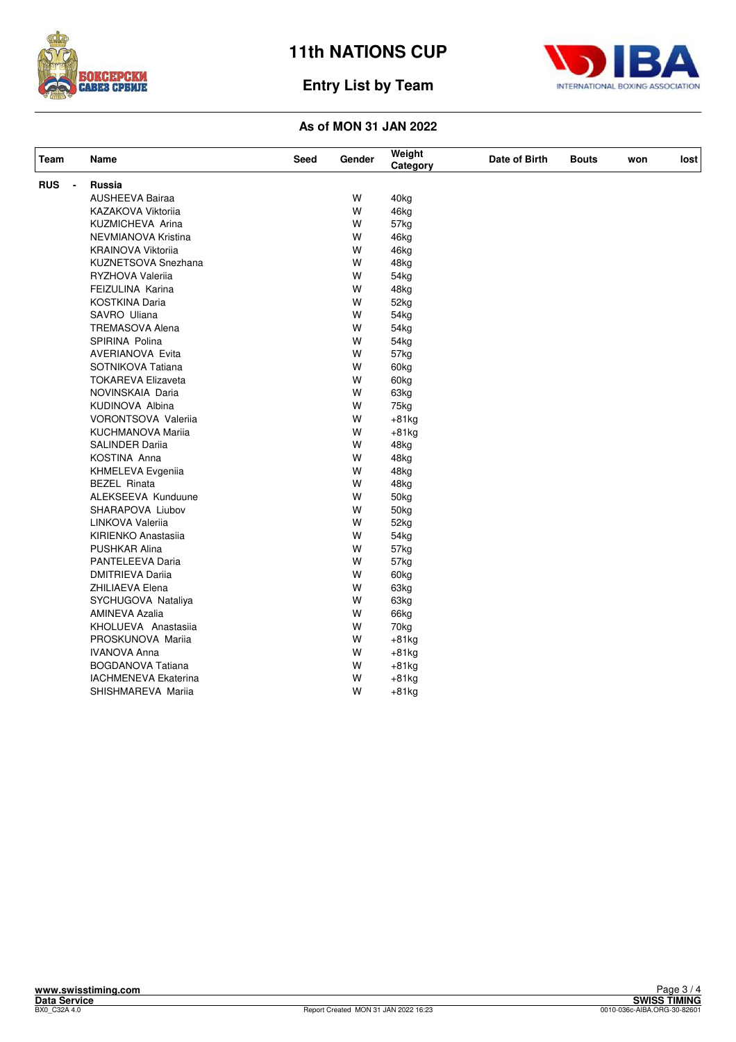# 11th NATIONS CUP

## Entry List by Team

### As of MON 31 JAN 2022

| Team | Name | Seed | Gender | Weight Category | Date of Birth | Bouts | won | lost |
|---|---|---|---|---|---|---|---|---|
| RUS - | Russia | | | | | | | |
| | AUSHEEVA Bairaa | | W | 40kg | | | | |
| | KAZAKOVA Viktoriia | | W | 46kg | | | | |
| | KUZMICHEVA Arina | | W | 57kg | | | | |
| | NEVMIANOVA Kristina | | W | 46kg | | | | |
| | KRAINOVA Viktoriia | | W | 46kg | | | | |
| | KUZNETSOVA Snezhana | | W | 48kg | | | | |
| | RYZHOVA Valeriia | | W | 54kg | | | | |
| | FEIZULINA Karina | | W | 48kg | | | | |
| | KOSTKINA Daria | | W | 52kg | | | | |
| | SAVRO Uliana | | W | 54kg | | | | |
| | TREMASOVA Alena | | W | 54kg | | | | |
| | SPIRINA Polina | | W | 54kg | | | | |
| | AVERIANOVA Evita | | W | 57kg | | | | |
| | SOTNIKOVA Tatiana | | W | 60kg | | | | |
| | TOKAREVA Elizaveta | | W | 60kg | | | | |
| | NOVINSKAIA Daria | | W | 63kg | | | | |
| | KUDINOVA Albina | | W | 75kg | | | | |
| | VORONTSOVA Valeriia | | W | +81kg | | | | |
| | KUCHMANOVA Mariia | | W | +81kg | | | | |
| | SALINDER Dariia | | W | 48kg | | | | |
| | KOSTINA Anna | | W | 48kg | | | | |
| | KHMELEVA Evgeniia | | W | 48kg | | | | |
| | BEZEL Rinata | | W | 48kg | | | | |
| | ALEKSEEVA Kunduune | | W | 50kg | | | | |
| | SHARAPOVA Liubov | | W | 50kg | | | | |
| | LINKOVA Valeriia | | W | 52kg | | | | |
| | KIRIENKO Anastasiia | | W | 54kg | | | | |
| | PUSHKAR Alina | | W | 57kg | | | | |
| | PANTELEEVA Daria | | W | 57kg | | | | |
| | DMITRIEVA Dariia | | W | 60kg | | | | |
| | ZHILIAEVA Elena | | W | 63kg | | | | |
| | SYCHUGOVA Nataliya | | W | 63kg | | | | |
| | AMINEVA Azalia | | W | 66kg | | | | |
| | KHOLUEVA Anastasiia | | W | 70kg | | | | |
| | PROSKUNOVA Mariia | | W | +81kg | | | | |
| | IVANOVA Anna | | W | +81kg | | | | |
| | BOGDANOVA Tatiana | | W | +81kg | | | | |
| | IACHMENEVA Ekaterina | | W | +81kg | | | | |
| | SHISHMAREVA Mariia | | W | +81kg | | | | |

www.swisstiming.com
Data Service
BX0_C32A 4.0

Report Created MON 31 JAN 2022 16:23

SWISS TIMING
0010-036c-AIBA.ORG-30-82601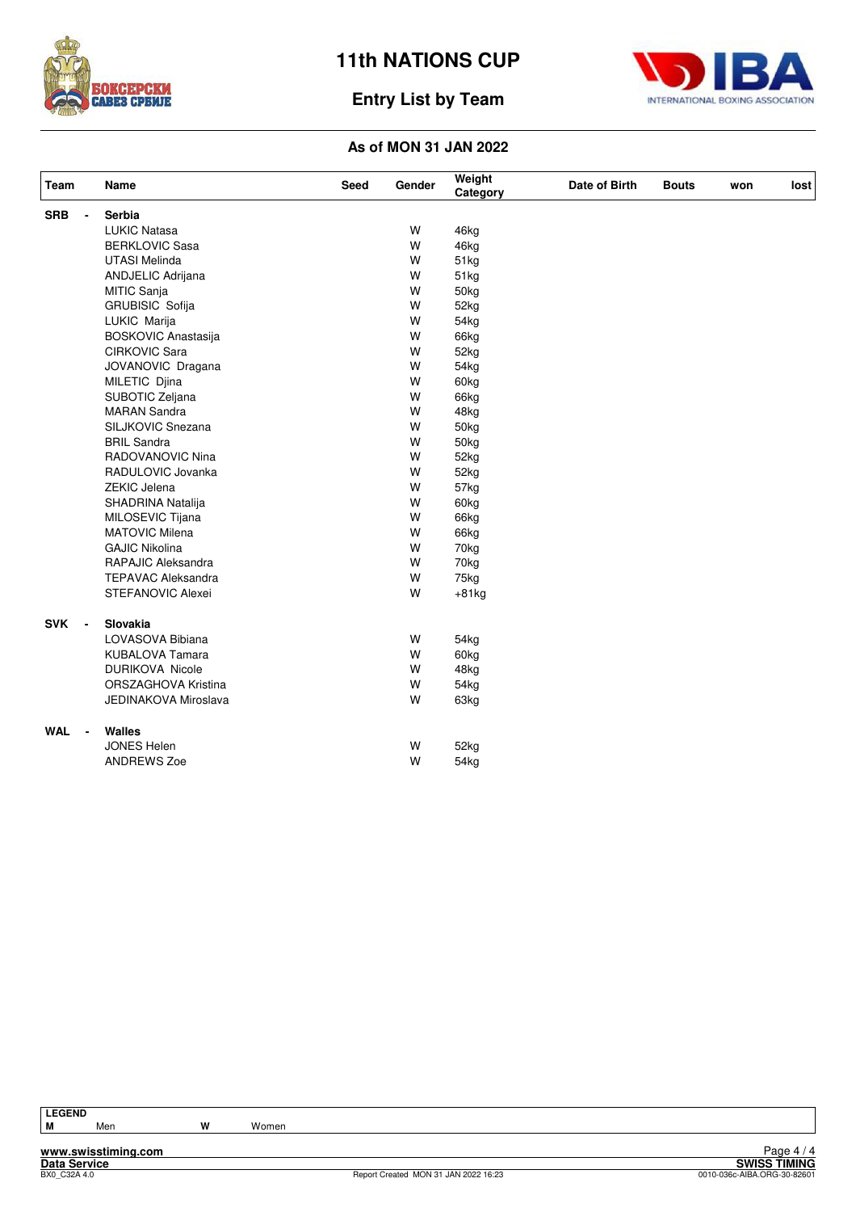# 11th NATIONS CUP

## Entry List by Team

### As of MON 31 JAN 2022

| Team | Name | Seed | Gender | Weight Category | Date of Birth | Bouts | won | lost |
|---|---|---|---|---|---|---|---|---|
| **SRB - Serbia** | | | | | | | | |
| | LUKIC Natasa | | W | 46kg | | | | |
| | BERKLOVIC Sasa | | W | 46kg | | | | |
| | UTASI Melinda | | W | 51kg | | | | |
| | ANDJELIC Adrijana | | W | 51kg | | | | |
| | MITIC Sanja | | W | 50kg | | | | |
| | GRUBISIC Sofija | | W | 52kg | | | | |
| | LUKIC Marija | | W | 54kg | | | | |
| | BOSKOVIC Anastasija | | W | 66kg | | | | |
| | CIRKOVIC Sara | | W | 52kg | | | | |
| | JOVANOVIC Dragana | | W | 54kg | | | | |
| | MILETIC Djina | | W | 60kg | | | | |
| | SUBOTIC Zeljana | | W | 66kg | | | | |
| | MARAN Sandra | | W | 48kg | | | | |
| | SILJKOVIC Snezana | | W | 50kg | | | | |
| | BRIL Sandra | | W | 50kg | | | | |
| | RADOVANOVIC Nina | | W | 52kg | | | | |
| | RADULOVIC Jovanka | | W | 52kg | | | | |
| | ZEKIC Jelena | | W | 57kg | | | | |
| | SHADRINA Natalija | | W | 60kg | | | | |
| | MILOSEVIC Tijana | | W | 66kg | | | | |
| | MATOVIC Milena | | W | 66kg | | | | |
| | GAJIC Nikolina | | W | 70kg | | | | |
| | RAPAJIC Aleksandra | | W | 70kg | | | | |
| | TEPAVAC Aleksandra | | W | 75kg | | | | |
| | STEFANOVIC Alexei | | W | +81kg | | | | |
| **SVK - Slovakia** | | | | | | | | |
| | LOVASOVA Bibiana | | W | 54kg | | | | |
| | KUBALOVA Tamara | | W | 60kg | | | | |
| | DURIKOVA Nicole | | W | 48kg | | | | |
| | ORSZAGHOVA Kristina | | W | 54kg | | | | |
| | JEDINAKOVA Miroslava | | W | 63kg | | | | |
| **WAL - Walles** | | | | | | | | |
| | JONES Helen | | W | 52kg | | | | |
| | ANDREWS Zoe | | W | 54kg | | | | |

**LEGEND**

| M | Men | W | Women |
|---|---|---|---|

www.swisstiming.com
Data Service
BX0_C32A 4.0
Report Created MON 31 JAN 2022 16:23
SWISS TIMING
0010-036c-AIBA.ORG-30-82601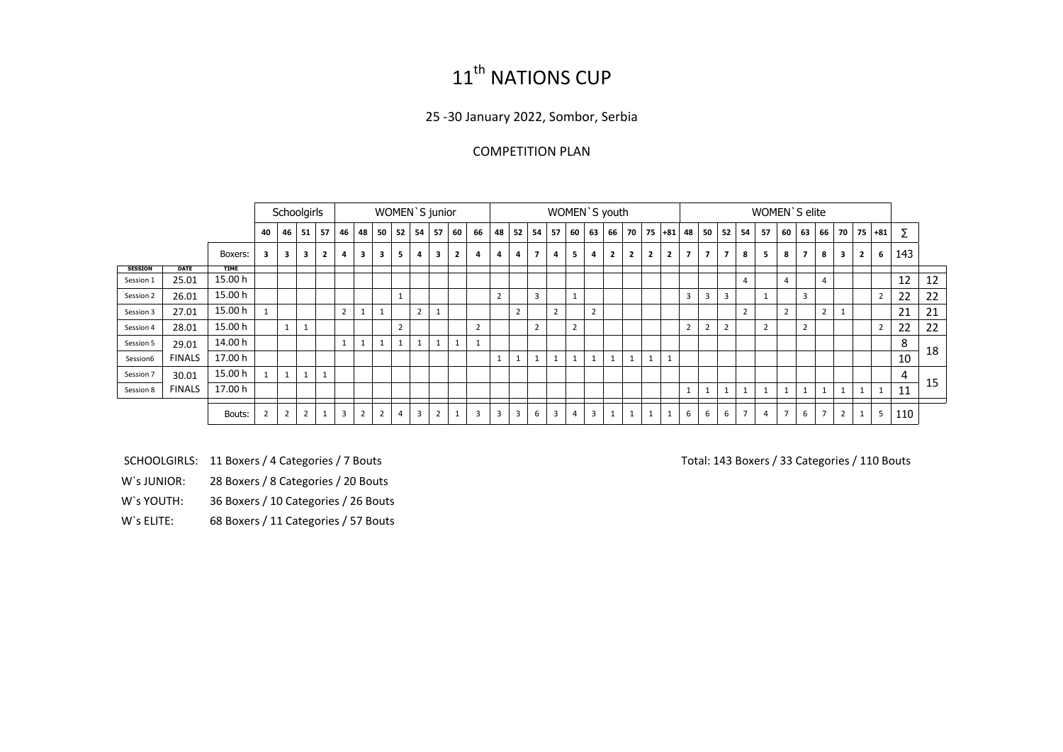# 11th NATIONS CUP

25 -30 January 2022, Sombor, Serbia

COMPETITION PLAN

| | | | Schoolgirls | | | | WOMEN`S junior | | | | | | | | WOMEN`S youth | | | | | | | | | | WOMEN`S elite | | | | | | | | | | | | |
|---|---|---|---|---|---|---|---|---|---|---|---|---|---|---|---|---|---|---|---|---|---|---|---|---|---|---|---|---|---|---|---|---|---|---|---|---|---|
| | | | 40 | 46 | 51 | 57 | 46 | 48 | 50 | 52 | 54 | 57 | 60 | 66 | 48 | 52 | 54 | 57 | 60 | 63 | 66 | 70 | 75 | +81 | 48 | 50 | 52 | 54 | 57 | 60 | 63 | 66 | 70 | 75 | +81 | ∑ | |
| | | Boxers: | 3 | 3 | 3 | 2 | 4 | 3 | 3 | 5 | 4 | 3 | 2 | 4 | 4 | 4 | 7 | 4 | 5 | 4 | 2 | 2 | 2 | 2 | 7 | 7 | 7 | 8 | 5 | 8 | 7 | 8 | 3 | 2 | 6 | 143 | |
| SESSION | DATE | TIME | | | | | | | | | | | | | | | | | | | | | | | | | | | | | | | | | | | |
| Session 1 | 25.01 | 15.00 h | | | | | | | | | | | | | | | | | | | | | | | | | | 4 | | 4 | | 4 | | | | 12 | 12 |
| Session 2 | 26.01 | 15.00 h | | | | | | | | 1 | | | | | 2 | | 3 | | 1 | | | | | | 3 | 3 | 3 | | 1 | | 3 | | | | 2 | 22 | 22 |
| Session 3 | 27.01 | 15.00 h | 1 | | | | 2 | 1 | 1 | | 2 | 1 | | | | 2 | | 2 | | 2 | | | | | | | | 2 | | 2 | | 2 | 1 | | | 21 | 21 |
| Session 4 | 28.01 | 15.00 h | | 1 | 1 | | | | | 2 | | | | 2 | | | 2 | | 2 | | | | | | 2 | 2 | 2 | | 2 | | 2 | | | | 2 | 22 | 22 |
| Session 5 | 29.01 | 14.00 h | | | | | 1 | 1 | 1 | 1 | 1 | 1 | 1 | 1 | | | | | | | | | | | | | | | | | | | | | | 8 | 18 |
| Session6 | FINALS | 17.00 h | | | | | | | | | | | | | 1 | 1 | 1 | 1 | 1 | 1 | 1 | 1 | 1 | 1 | | | | | | | | | | | | 10 | |
| Session 7 | 30.01 | 15.00 h | 1 | 1 | 1 | 1 | | | | | | | | | | | | | | | | | | | | | | | | | | | | | | 4 | 15 |
| Session 8 | FINALS | 17.00 h | | | | | | | | | | | | | | | | | | | | | | | 1 | 1 | 1 | 1 | 1 | 1 | 1 | 1 | 1 | 1 | 1 | 11 | |
| | | Bouts: | 2 | 2 | 2 | 1 | 3 | 2 | 2 | 4 | 3 | 2 | 1 | 3 | 3 | 3 | 6 | 3 | 4 | 3 | 1 | 1 | 1 | 1 | 6 | 6 | 6 | 7 | 4 | 7 | 6 | 7 | 2 | 1 | 5 | 110 | |

SCHOOLGIRLS: 11 Boxers / 4 Categories / 7 Bouts

W`s JUNIOR: 28 Boxers / 8 Categories / 20 Bouts

W`s YOUTH: 36 Boxers / 10 Categories / 26 Bouts

W`s ELITE: 68 Boxers / 11 Categories / 57 Bouts

Total: 143 Boxers / 33 Categories / 110 Bouts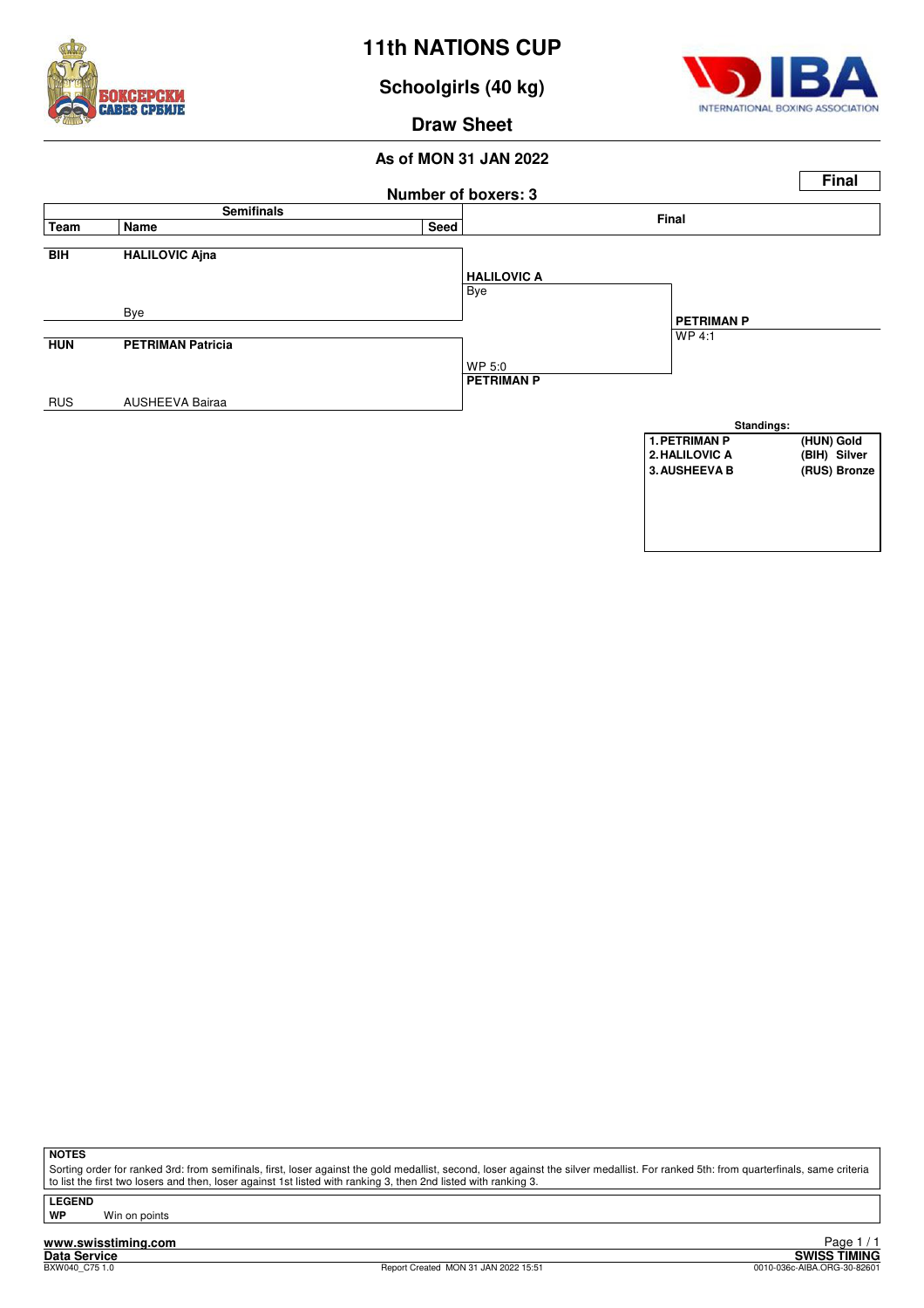# 11th NATIONS CUP

## Schoolgirls (40 kg)

## Draw Sheet

### As of MON 31 JAN 2022

**Final**

**Number of boxers: 3**

| Team | Name | Seed | Semifinals result | Final |
|---|---|---|---|---|
| **BIH** | **HALILOVIC Ajna** | | **HALILOVIC A** Bye | |
| | Bye | | | **PETRIMAN P** WP 4:1 |
| **HUN** | **PETRIMAN Patricia** | | WP 5:0 **PETRIMAN P** | |
| RUS | AUSHEEVA Bairaa | | | |

**Standings:**

| Rank | Name | Team / Medal |
|---|---|---|
| 1. | PETRIMAN P | (HUN) Gold |
| 2. | HALILOVIC A | (BIH) Silver |
| 3. | AUSHEEVA B | (RUS) Bronze |

**NOTES**

Sorting order for ranked 3rd: from semifinals, first, loser against the gold medallist, second, loser against the silver medallist. For ranked 5th: from quarterfinals, same criteria to list the first two losers and then, loser against 1st listed with ranking 3, then 2nd listed with ranking 3.

**LEGEND**

**WP** Win on points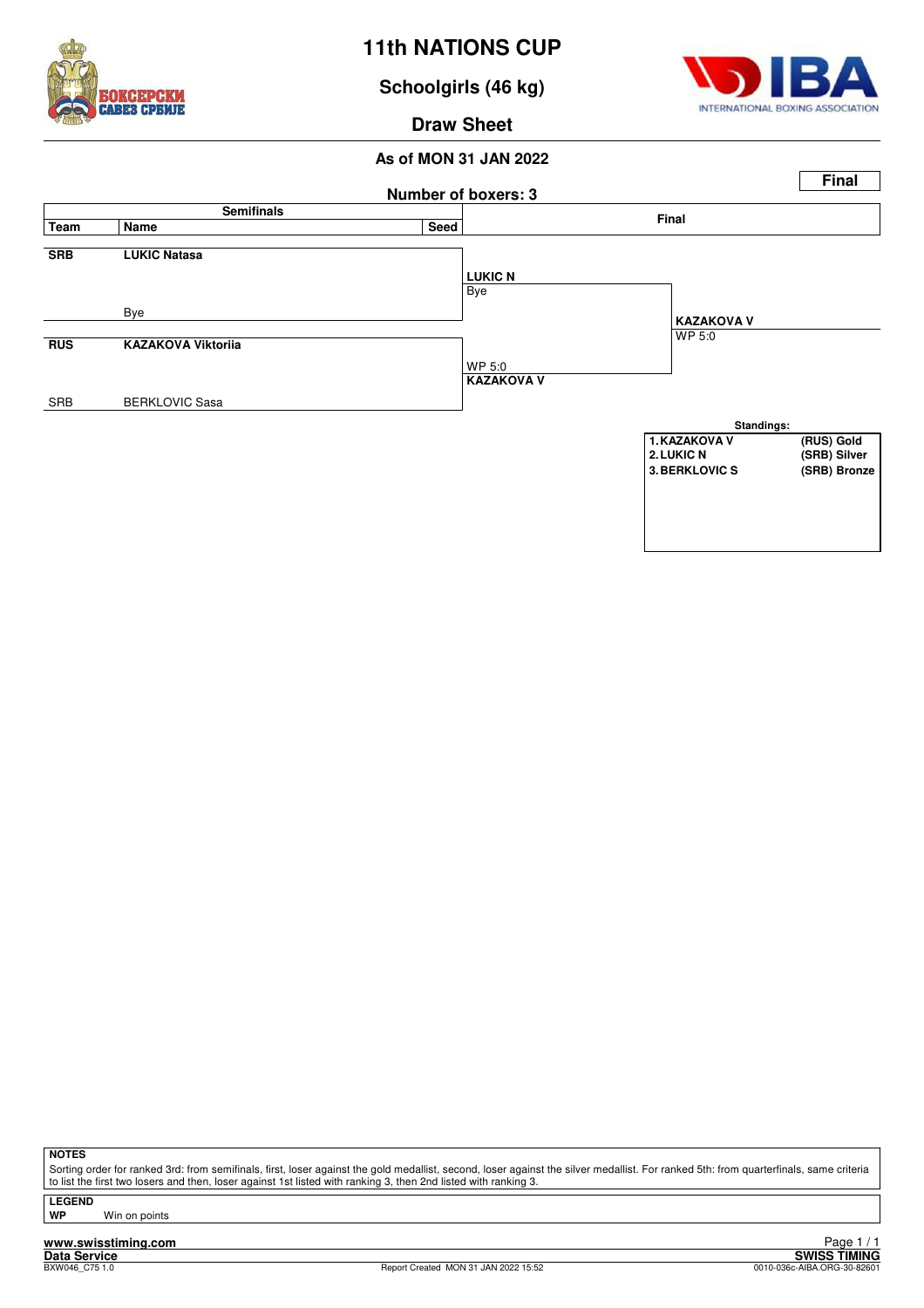# 11th NATIONS CUP

## Schoolgirls (46 kg)

## Draw Sheet

### As of MON 31 JAN 2022

**Final**

**Number of boxers: 3**

| Team | Name | Seed | Semifinals | Final |
|---|---|---|---|---|
| **SRB** | **LUKIC Natasa** | | **LUKIC N** Bye | |
| | Bye | | | **KAZAKOVA V** WP 5:0 |
| **RUS** | **KAZAKOVA Viktoriia** | | WP 5:0 **KAZAKOVA V** | |
| SRB | BERKLOVIC Sasa | | | |

**Standings:**

| | | |
|---|---|---|
| 1. | KAZAKOVA V | (RUS) Gold |
| 2. | LUKIC N | (SRB) Silver |
| 3. | BERKLOVIC S | (SRB) Bronze |

**NOTES**

Sorting order for ranked 3rd: from semifinals, first, loser against the gold medallist, second, loser against the silver medallist. For ranked 5th: from quarterfinals, same criteria to list the first two losers and then, loser against 1st listed with ranking 3, then 2nd listed with ranking 3.

**LEGEND**

**WP** Win on points

www.swisstiming.com
Data Service
BXW046_C75 1.0
Report Created MON 31 JAN 2022 15:52
SWISS TIMING
0010-036c-AIBA.ORG-30-82601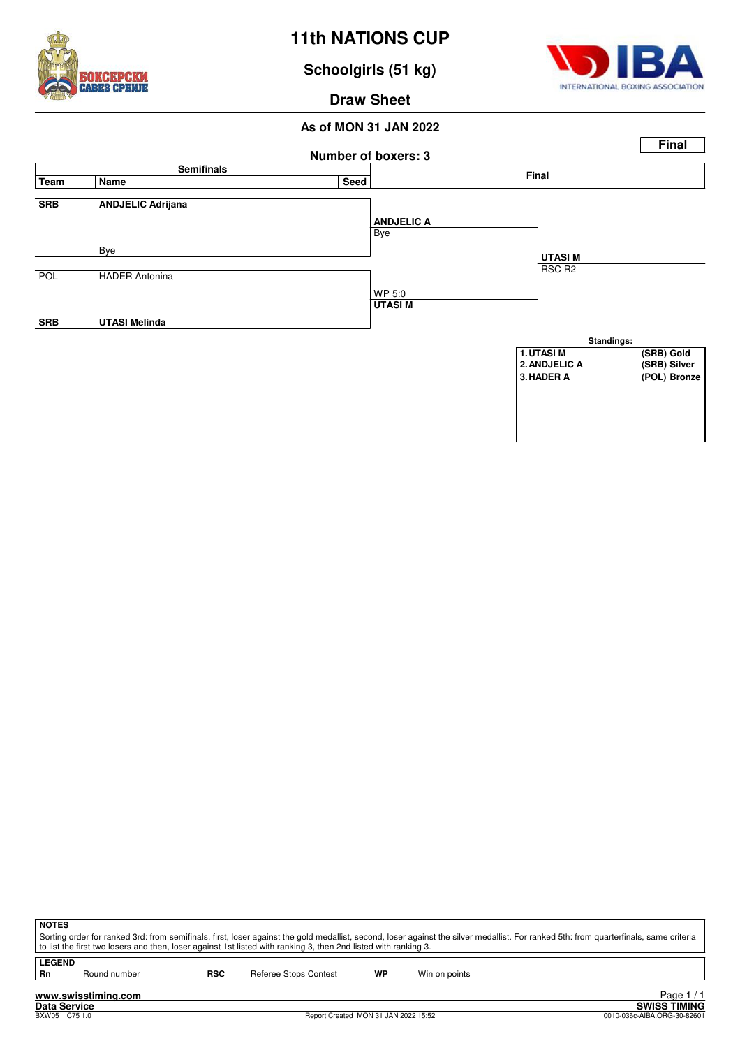# 11th NATIONS CUP

## Schoolgirls (51 kg)

### Draw Sheet

**As of MON 31 JAN 2022**

**Final**

**Number of boxers: 3**

| Team | Name | Seed | Semifinals result | Final |
|---|---|---|---|---|
| **SRB** | **ANDJELIC Adrijana** | | **ANDJELIC A** Bye | |
| | Bye | | | **UTASI M** RSC R2 |
| POL | HADER Antonina | | WP 5:0 **UTASI M** | |
| **SRB** | **UTASI Melinda** | | | |

**Standings:**

| Rank | Name | Team / Medal |
|---|---|---|
| 1. | UTASI M | (SRB) Gold |
| 2. | ANDJELIC A | (SRB) Silver |
| 3. | HADER A | (POL) Bronze |

**NOTES**

Sorting order for ranked 3rd: from semifinals, first, loser against the gold medallist, second, loser against the silver medallist. For ranked 5th: from quarterfinals, same criteria to list the first two losers and then, loser against 1st listed with ranking 3, then 2nd listed with ranking 3.

**LEGEND**

| | | | | | |
|---|---|---|---|---|---|
| **Rn** | Round number | **RSC** | Referee Stops Contest | **WP** | Win on points |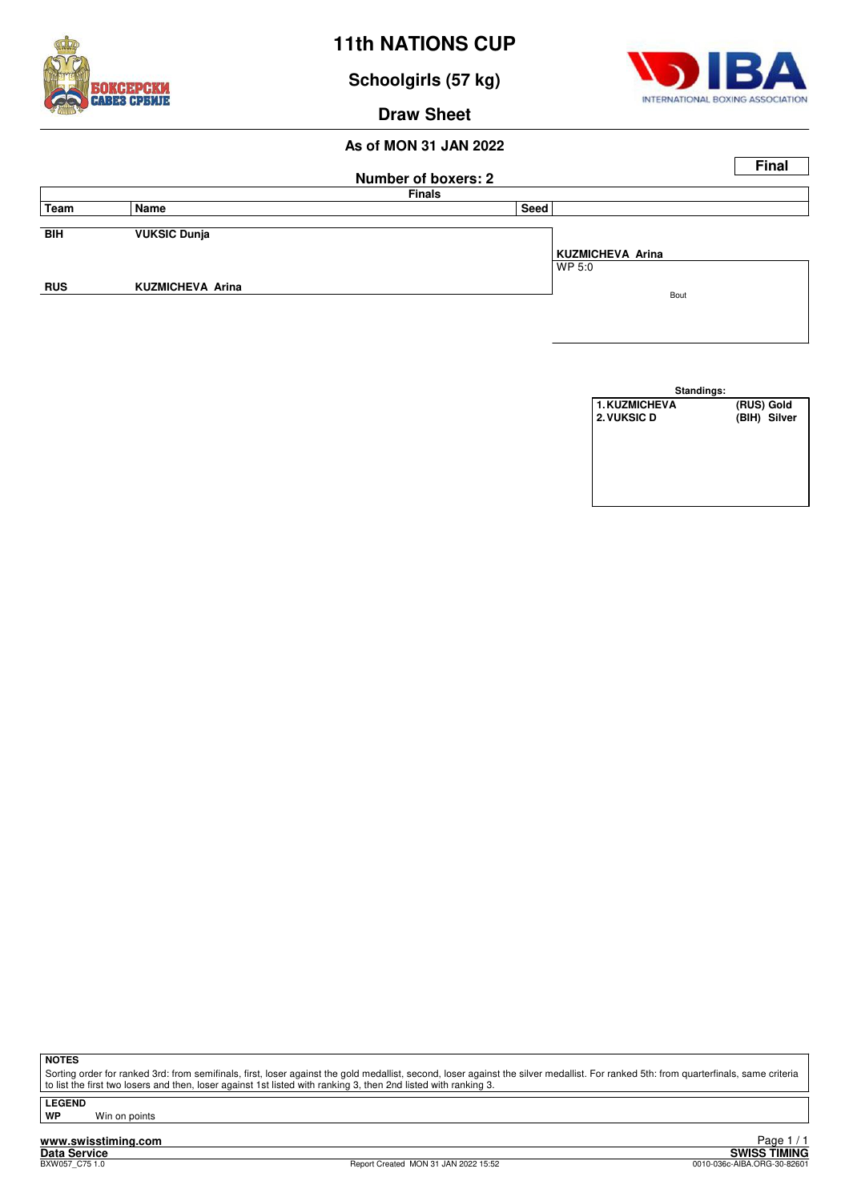# 11th NATIONS CUP

## Schoolgirls (57 kg)

## Draw Sheet

### As of MON 31 JAN 2022

**Final**

**Number of boxers: 2**

**Finals**

| Team | Name | Seed | |
|---|---|---|---|
| BIH | VUKSIC Dunja | | **KUZMICHEVA Arina** WP 5:0 |
| RUS | KUZMICHEVA Arina | | Bout |

**Standings:**

| | | |
|---|---|---|
| 1. KUZMICHEVA | (RUS) | Gold |
| 2. VUKSIC D | (BIH) | Silver |

**NOTES**

Sorting order for ranked 3rd: from semifinals, first, loser against the gold medallist, second, loser against the silver medallist. For ranked 5th: from quarterfinals, same criteria to list the first two losers and then, loser against 1st listed with ranking 3, then 2nd listed with ranking 3.

**LEGEND**

**WP** Win on points

www.swisstiming.com
Data Service
BXW057_C75 1.0
Report Created MON 31 JAN 2022 15:52
SWISS TIMING
0010-036c-AIBA.ORG-30-82601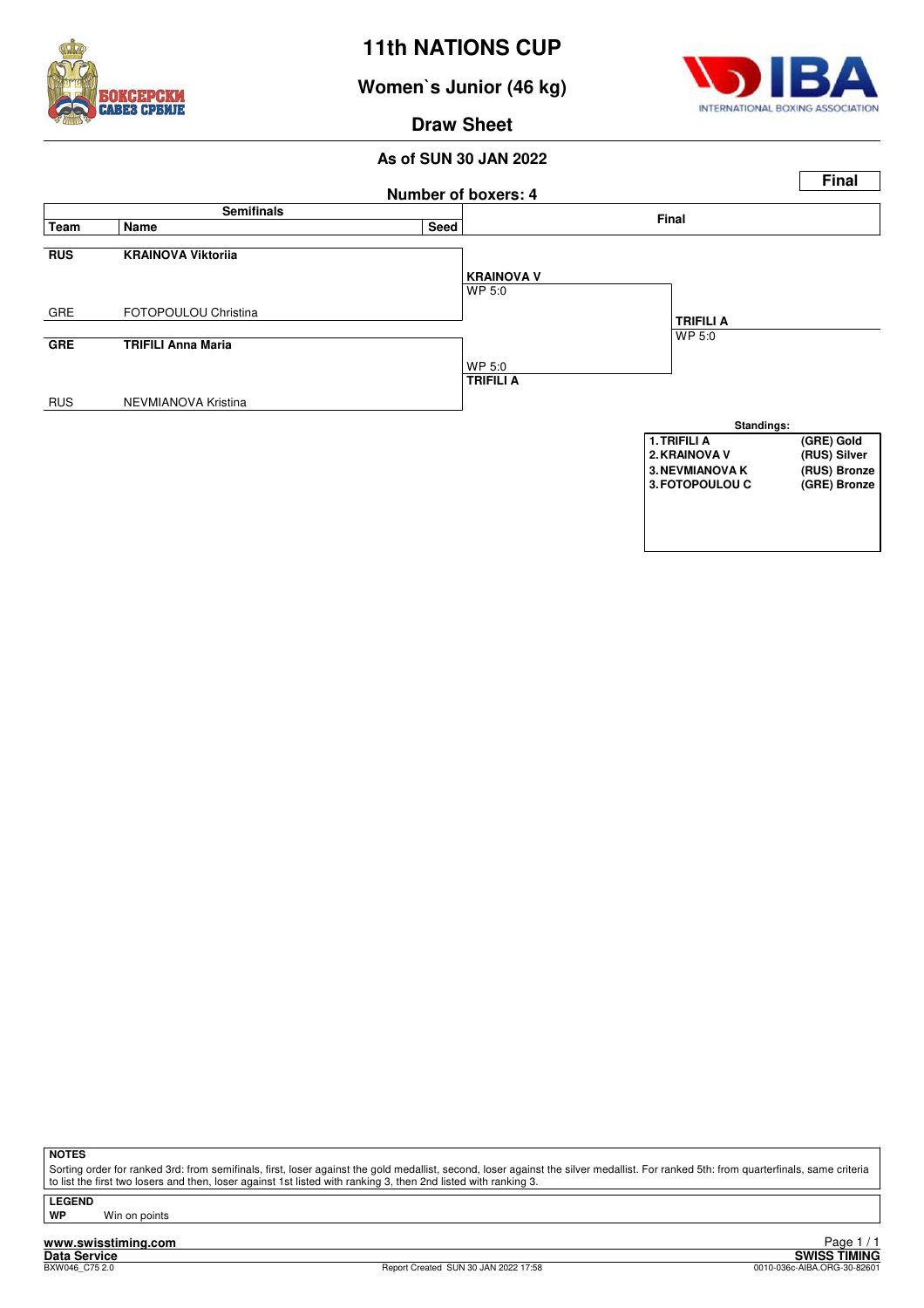# 11th NATIONS CUP

## Women`s Junior (46 kg)

## Draw Sheet

### As of SUN 30 JAN 2022

**Final**

**Number of boxers: 4**

| Team | Name | Seed | Semifinals | Final |
|---|---|---|---|---|
| **RUS** | **KRAINOVA Viktoriia** | | | |
| | | | **KRAINOVA V** WP 5:0 | |
| GRE | FOTOPOULOU Christina | | | |
| | | | | **TRIFILI A** WP 5:0 |
| **GRE** | **TRIFILI Anna Maria** | | | |
| | | | WP 5:0 **TRIFILI A** | |
| RUS | NEVMIANOVA Kristina | | | |

**Standings:**

| | |
|---|---|
| **1. TRIFILI A** | **(GRE) Gold** |
| **2. KRAINOVA V** | **(RUS) Silver** |
| **3. NEVMIANOVA K** | **(RUS) Bronze** |
| **3. FOTOPOULOU C** | **(GRE) Bronze** |

**NOTES**

Sorting order for ranked 3rd: from semifinals, first, loser against the gold medallist, second, loser against the silver medallist. For ranked 5th: from quarterfinals, same criteria to list the first two losers and then, loser against 1st listed with ranking 3, then 2nd listed with ranking 3.

**LEGEND**

**WP** Win on points

**www.swisstiming.com**

**Data Service**

BXW046_C75 2.0

Report Created SUN 30 JAN 2022 17:58

**SWISS TIMING**

0010-036c-AIBA.ORG-30-82601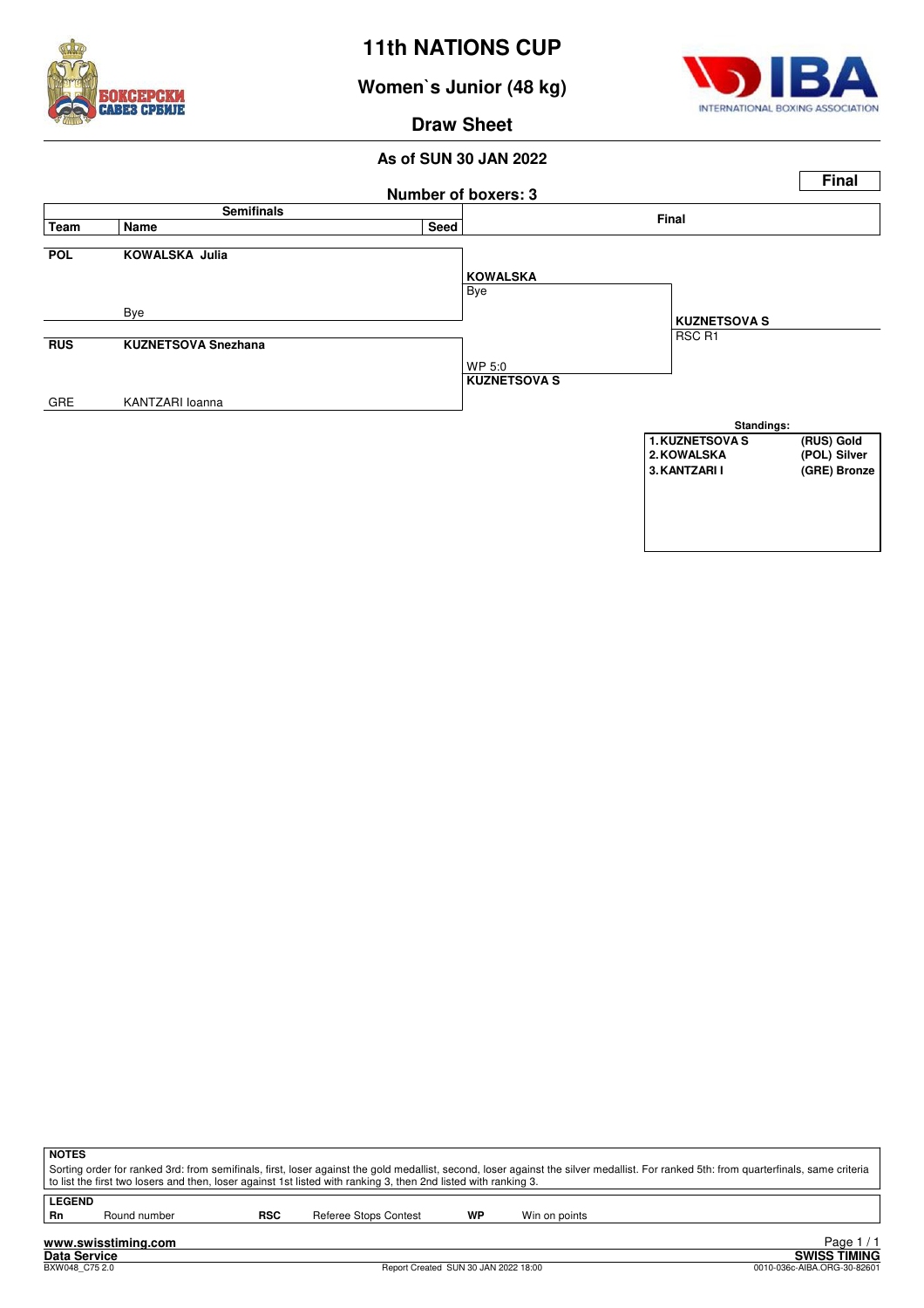# 11th NATIONS CUP

## Women`s Junior (48 kg)

### Draw Sheet

**As of SUN 30 JAN 2022**

**Final**

**Number of boxers: 3**

| Team | Name | Seed | Semifinals | Final |
|---|---|---|---|---|
| **POL** | **KOWALSKA Julia** | | **KOWALSKA** Bye | |
| | Bye | | | **KUZNETSOVA S** RSC R1 |
| **RUS** | **KUZNETSOVA Snezhana** | | WP 5:0 **KUZNETSOVA S** | |
| GRE | KANTZARI Ioanna | | | |

**Standings:**

| | | |
|---|---|---|
| 1. | KUZNETSOVA S | (RUS) Gold |
| 2. | KOWALSKA | (POL) Silver |
| 3. | KANTZARI I | (GRE) Bronze |

**NOTES**

Sorting order for ranked 3rd: from semifinals, first, loser against the gold medallist, second, loser against the silver medallist. For ranked 5th: from quarterfinals, same criteria to list the first two losers and then, loser against 1st listed with ranking 3, then 2nd listed with ranking 3.

**LEGEND**

| | | | | | |
|---|---|---|---|---|---|
| **Rn** | Round number | **RSC** | Referee Stops Contest | **WP** | Win on points |

www.swisstiming.com
Data Service
BXW048_C75 2.0
Report Created SUN 30 JAN 2022 18:00
SWISS TIMING
0010-036c-AIBA.ORG-30-82601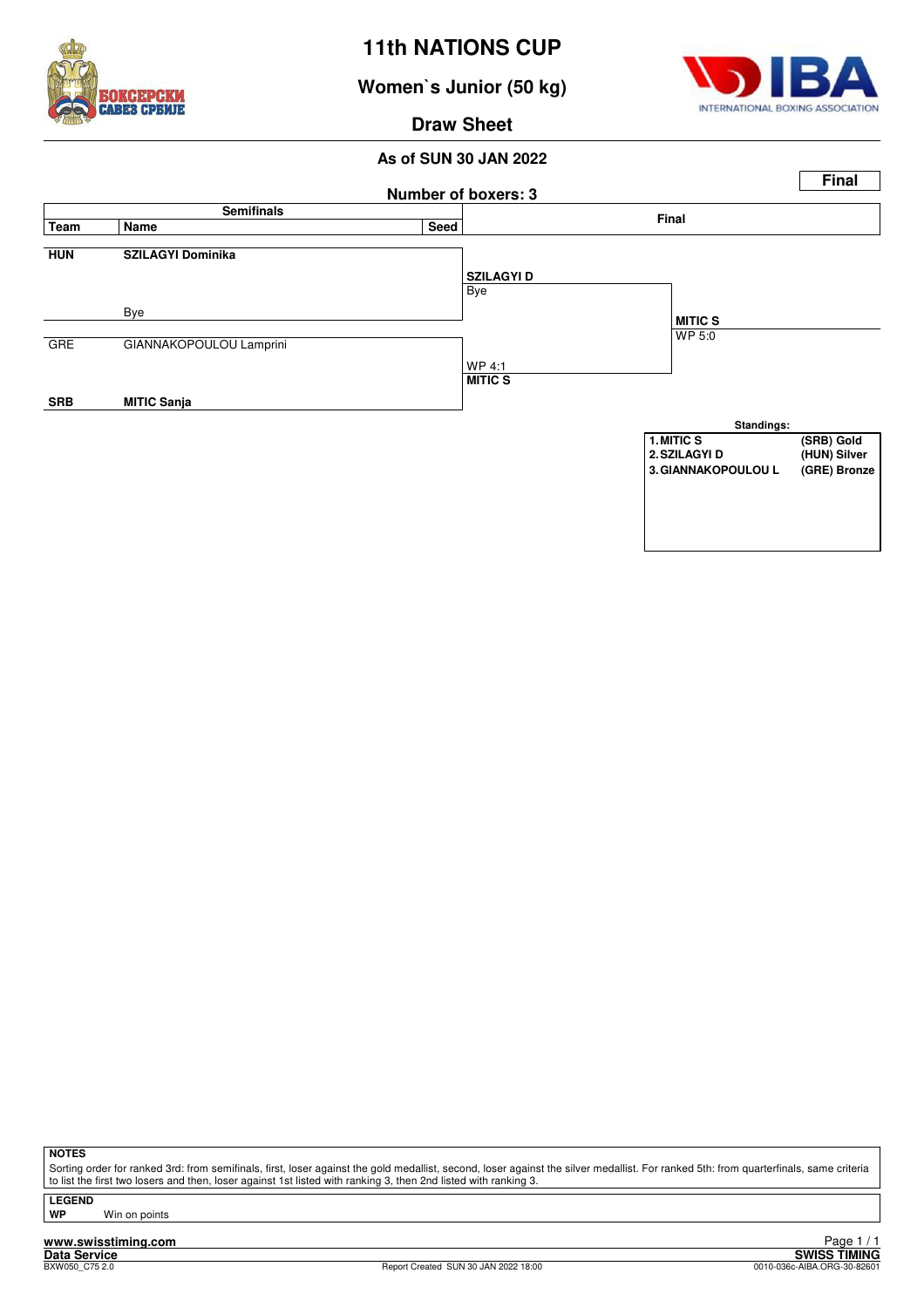# 11th NATIONS CUP

## Women`s Junior (50 kg)

### Draw Sheet

**As of SUN 30 JAN 2022**

**Final**

**Number of boxers: 3**

| Team | Name | Seed | Semifinals | Final |
|---|---|---|---|---|
| **HUN** | **SZILAGYI Dominika** | | **SZILAGYI D** Bye | |
| | Bye | | | **MITIC S** WP 5:0 |
| GRE | GIANNAKOPOULOU Lamprini | | WP 4:1 **MITIC S** | |
| **SRB** | **MITIC Sanja** | | | |

**Standings:**

| | | |
|---|---|---|
| 1. | MITIC S | (SRB) Gold |
| 2. | SZILAGYI D | (HUN) Silver |
| 3. | GIANNAKOPOULOU L | (GRE) Bronze |

**NOTES**

Sorting order for ranked 3rd: from semifinals, first, loser against the gold medallist, second, loser against the silver medallist. For ranked 5th: from quarterfinals, same criteria to list the first two losers and then, loser against 1st listed with ranking 3, then 2nd listed with ranking 3.

**LEGEND**

**WP** Win on points

www.swisstiming.com
Data Service
BXW050_C75 2.0
Report Created SUN 30 JAN 2022 18:00
SWISS TIMING
0010-036c-AIBA.ORG-30-82601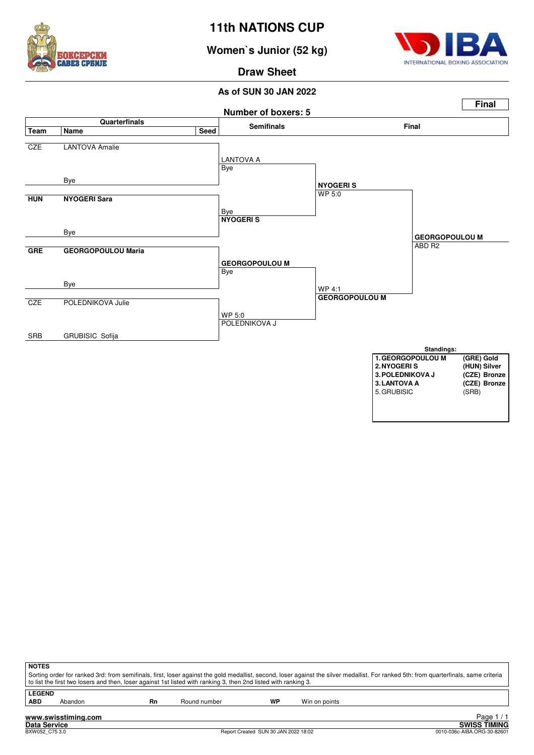# 11th NATIONS CUP

## Women`s Junior (52 kg)

### Draw Sheet

**As of SUN 30 JAN 2022**

**Final**

**Number of boxers: 5**

| Team | Name | Seed | Semifinals | Final | |
|---|---|---|---|---|---|
| CZE | LANTOVA Amalie | | LANTOVA A<br>Bye | | |
| | Bye | | | **NYOGERI S**<br>WP 5:0 | |
| **HUN** | **NYOGERI Sara** | | Bye<br>**NYOGERI S** | | |
| | Bye | | | | **GEORGOPOULOU M**<br>ABD R2 |
| **GRE** | **GEORGOPOULOU Maria** | | **GEORGOPOULOU M**<br>Bye | | |
| | Bye | | | WP 4:1<br>**GEORGOPOULOU M** | |
| CZE | POLEDNIKOVA Julie | | WP 5:0<br>POLEDNIKOVA J | | |
| SRB | GRUBISIC Sofija | | | | |

**Standings:**

| | |
|---|---|
| **1. GEORGOPOULOU M** | **(GRE) Gold** |
| **2. NYOGERI S** | **(HUN) Silver** |
| **3. POLEDNIKOVA J** | **(CZE) Bronze** |
| **3. LANTOVA A** | **(CZE) Bronze** |
| 5. GRUBISIC | (SRB) |

**NOTES**

Sorting order for ranked 3rd: from semifinals, first, loser against the gold medallist, second, loser against the silver medallist. For ranked 5th: from quarterfinals, same criteria to list the first two losers and then, loser against 1st listed with ranking 3, then 2nd listed with ranking 3.

**LEGEND**

| | | | | | |
|---|---|---|---|---|---|
| **ABD** | Abandon | **Rn** | Round number | **WP** | Win on points |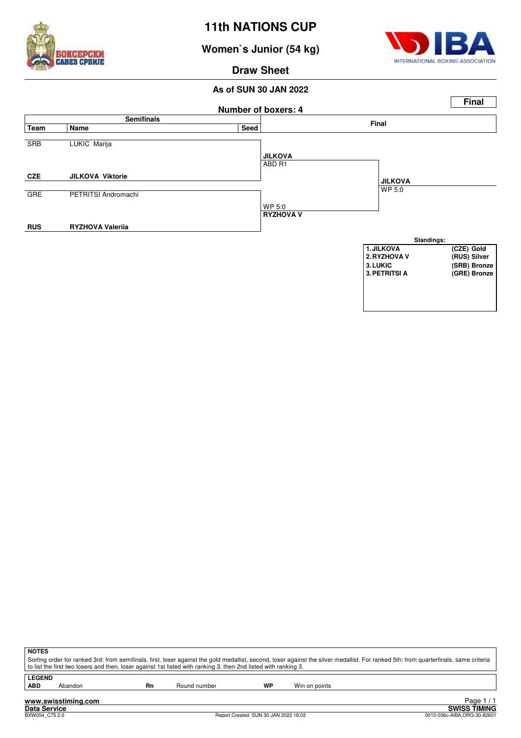# 11th NATIONS CUP

## Women`s Junior (54 kg)

## Draw Sheet

**As of SUN 30 JAN 2022**

**Final**

**Number of boxers: 4**

| Team | Name | Seed | Semifinals Result | Final Result |
|---|---|---|---|---|
| SRB | LUKIC Marija | | | |
| | | | **JILKOVA** ABD R1 | |
| **CZE** | **JILKOVA Viktorie** | | | **JILKOVA** WP 5:0 |
| GRE | PETRITSI Andromachi | | | |
| | | | WP 5:0 **RYZHOVA V** | |
| **RUS** | **RYZHOVA Valeriia** | | | |

**Standings:**

| Rank | Name | Team / Medal |
|---|---|---|
| 1. | JILKOVA | (CZE) Gold |
| 2. | RYZHOVA V | (RUS) Silver |
| 3. | LUKIC | (SRB) Bronze |
| 3. | PETRITSI A | (GRE) Bronze |

**NOTES**

Sorting order for ranked 3rd: from semifinals, first, loser against the gold medallist, second, loser against the silver medallist. For ranked 5th: from quarterfinals, same criteria to list the first two losers and then, loser against 1st listed with ranking 3, then 2nd listed with ranking 3.

**LEGEND**

| | | | | | |
|---|---|---|---|---|---|
| **ABD** | Abandon | **Rn** | Round number | **WP** | Win on points |

www.swisstiming.com
Data Service
BXW054_C75 2.0
Report Created SUN 30 JAN 2022 18:02
SWISS TIMING
0010-036c-AIBA.ORG-30-82601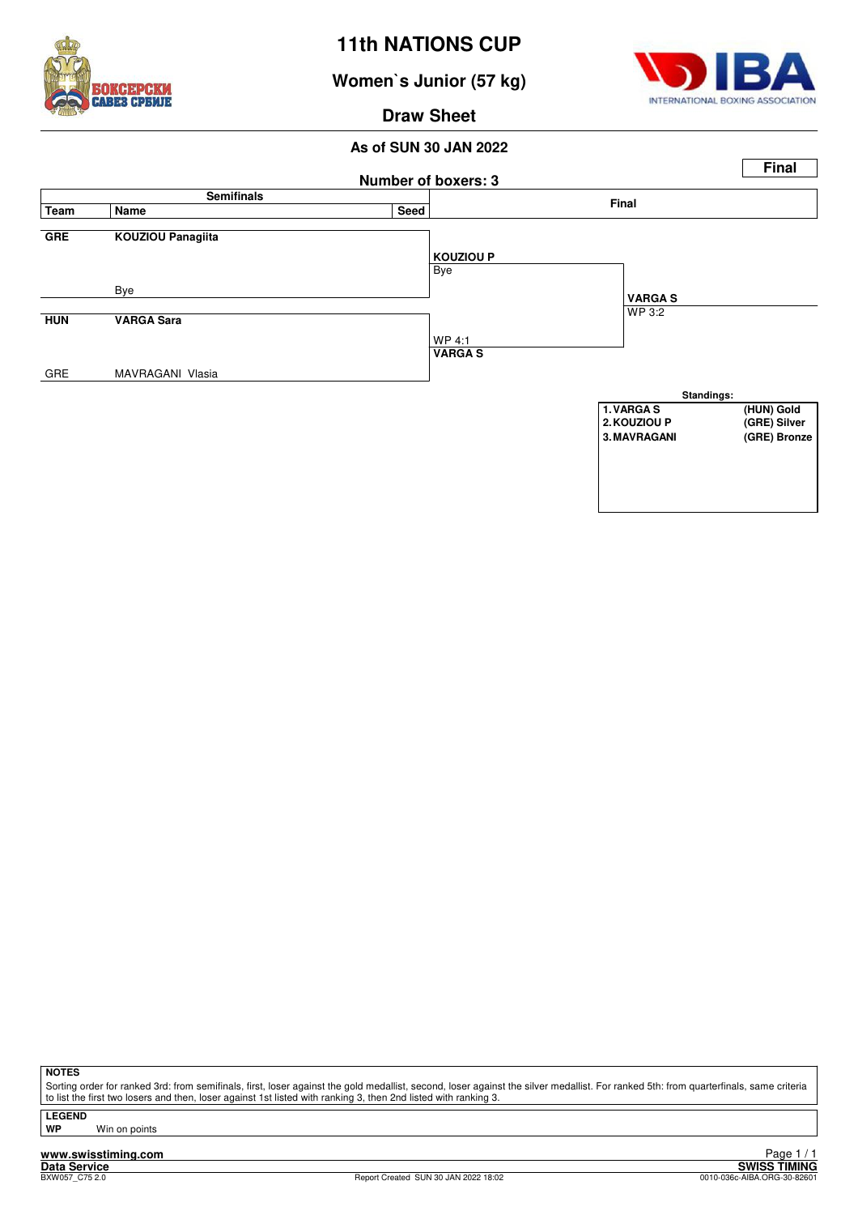# 11th NATIONS CUP

## Women`s Junior (57 kg)

### Draw Sheet

**As of SUN 30 JAN 2022**

**Final**

**Number of boxers: 3**

| Team | Name | Seed | Semifinals result | Final |
|---|---|---|---|---|
| GRE | **KOUZIOU Panagiita** | | **KOUZIOU P** | |
| | Bye | | Bye | |
| | | | | **VARGA S** |
| | | | | WP 3:2 |
| HUN | **VARGA Sara** | | WP 4:1 | |
| GRE | MAVRAGANI Vlasia | | **VARGA S** | |

**Standings:**

| Rank | Name | Medal |
|---|---|---|
| 1. | VARGA S | (HUN) Gold |
| 2. | KOUZIOU P | (GRE) Silver |
| 3. | MAVRAGANI | (GRE) Bronze |

**NOTES**

Sorting order for ranked 3rd: from semifinals, first, loser against the gold medallist, second, loser against the silver medallist. For ranked 5th: from quarterfinals, same criteria to list the first two losers and then, loser against 1st listed with ranking 3, then 2nd listed with ranking 3.

**LEGEND**

**WP** Win on points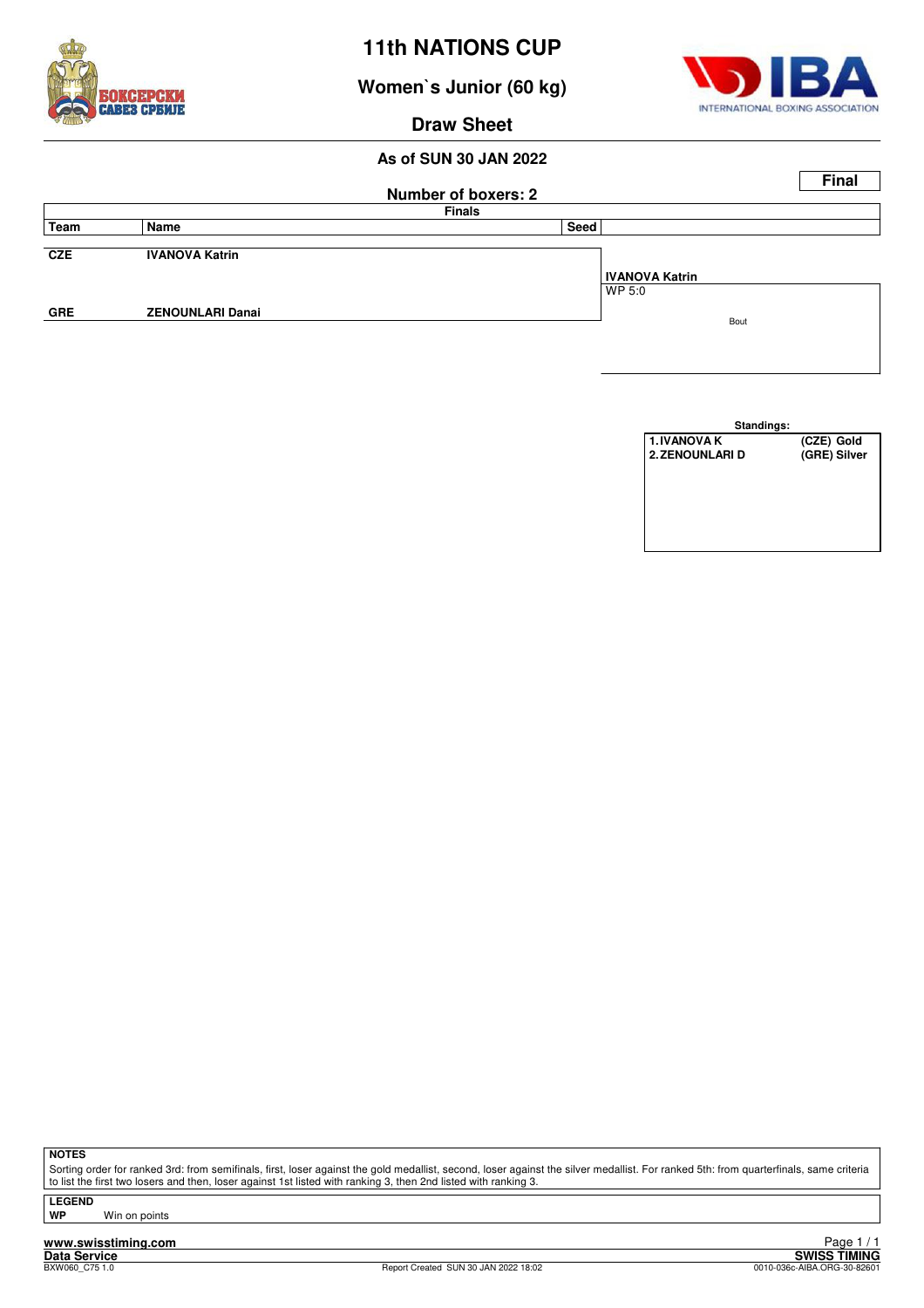# 11th NATIONS CUP

## Women`s Junior (60 kg)

## Draw Sheet

### As of SUN 30 JAN 2022

**Final**

**Number of boxers: 2**

| Team | Name | Seed | Finals |
|---|---|---|---|
| CZE | IVANOVA Katrin | | **IVANOVA Katrin** WP 5:0 |
| GRE | ZENOUNLARI Danai | | Bout |

**Standings:**

| | |
|---|---|
| 1. IVANOVA K | (CZE) Gold |
| 2. ZENOUNLARI D | (GRE) Silver |

**NOTES**

Sorting order for ranked 3rd: from semifinals, first, loser against the gold medallist, second, loser against the silver medallist. For ranked 5th: from quarterfinals, same criteria to list the first two losers and then, loser against 1st listed with ranking 3, then 2nd listed with ranking 3.

**LEGEND**

**WP** Win on points

www.swisstiming.com
Data Service
BXW060_C75 1.0
Report Created SUN 30 JAN 2022 18:02
SWISS TIMING
0010-036c-AIBA.ORG-30-82601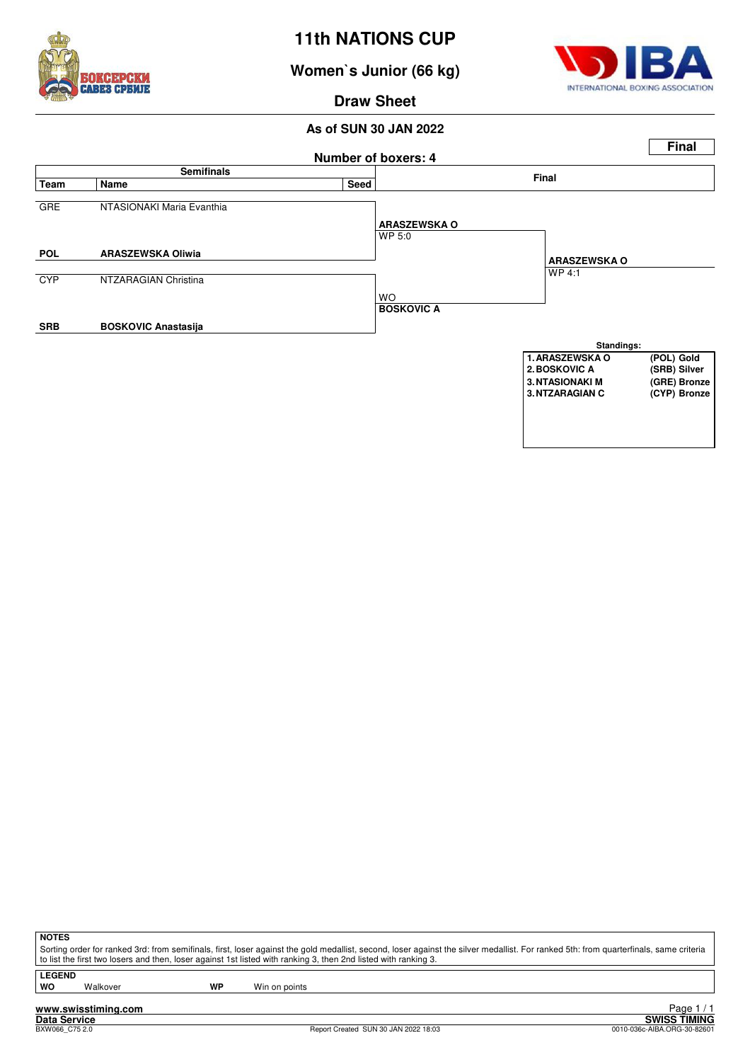# 11th NATIONS CUP

## Women`s Junior (66 kg)

### Draw Sheet

**As of SUN 30 JAN 2022**

**Final**

**Number of boxers: 4**

| Team | Name | Seed | Semifinals | Final |
|---|---|---|---|---|
| GRE | NTASIONAKI Maria Evanthia | | **ARASZEWSKA O** WP 5:0 | |
| **POL** | **ARASZEWSKA Oliwia** | | | **ARASZEWSKA O** WP 4:1 |
| CYP | NTZARAGIAN Christina | | WO **BOSKOVIC A** | |
| **SRB** | **BOSKOVIC Anastasija** | | | |

**Standings:**

| Rank | Name | Medal |
|---|---|---|
| 1. | ARASZEWSKA O | (POL) Gold |
| 2. | BOSKOVIC A | (SRB) Silver |
| 3. | NTASIONAKI M | (GRE) Bronze |
| 3. | NTZARAGIAN C | (CYP) Bronze |

**NOTES**

Sorting order for ranked 3rd: from semifinals, first, loser against the gold medallist, second, loser against the silver medallist. For ranked 5th: from quarterfinals, same criteria to list the first two losers and then, loser against 1st listed with ranking 3, then 2nd listed with ranking 3.

**LEGEND**

| | | | |
|---|---|---|---|
| **WO** | Walkover | **WP** | Win on points |

www.swisstiming.com
Data Service
BXW066_C75 2.0
Report Created SUN 30 JAN 2022 18:03
SWISS TIMING
0010-036c-AIBA.ORG-30-82601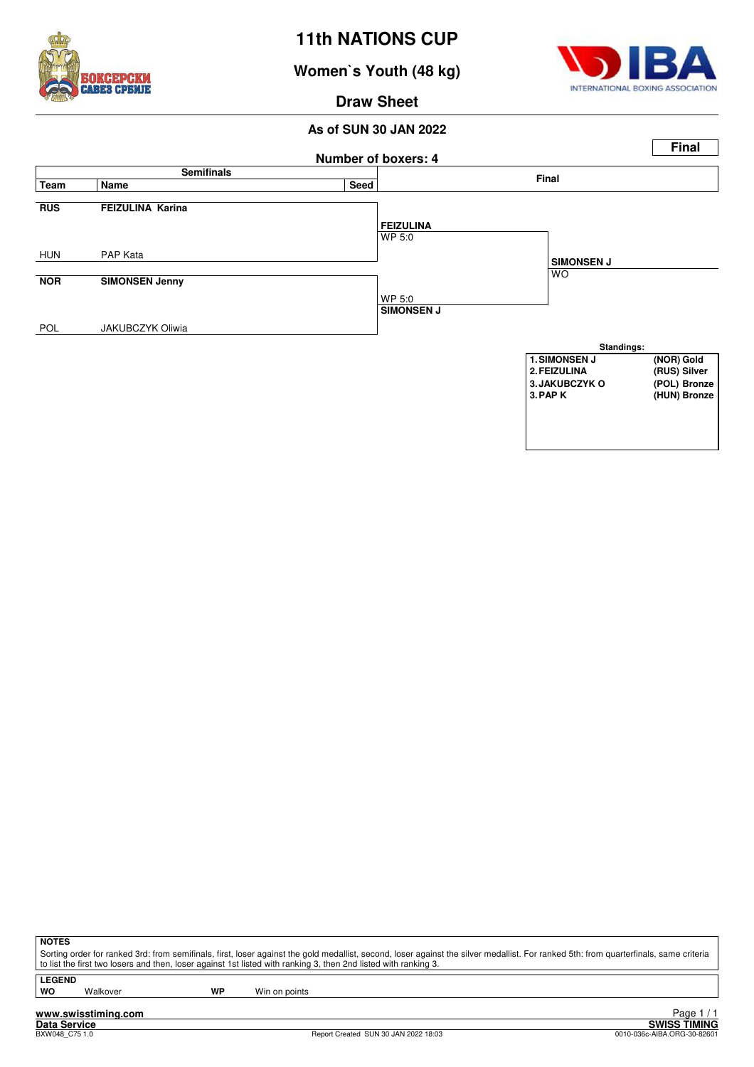# 11th NATIONS CUP

## Women`s Youth (48 kg)

### Draw Sheet

**As of SUN 30 JAN 2022**

**Final**

**Number of boxers: 4**

| Semifinals | | | Final | |
|---|---|---|---|---|
| **Team** | **Name** | **Seed** | | |
| **RUS** | **FEIZULINA Karina** | | **FEIZULINA** WP 5:0 | |
| HUN | PAP Kata | | | **SIMONSEN J** WO |
| **NOR** | **SIMONSEN Jenny** | | WP 5:0 **SIMONSEN J** | |
| POL | JAKUBCZYK Oliwia | | | |

**Standings:**

| | |
|---|---|
| 1. SIMONSEN J | (NOR) Gold |
| 2. FEIZULINA | (RUS) Silver |
| 3. JAKUBCZYK O | (POL) Bronze |
| 3. PAP K | (HUN) Bronze |

**NOTES**

Sorting order for ranked 3rd: from semifinals, first, loser against the gold medallist, second, loser against the silver medallist. For ranked 5th: from quarterfinals, same criteria to list the first two losers and then, loser against 1st listed with ranking 3, then 2nd listed with ranking 3.

**LEGEND**

| | | | |
|---|---|---|---|
| **WO** | Walkover | **WP** | Win on points |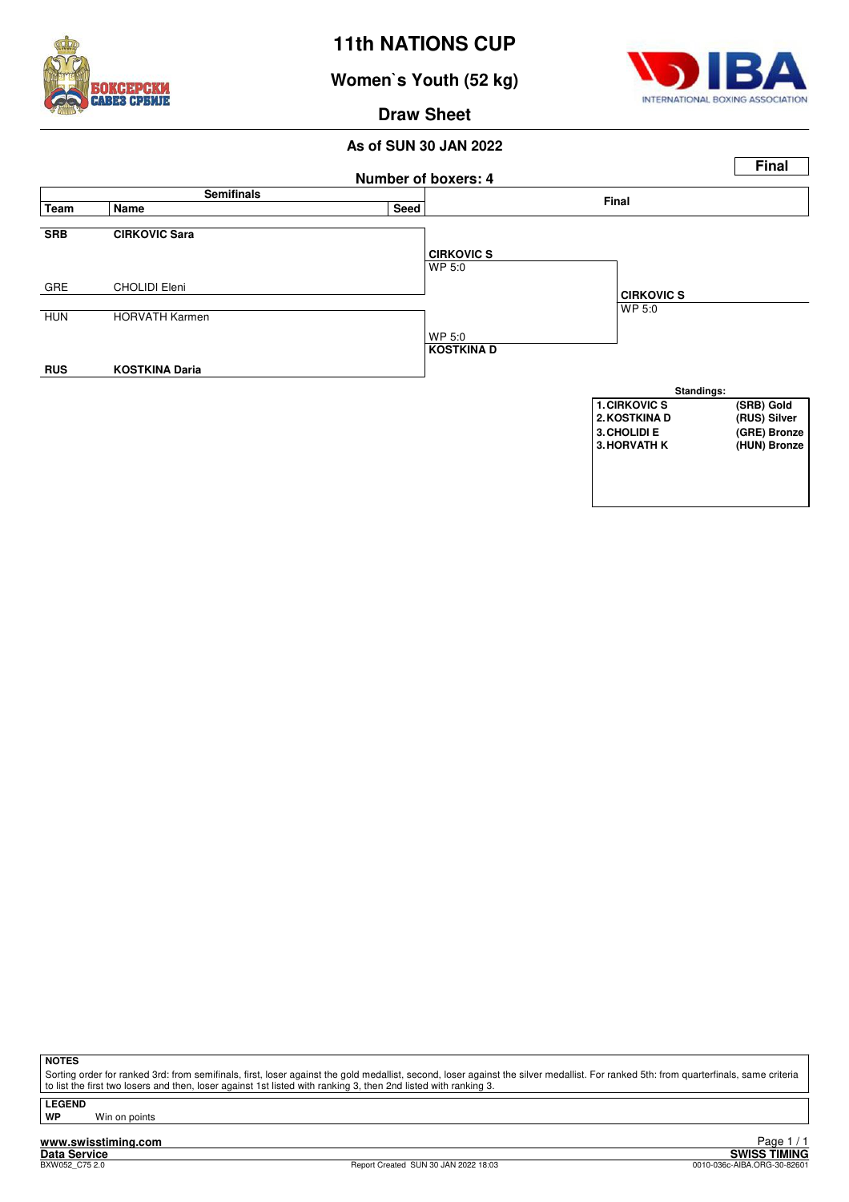# 11th NATIONS CUP

## Women`s Youth (52 kg)

## Draw Sheet

**As of SUN 30 JAN 2022**

**Final**

**Number of boxers: 4**

| Team | Name | Seed | Semifinals result | Final result |
|---|---|---|---|---|
| **SRB** | **CIRKOVIC Sara** | | **CIRKOVIC S** WP 5:0 | |
| GRE | CHOLIDI Eleni | | | **CIRKOVIC S** WP 5:0 |
| HUN | HORVATH Karmen | | WP 5:0 **KOSTKINA D** | |
| **RUS** | **KOSTKINA Daria** | | | |

**Standings:**

| | | |
|---|---|---|
| 1. | CIRKOVIC S | (SRB) Gold |
| 2. | KOSTKINA D | (RUS) Silver |
| 3. | CHOLIDI E | (GRE) Bronze |
| 3. | HORVATH K | (HUN) Bronze |

**NOTES**

Sorting order for ranked 3rd: from semifinals, first, loser against the gold medallist, second, loser against the silver medallist. For ranked 5th: from quarterfinals, same criteria to list the first two losers and then, loser against 1st listed with ranking 3, then 2nd listed with ranking 3.

**LEGEND**

**WP** Win on points

www.swisstiming.com
Data Service
BXW052_C75 2.0
Report Created SUN 30 JAN 2022 18:03
SWISS TIMING
0010-036c-AIBA.ORG-30-82601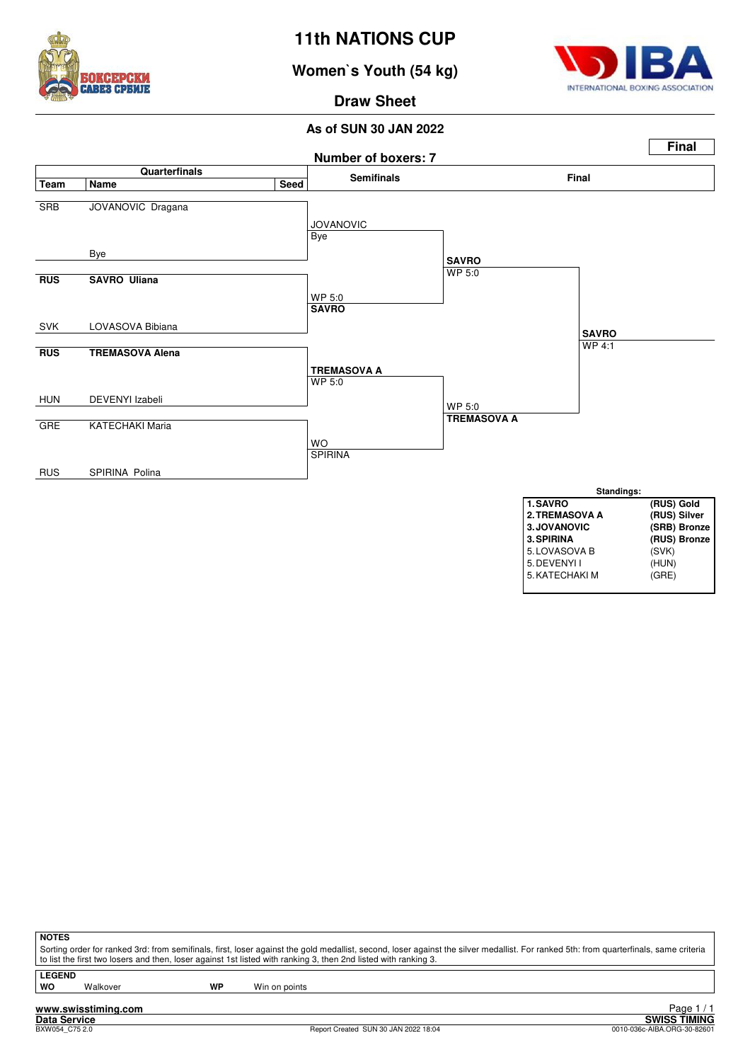# 11th NATIONS CUP

## Women`s Youth (54 kg)

### Draw Sheet

**As of SUN 30 JAN 2022**

**Final**

Number of boxers: 7

| Quarterfinals | | | Semifinals | Final | |
|---|---|---|---|---|---|
| **Team** | **Name** | **Seed** | | | |
| SRB | JOVANOVIC Dragana | | JOVANOVIC Bye | | |
| | Bye | | | SAVRO WP 5:0 | |
| **RUS** | **SAVRO Uliana** | | WP 5:0 **SAVRO** | | |
| SVK | LOVASOVA Bibiana | | | | **SAVRO** WP 4:1 |
| **RUS** | **TREMASOVA Alena** | | **TREMASOVA A** WP 5:0 | | |
| HUN | DEVENYI Izabeli | | | WP 5:0 **TREMASOVA A** | |
| GRE | KATECHAKI Maria | | WO SPIRINA | | |
| RUS | SPIRINA Polina | | | | |

**Standings:**

| Rank | Name | Team / Medal |
|---|---|---|
| **1.** | **SAVRO** | **(RUS) Gold** |
| **2.** | **TREMASOVA A** | **(RUS) Silver** |
| **3.** | **JOVANOVIC** | **(SRB) Bronze** |
| **3.** | **SPIRINA** | **(RUS) Bronze** |
| 5. | LOVASOVA B | (SVK) |
| 5. | DEVENYI I | (HUN) |
| 5. | KATECHAKI M | (GRE) |

**NOTES**

Sorting order for ranked 3rd: from semifinals, first, loser against the gold medallist, second, loser against the silver medallist. For ranked 5th: from quarterfinals, same criteria to list the first two losers and then, loser against 1st listed with ranking 3, then 2nd listed with ranking 3.

**LEGEND**

| | | | |
|---|---|---|---|
| **WO** | Walkover | **WP** | Win on points |

**www.swisstiming.com**
**Data Service** — **SWISS TIMING**
BXW054_C75 2.0 — Report Created SUN 30 JAN 2022 18:04 — 0010-036c-AIBA.ORG-30-82601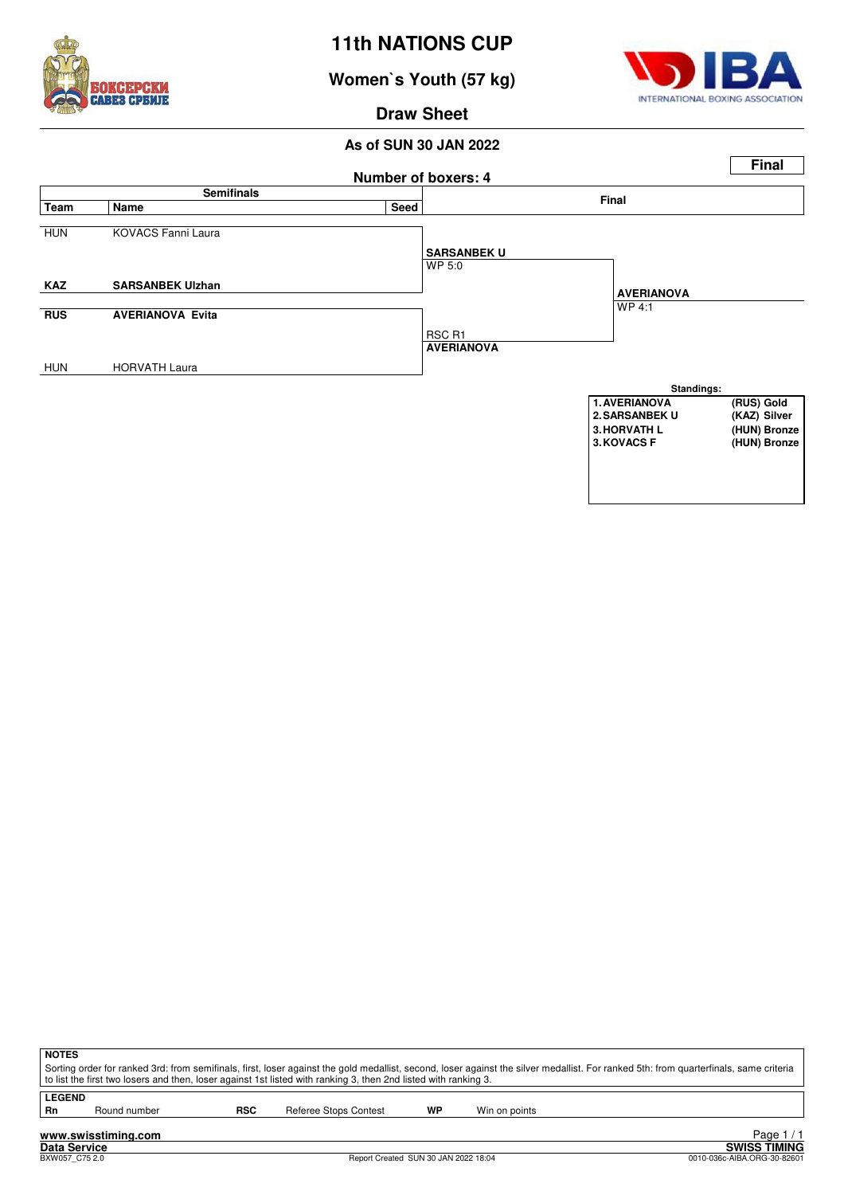# 11th NATIONS CUP

## Women`s Youth (57 kg)

### Draw Sheet

**As of SUN 30 JAN 2022**

**Final**

**Number of boxers: 4**

| Team | Name | Seed | Semifinals Result | Final |
|---|---|---|---|---|
| HUN | KOVACS Fanni Laura | | | |
| | | | **SARSANBEK U** WP 5:0 | |
| **KAZ** | **SARSANBEK Ulzhan** | | | |
| | | | | **AVERIANOVA** WP 4:1 |
| **RUS** | **AVERIANOVA Evita** | | | |
| | | | RSC R1 **AVERIANOVA** | |
| HUN | HORVATH Laura | | | |

**Standings:**

| | | |
|---|---|---|
| 1. AVERIANOVA | (RUS) | Gold |
| 2. SARSANBEK U | (KAZ) | Silver |
| 3. HORVATH L | (HUN) | Bronze |
| 3. KOVACS F | (HUN) | Bronze |

**NOTES**

Sorting order for ranked 3rd: from semifinals, first, loser against the gold medallist, second, loser against the silver medallist. For ranked 5th: from quarterfinals, same criteria to list the first two losers and then, loser against 1st listed with ranking 3, then 2nd listed with ranking 3.

**LEGEND**

| | | | | | |
|---|---|---|---|---|---|
| **Rn** | Round number | **RSC** | Referee Stops Contest | **WP** | Win on points |

www.swisstiming.com
Data Service
BXW057_C75 2.0
Report Created SUN 30 JAN 2022 18:04
SWISS TIMING
0010-036c-AIBA.ORG-30-82601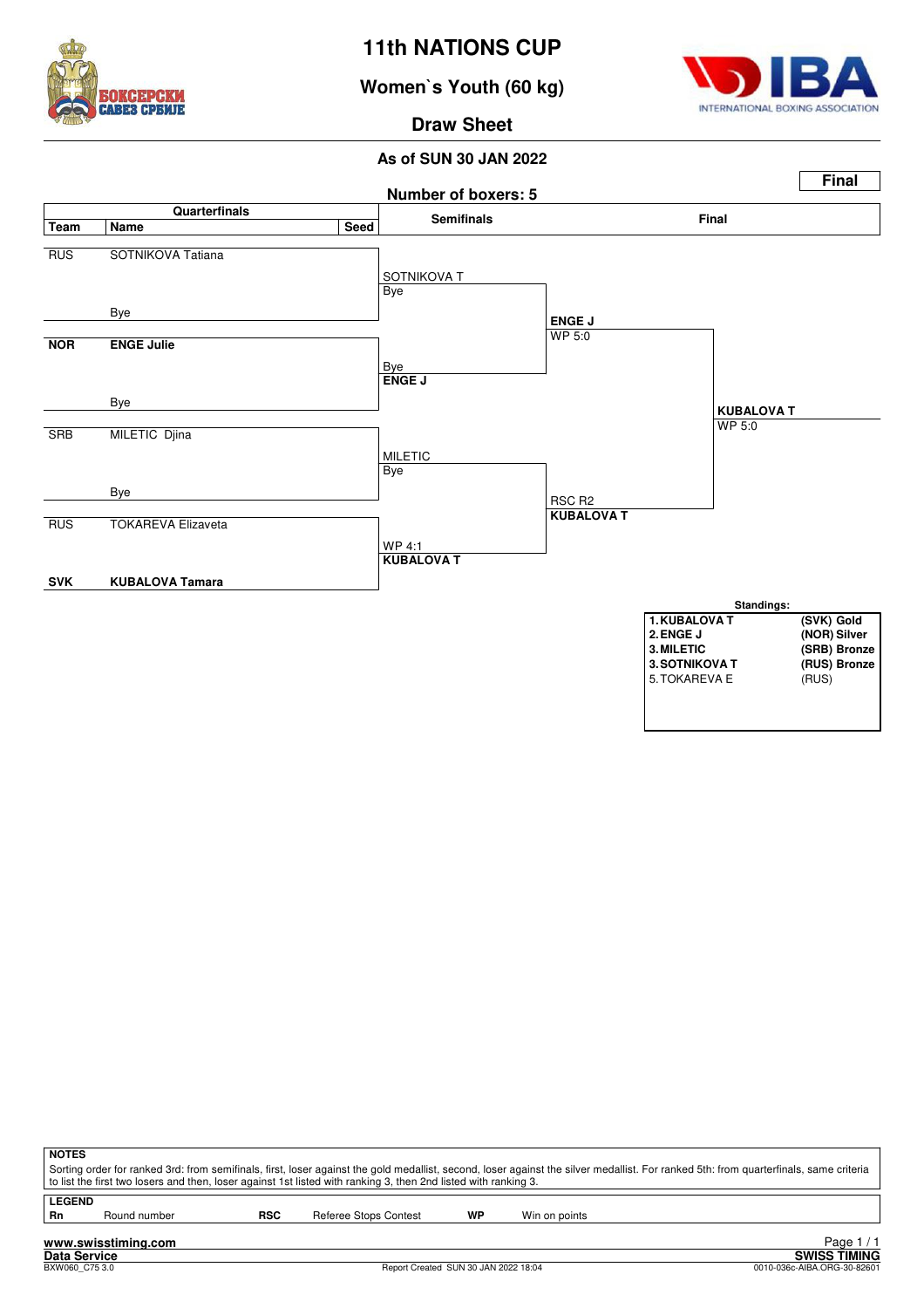# 11th NATIONS CUP

## Women`s Youth (60 kg)

## Draw Sheet

**As of SUN 30 JAN 2022**

**Final**

**Number of boxers: 5**

| Team | Name | Seed | Semifinals | Final |
|---|---|---|---|---|
| RUS | SOTNIKOVA Tatiana | | SOTNIKOVA T / Bye | |
| | Bye | | | **ENGE J** WP 5:0 |
| **NOR** | **ENGE Julie** | | Bye / **ENGE J** | |
| | Bye | | | **KUBALOVA T** WP 5:0 |
| SRB | MILETIC Djina | | MILETIC / Bye | |
| | Bye | | | RSC R2 **KUBALOVA T** |
| RUS | TOKAREVA Elizaveta | | WP 4:1 **KUBALOVA T** | |
| **SVK** | **KUBALOVA Tamara** | | | |

**Standings:**

| | |
|---|---|
| **1. KUBALOVA T** | **(SVK) Gold** |
| **2. ENGE J** | **(NOR) Silver** |
| **3. MILETIC** | **(SRB) Bronze** |
| **3. SOTNIKOVA T** | **(RUS) Bronze** |
| 5. TOKAREVA E | (RUS) |

**NOTES**

Sorting order for ranked 3rd: from semifinals, first, loser against the gold medallist, second, loser against the silver medallist. For ranked 5th: from quarterfinals, same criteria to list the first two losers and then, loser against 1st listed with ranking 3, then 2nd listed with ranking 3.

**LEGEND**

| | | | | | |
|---|---|---|---|---|---|
| **Rn** | Round number | **RSC** | Referee Stops Contest | **WP** | Win on points |

www.swisstiming.com
Data Service
BXW060_C75 3.0
Report Created SUN 30 JAN 2022 18:04
SWISS TIMING
0010-036c-AIBA.ORG-30-82601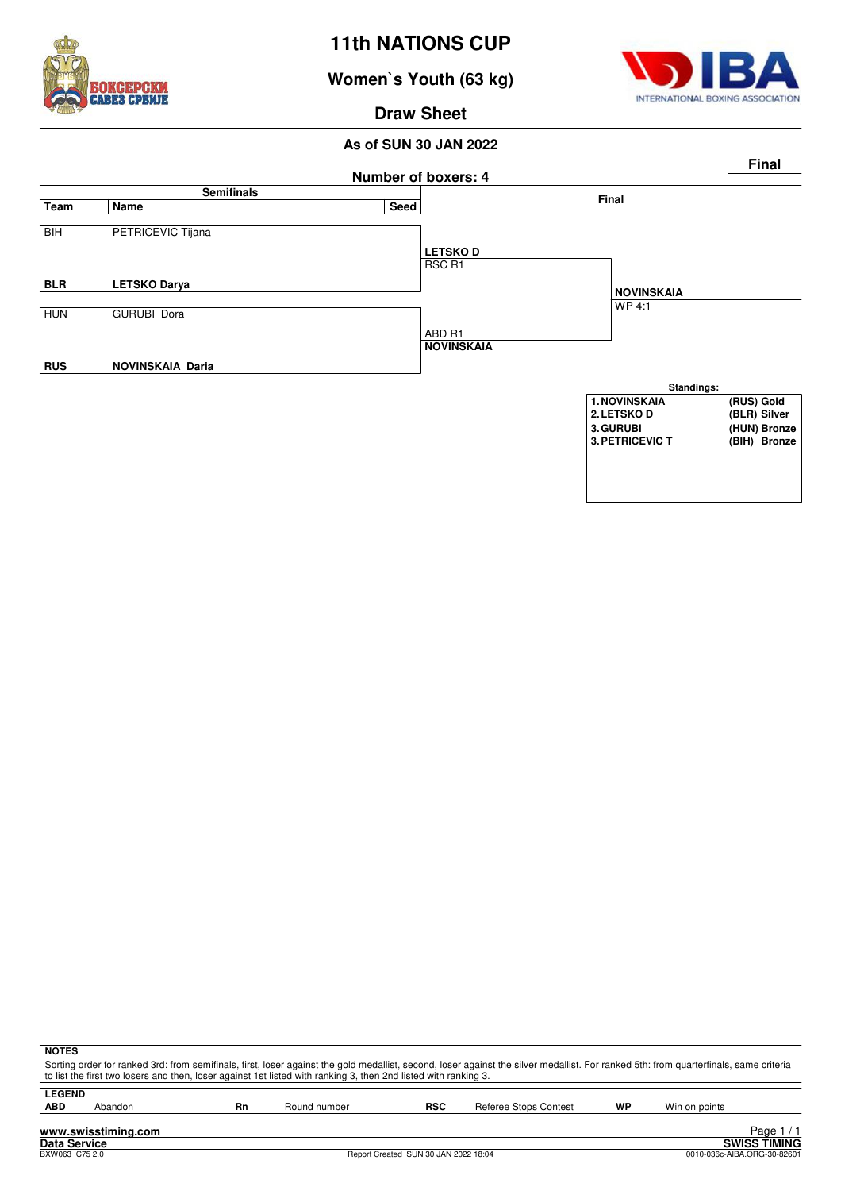# 11th NATIONS CUP

## Women`s Youth (63 kg)

### Draw Sheet

**As of SUN 30 JAN 2022**

**Final**

**Number of boxers: 4**

| Team | Name | Seed | Semifinals | Final |
|---|---|---|---|---|
| BIH | PETRICEVIC Tijana | | | |
| | | | **LETSKO D** RSC R1 | |
| **BLR** | **LETSKO Darya** | | | |
| | | | | **NOVINSKAIA** WP 4:1 |
| HUN | GURUBI Dora | | | |
| | | | ABD R1 **NOVINSKAIA** | |
| **RUS** | **NOVINSKAIA Daria** | | | |

**Standings:**

| | |
|---|---|
| 1. NOVINSKAIA | (RUS) Gold |
| 2. LETSKO D | (BLR) Silver |
| 3. GURUBI | (HUN) Bronze |
| 3. PETRICEVIC T | (BIH) Bronze |

**NOTES**

Sorting order for ranked 3rd: from semifinals, first, loser against the gold medallist, second, loser against the silver medallist. For ranked 5th: from quarterfinals, same criteria to list the first two losers and then, loser against 1st listed with ranking 3, then 2nd listed with ranking 3.

**LEGEND**

| | | | | | | | |
|---|---|---|---|---|---|---|---|
| **ABD** | Abandon | **Rn** | Round number | **RSC** | Referee Stops Contest | **WP** | Win on points |

www.swisstiming.com
Data Service
BXW063_C75 2.0
Report Created SUN 30 JAN 2022 18:04
SWISS TIMING
0010-036c-AIBA.ORG-30-82601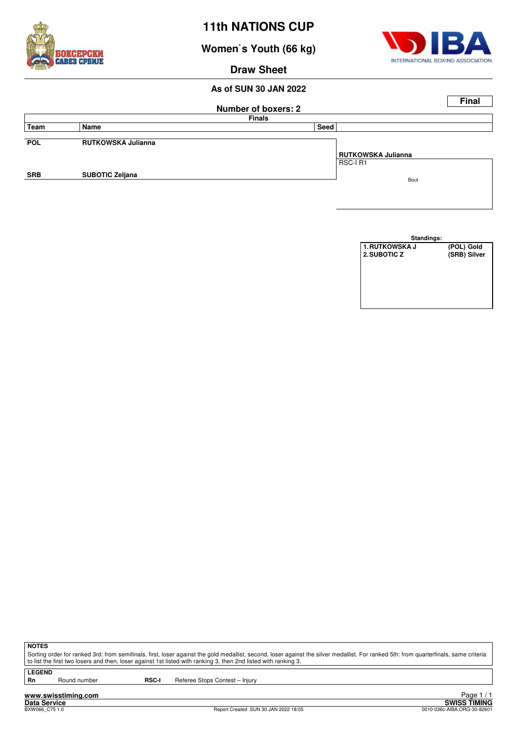# 11th NATIONS CUP

## Women`s Youth (66 kg)

## Draw Sheet

**As of SUN 30 JAN 2022**

**Final**

**Number of boxers: 2**

**Finals**

| Team | Name | Seed | |
|---|---|---|---|
| POL | RUTKOWSKA Julianna | | |
| | | | **RUTKOWSKA Julianna** RSC-I R1 |
| | | | Bout |
| SRB | SUBOTIC Zeljana | | |

**Standings:**

| | |
|---|---|
| 1. RUTKOWSKA J | (POL) Gold |
| 2. SUBOTIC Z | (SRB) Silver |

**NOTES**

Sorting order for ranked 3rd: from semifinals, first, loser against the gold medallist, second, loser against the silver medallist. For ranked 5th: from quarterfinals, same criteria to list the first two losers and then, loser against 1st listed with ranking 3, then 2nd listed with ranking 3.

**LEGEND**

| | | | |
|---|---|---|---|
| **Rn** | Round number | **RSC-I** | Referee Stops Contest – Injury |

**www.swisstiming.com**

**Data Service** **SWISS TIMING**

BXW066_C75 1.0 Report Created SUN 30 JAN 2022 18:05 0010-036c-AIBA.ORG-30-82601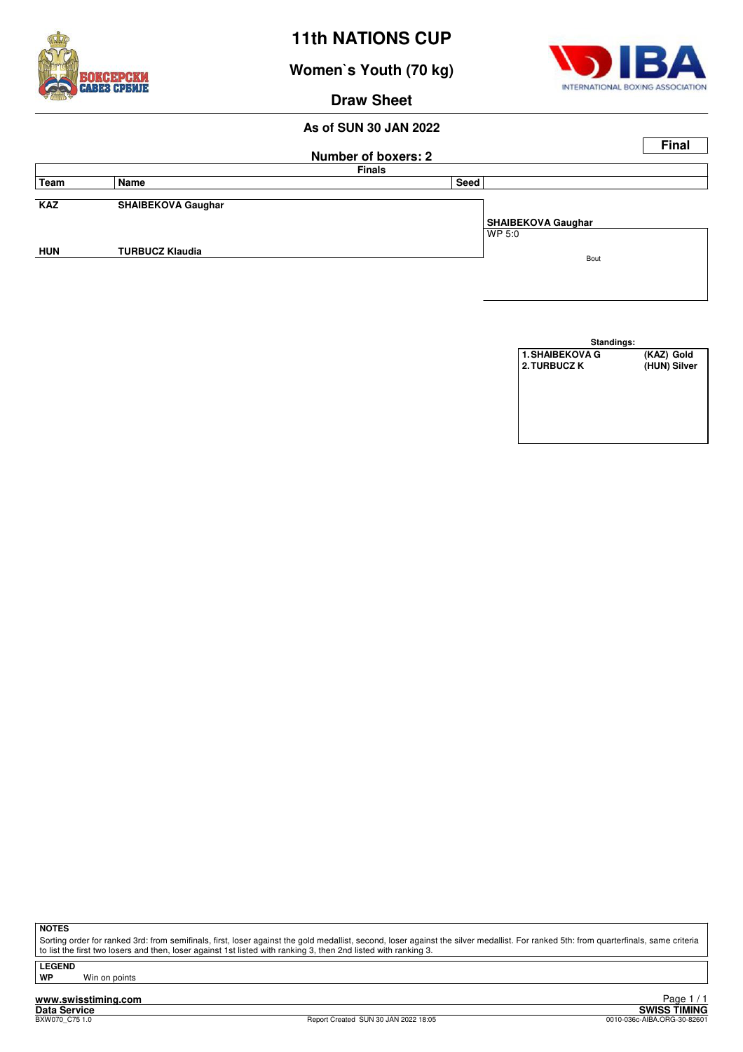# 11th NATIONS CUP

## Women`s Youth (70 kg)

### Draw Sheet

**As of SUN 30 JAN 2022**

**Final**

**Number of boxers: 2**

**Finals**

| Team | Name | Seed | |
|---|---|---|---|
| KAZ | SHAIBEKOVA Gaughar | | SHAIBEKOVA Gaughar |
| | | | WP 5:0 |
| HUN | TURBUCZ Klaudia | | Bout |

**Standings:**

| | |
|---|---|
| 1. SHAIBEKOVA G | (KAZ) Gold |
| 2. TURBUCZ K | (HUN) Silver |

**NOTES**

Sorting order for ranked 3rd: from semifinals, first, loser against the gold medallist, second, loser against the silver medallist. For ranked 5th: from quarterfinals, same criteria to list the first two losers and then, loser against 1st listed with ranking 3, then 2nd listed with ranking 3.

**LEGEND**

**WP** Win on points

www.swisstiming.com
Data Service
BXW070_C75 1.0
Report Created SUN 30 JAN 2022 18:05
SWISS TIMING
0010-036c-AIBA.ORG-30-82601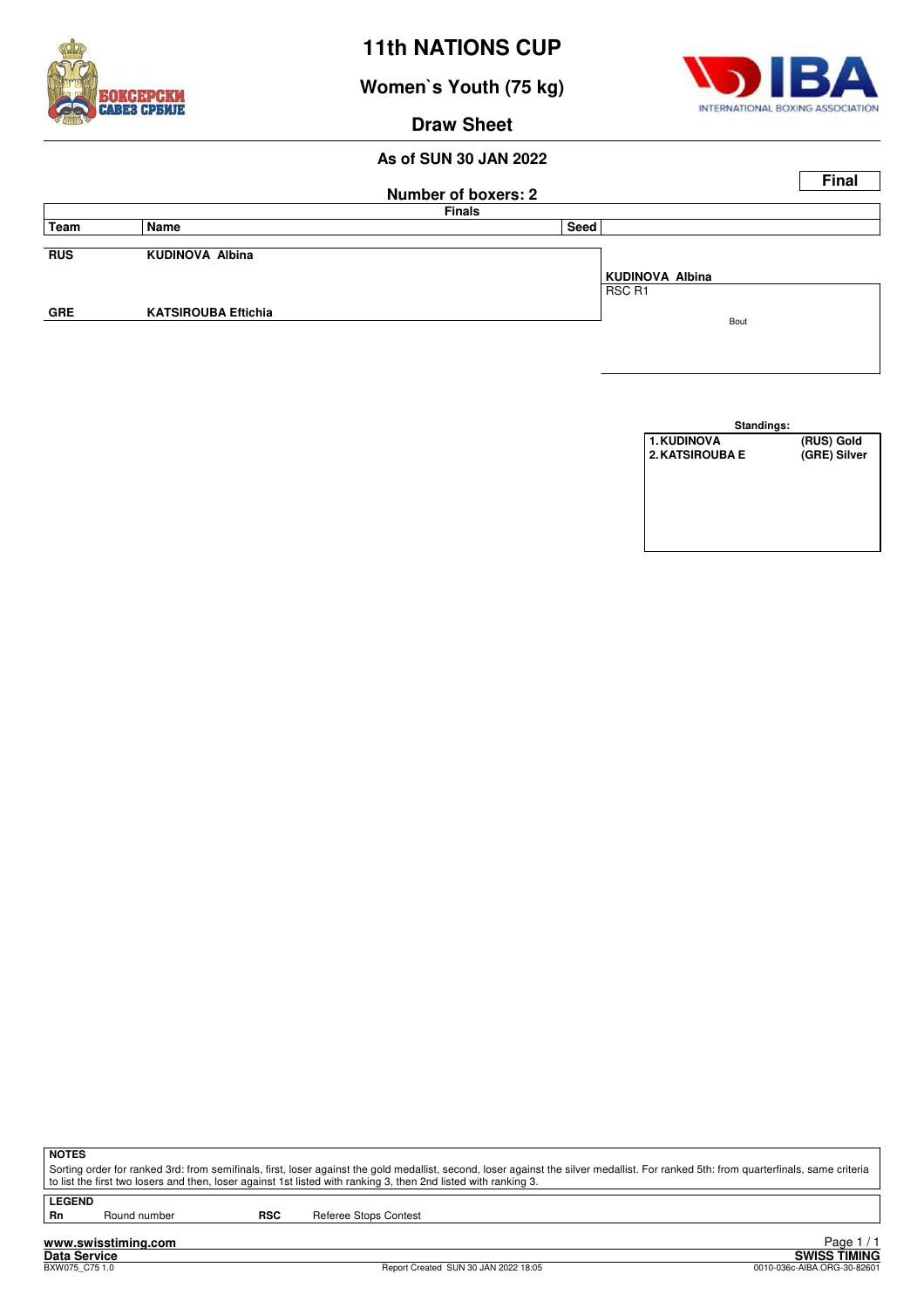# 11th NATIONS CUP

## Women`s Youth (75 kg)

### Draw Sheet

**As of SUN 30 JAN 2022**

**Final**

**Number of boxers: 2**

**Finals**

| Team | Name | Seed | |
|---|---|---|---|
| RUS | KUDINOVA Albina | | |
| | | | **KUDINOVA Albina** RSC R1 |
| GRE | KATSIROUBA Eftichia | | |

Bout

**Standings:**

| | |
|---|---|
| 1. KUDINOVA | (RUS) Gold |
| 2. KATSIROUBA E | (GRE) Silver |

**NOTES**

Sorting order for ranked 3rd: from semifinals, first, loser against the gold medallist, second, loser against the silver medallist. For ranked 5th: from quarterfinals, same criteria to list the first two losers and then, loser against 1st listed with ranking 3, then 2nd listed with ranking 3.

**LEGEND**

| | | | |
|---|---|---|---|
| Rn | Round number | RSC | Referee Stops Contest |

www.swisstiming.com
Data Service
BXW075_C75 1.0

Report Created SUN 30 JAN 2022 18:05

SWISS TIMING
0010-036c-AIBA.ORG-30-82601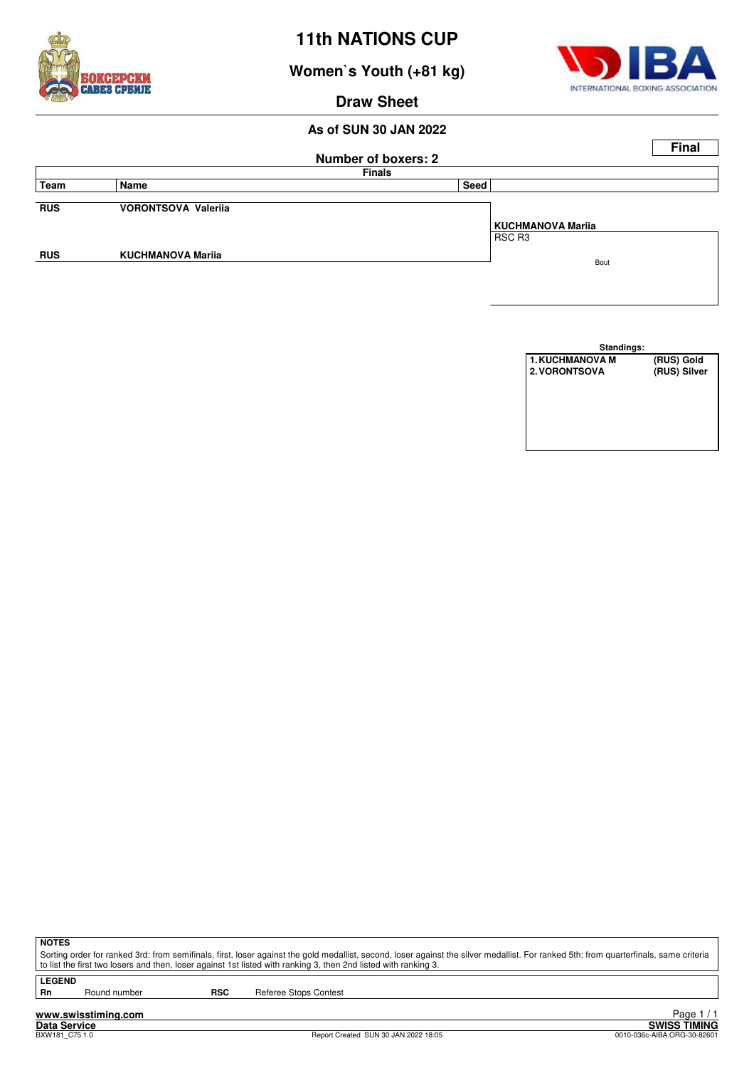# 11th NATIONS CUP

## Women`s Youth (+81 kg)

## Draw Sheet

### As of SUN 30 JAN 2022

**Final**

**Number of boxers: 2**

**Finals**

| Team | Name | Seed | |
|---|---|---|---|
| RUS | VORONTSOVA Valeriia | | |
| | | | **KUCHMANOVA Mariia**<br>RSC R3 |
| RUS | KUCHMANOVA Mariia | | |

Bout

**Standings:**

| | |
|---|---|
| 1. KUCHMANOVA M | (RUS) Gold |
| 2. VORONTSOVA | (RUS) Silver |

**NOTES**

Sorting order for ranked 3rd: from semifinals, first, loser against the gold medallist, second, loser against the silver medallist. For ranked 5th: from quarterfinals, same criteria to list the first two losers and then, loser against 1st listed with ranking 3, then 2nd listed with ranking 3.

**LEGEND**

| | | | |
|---|---|---|---|
| Rn | Round number | RSC | Referee Stops Contest |

www.swisstiming.com
Data Service
BXW181_C75 1.0

Report Created SUN 30 JAN 2022 18:05

SWISS TIMING
0010-036c-AIBA.ORG-30-82601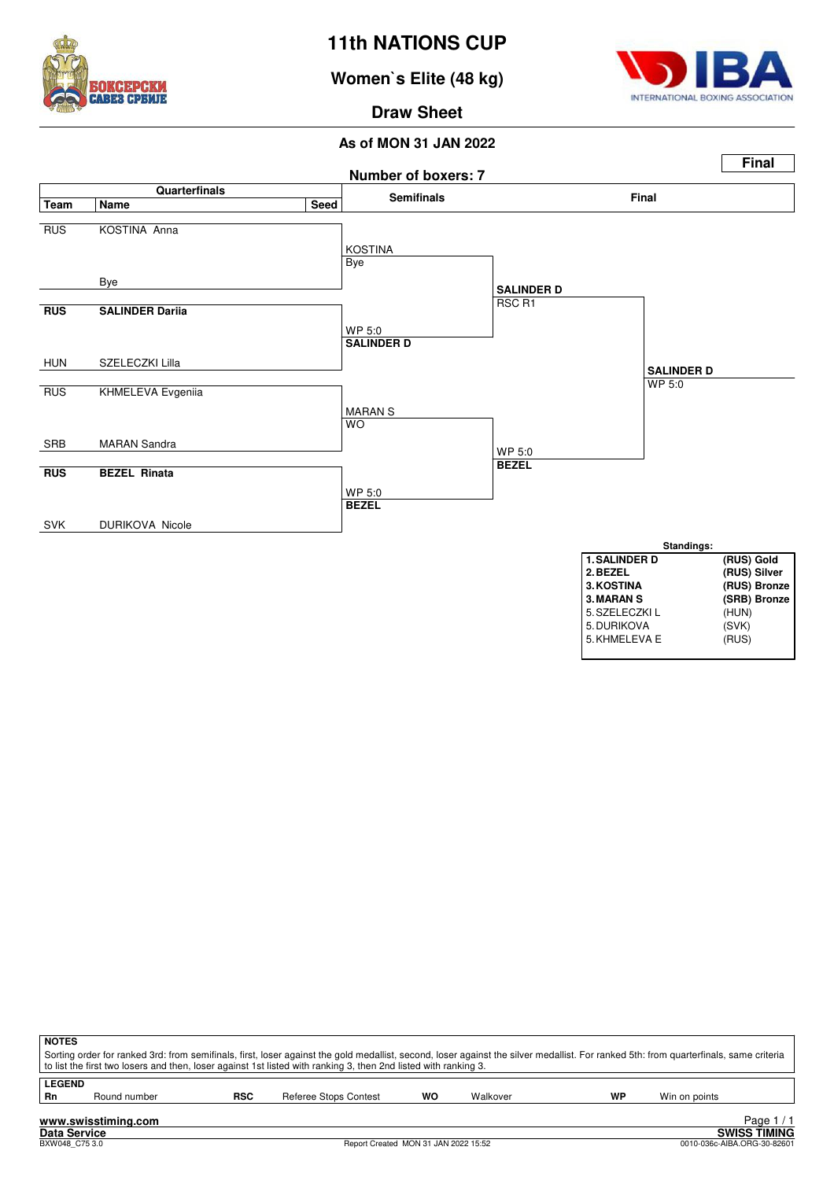# 11th NATIONS CUP

## Women`s Elite (48 kg)

### Draw Sheet

**As of MON 31 JAN 2022**

**Final**

**Number of boxers: 7**

| Team | Name | Seed | Semifinals | Final | |
|---|---|---|---|---|---|
| RUS | KOSTINA Anna | | KOSTINA<br>Bye | | |
| | Bye | | | SALINDER D<br>RSC R1 | |
| **RUS** | **SALINDER Dariia** | | WP 5:0<br>**SALINDER D** | | |
| HUN | SZELECZKI Lilla | | | | **SALINDER D**<br>WP 5:0 |
| RUS | KHMELEVA Evgeniia | | MARAN S<br>WO | | |
| SRB | MARAN Sandra | | | WP 5:0<br>**BEZEL** | |
| **RUS** | **BEZEL Rinata** | | WP 5:0<br>**BEZEL** | | |
| SVK | DURIKOVA Nicole | | | | |

**Standings:**

| | |
|---|---|
| **1. SALINDER D** | **(RUS) Gold** |
| **2. BEZEL** | **(RUS) Silver** |
| **3. KOSTINA** | **(RUS) Bronze** |
| **3. MARAN S** | **(SRB) Bronze** |
| 5. SZELECZKI L | (HUN) |
| 5. DURIKOVA | (SVK) |
| 5. KHMELEVA E | (RUS) |

**NOTES**

Sorting order for ranked 3rd: from semifinals, first, loser against the gold medallist, second, loser against the silver medallist. For ranked 5th: from quarterfinals, same criteria to list the first two losers and then, loser against 1st listed with ranking 3, then 2nd listed with ranking 3.

**LEGEND**

| | | | | | | | |
|---|---|---|---|---|---|---|---|
| **Rn** | Round number | **RSC** | Referee Stops Contest | **WO** | Walkover | **WP** | Win on points |

www.swisstiming.com
Data Service
BXW048_C75 3.0
Report Created MON 31 JAN 2022 15:52
SWISS TIMING
0010-036c-AIBA.ORG-30-82601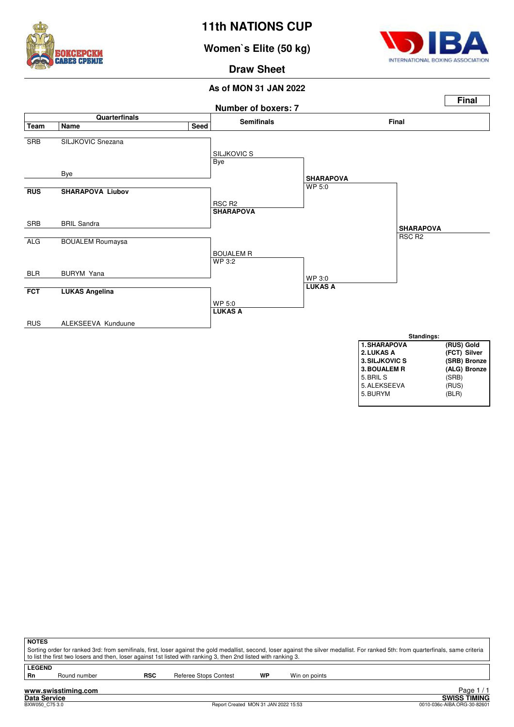# 11th NATIONS CUP

## Women`s Elite (50 kg)

## Draw Sheet

**As of MON 31 JAN 2022**

**Final**

**Number of boxers: 7**

### Quarterfinals

| Team | Name | Seed |
|---|---|---|
| SRB | SILJKOVIC Snezana | |
| | Bye | |
| **RUS** | **SHARAPOVA Liubov** | |
| SRB | BRIL Sandra | |
| ALG | BOUALEM Roumaysa | |
| BLR | BURYM Yana | |
| **FCT** | **LUKAS Angelina** | |
| RUS | ALEKSEEVA Kunduune | |

### Quarterfinal results

- SILJKOVIC S — Bye
- **SHARAPOVA** — RSC R2
- BOUALEM R — WP 3:2
- **LUKAS A** — WP 5:0

### Semifinals

- **SHARAPOVA** — WP 5:0
- **LUKAS A** — WP 3:0

### Final

- **SHARAPOVA** — RSC R2

### Standings:

| | | |
|---|---|---|
| **1.** | **SHARAPOVA** | **(RUS) Gold** |
| **2.** | **LUKAS A** | **(FCT) Silver** |
| **3.** | **SILJKOVIC S** | **(SRB) Bronze** |
| **3.** | **BOUALEM R** | **(ALG) Bronze** |
| 5. | BRIL S | (SRB) |
| 5. | ALEKSEEVA | (RUS) |
| 5. | BURYM | (BLR) |

**NOTES**

Sorting order for ranked 3rd: from semifinals, first, loser against the gold medallist, second, loser against the silver medallist. For ranked 5th: from quarterfinals, same criteria to list the first two losers and then, loser against 1st listed with ranking 3, then 2nd listed with ranking 3.

**LEGEND**

| | | | | | |
|---|---|---|---|---|---|
| **Rn** | Round number | **RSC** | Referee Stops Contest | **WP** | Win on points |

www.swisstiming.com
Data Service
BXW050_C75 3.0
Report Created MON 31 JAN 2022 15:53
SWISS TIMING
0010-036c-AIBA.ORG-30-82601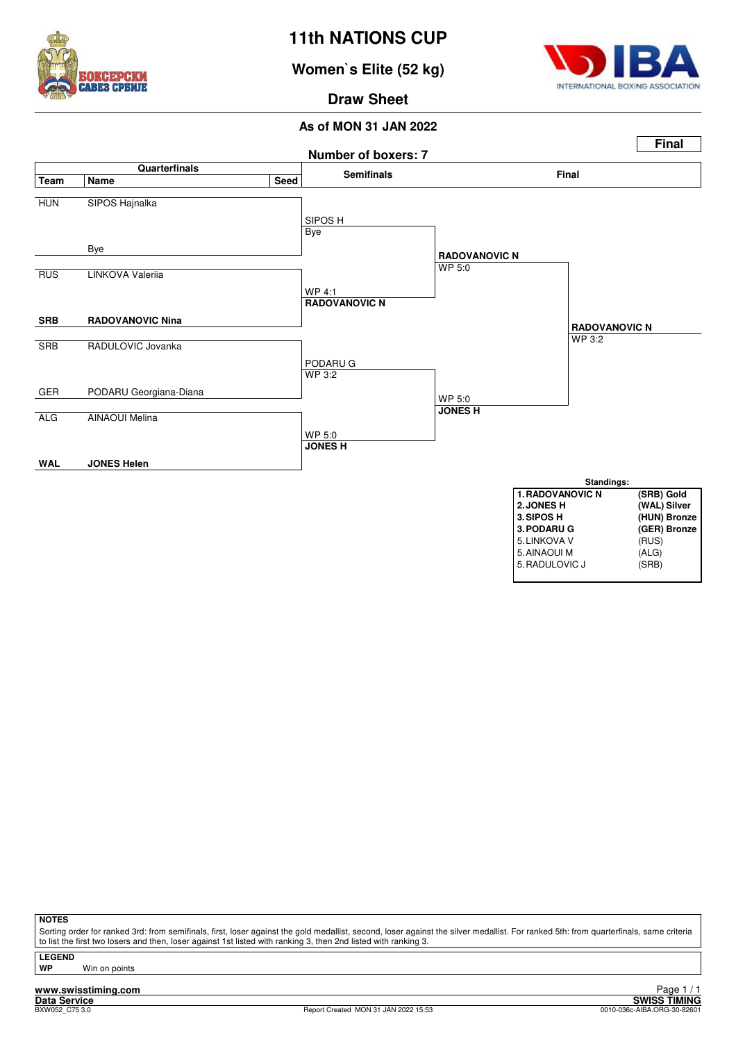# 11th NATIONS CUP

## Women`s Elite (52 kg)

### Draw Sheet

**As of MON 31 JAN 2022**

**Final**

Number of boxers: 7

| Team | Name | Seed | Semifinals | Final | |
|---|---|---|---|---|---|
| HUN | SIPOS Hajnalka | | SIPOS H<br>Bye | | |
| | Bye | | | RADOVANOVIC N<br>WP 5:0 | |
| RUS | LINKOVA Valeriia | | WP 4:1<br>**RADOVANOVIC N** | | |
| **SRB** | **RADOVANOVIC Nina** | | | | **RADOVANOVIC N**<br>WP 3:2 |
| SRB | RADULOVIC Jovanka | | PODARU G<br>WP 3:2 | | |
| GER | PODARU Georgiana-Diana | | | WP 5:0<br>**JONES H** | |
| ALG | AINAOUI Melina | | WP 5:0<br>**JONES H** | | |
| **WAL** | **JONES Helen** | | | | |

**Standings:**

| | | |
|---|---|---|
| **1.** | **RADOVANOVIC N** | **(SRB) Gold** |
| **2.** | **JONES H** | **(WAL) Silver** |
| **3.** | **SIPOS H** | **(HUN) Bronze** |
| **3.** | **PODARU G** | **(GER) Bronze** |
| 5. | LINKOVA V | (RUS) |
| 5. | AINAOUI M | (ALG) |
| 5. | RADULOVIC J | (SRB) |

**NOTES**

Sorting order for ranked 3rd: from semifinals, first, loser against the gold medallist, second, loser against the silver medallist. For ranked 5th: from quarterfinals, same criteria to list the first two losers and then, loser against 1st listed with ranking 3, then 2nd listed with ranking 3.

**LEGEND**

**WP** Win on points

www.swisstiming.com
Data Service
BXW052_C75 3.0

Report Created MON 31 JAN 2022 15:53

SWISS TIMING
0010-036c-AIBA.ORG-30-82601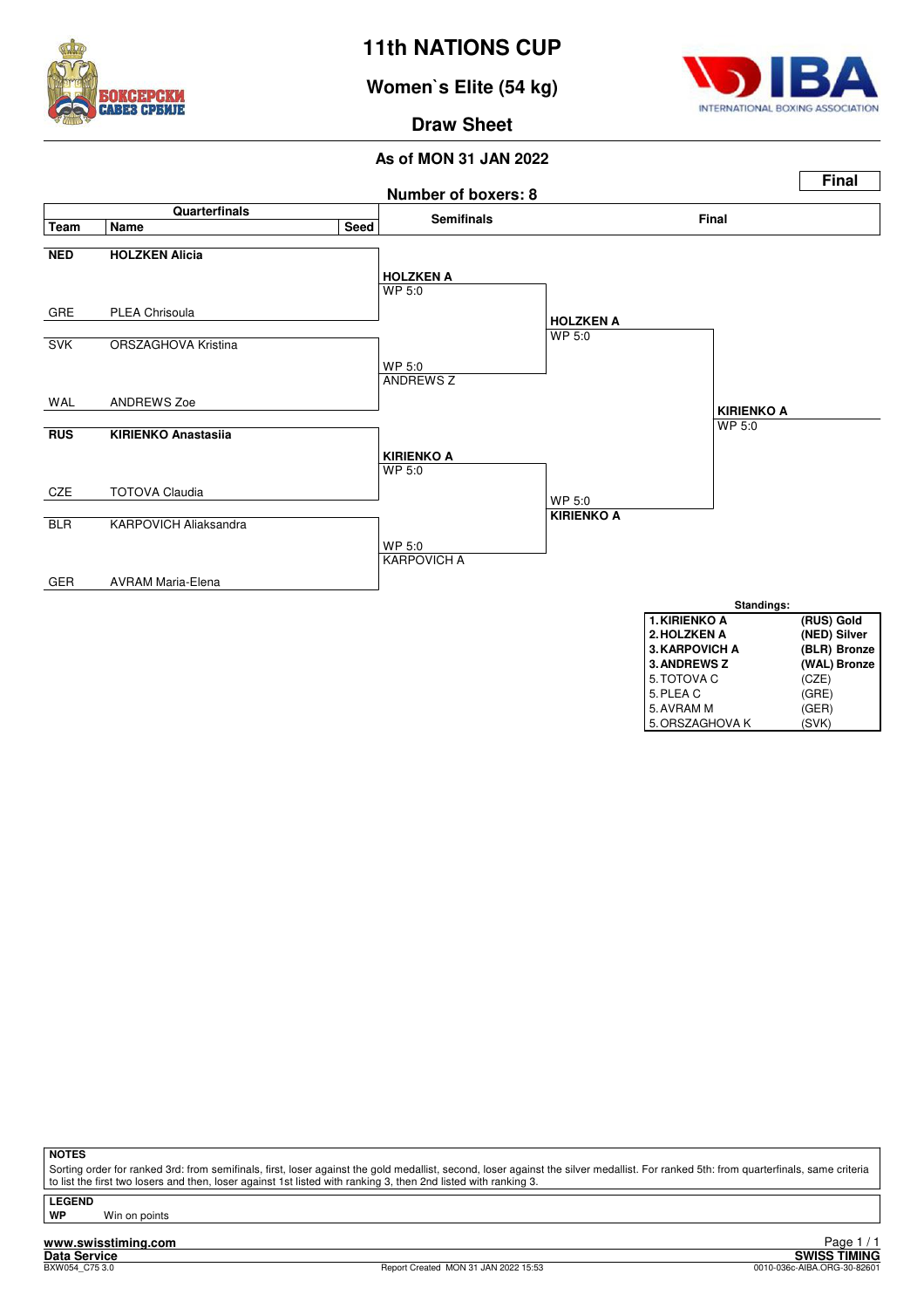# 11th NATIONS CUP

## Women`s Elite (54 kg)

### Draw Sheet

**As of MON 31 JAN 2022**

**Final**

**Number of boxers: 8**

| Quarterfinals Team | Name | Seed | Semifinals | Final | |
|---|---|---|---|---|---|
| **NED** | **HOLZKEN Alicia** | | **HOLZKEN A** WP 5:0 | **HOLZKEN A** WP 5:0 | **KIRIENKO A** WP 5:0 |
| GRE | PLEA Chrisoula | | | | |
| SVK | ORSZAGHOVA Kristina | | WP 5:0 ANDREWS Z | | |
| WAL | ANDREWS Zoe | | | | |
| **RUS** | **KIRIENKO Anastasiia** | | **KIRIENKO A** WP 5:0 | WP 5:0 **KIRIENKO A** | |
| CZE | TOTOVA Claudia | | | | |
| BLR | KARPOVICH Aliaksandra | | WP 5:0 KARPOVICH A | | |
| GER | AVRAM Maria-Elena | | | | |

**Standings:**

| Rank | Name | Team / Medal |
|---|---|---|
| **1.** | **KIRIENKO A** | **(RUS) Gold** |
| **2.** | **HOLZKEN A** | **(NED) Silver** |
| **3.** | **KARPOVICH A** | **(BLR) Bronze** |
| **3.** | **ANDREWS Z** | **(WAL) Bronze** |
| 5. | TOTOVA C | (CZE) |
| 5. | PLEA C | (GRE) |
| 5. | AVRAM M | (GER) |
| 5. | ORSZAGHOVA K | (SVK) |

**NOTES**

Sorting order for ranked 3rd: from semifinals, first, loser against the gold medallist, second, loser against the silver medallist. For ranked 5th: from quarterfinals, same criteria to list the first two losers and then, loser against 1st listed with ranking 3, then 2nd listed with ranking 3.

**LEGEND**

**WP** Win on points

www.swisstiming.com
Data Service — SWISS TIMING
BXW054_C75 3.0 — Report Created MON 31 JAN 2022 15:53 — 0010-036c-AIBA.ORG-30-82601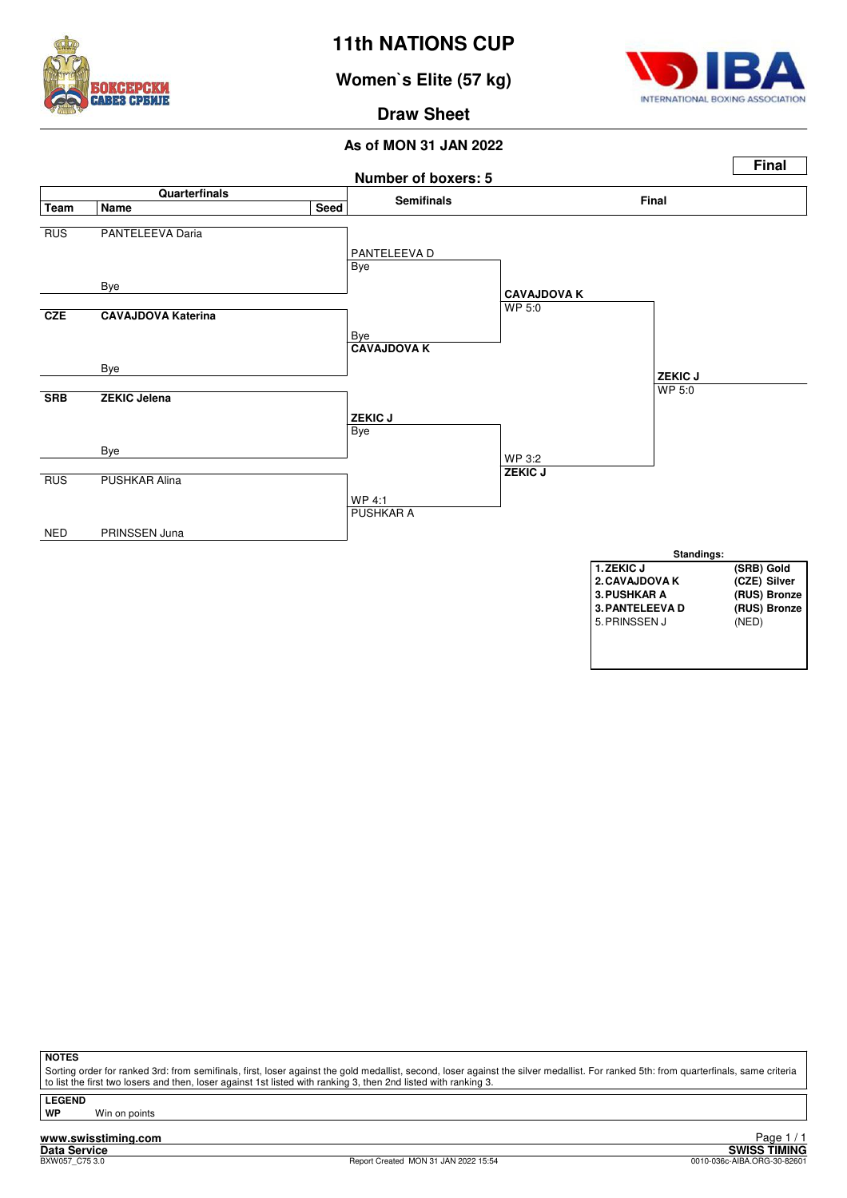# 11th NATIONS CUP

## Women`s Elite (57 kg)

## Draw Sheet

**As of MON 31 JAN 2022**

**Final**

**Number of boxers: 5**

| Team | Name | Seed | Semifinals | Final | |
|---|---|---|---|---|---|
| RUS | PANTELEEVA Daria | | PANTELEEVA D<br>Bye | | |
| | Bye | | | **CAVAJDOVA K**<br>WP 5:0 | |
| **CZE** | **CAVAJDOVA Katerina** | | Bye<br>**CAVAJDOVA K** | | |
| | Bye | | | | **ZEKIC J**<br>WP 5:0 |
| **SRB** | **ZEKIC Jelena** | | **ZEKIC J**<br>Bye | | |
| | Bye | | | WP 3:2<br>**ZEKIC J** | |
| RUS | PUSHKAR Alina | | WP 4:1<br>PUSHKAR A | | |
| NED | PRINSSEN Juna | | | | |

**Standings:**

| | |
|---|---|
| **1. ZEKIC J** | **(SRB) Gold** |
| **2. CAVAJDOVA K** | **(CZE) Silver** |
| **3. PUSHKAR A** | **(RUS) Bronze** |
| **3. PANTELEEVA D** | **(RUS) Bronze** |
| 5. PRINSSEN J | (NED) |

**NOTES**

Sorting order for ranked 3rd: from semifinals, first, loser against the gold medallist, second, loser against the silver medallist. For ranked 5th: from quarterfinals, same criteria to list the first two losers and then, loser against 1st listed with ranking 3, then 2nd listed with ranking 3.

**LEGEND**

**WP** Win on points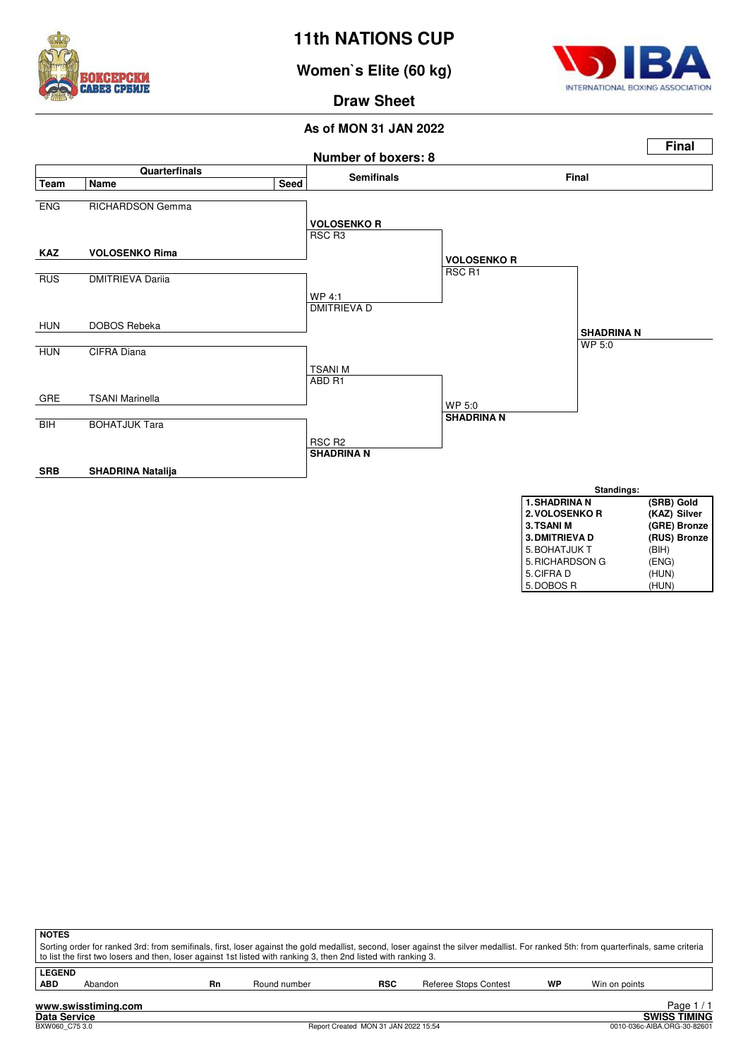# 11th NATIONS CUP

## Women`s Elite (60 kg)

### Draw Sheet

**As of MON 31 JAN 2022**

**Final**

**Number of boxers: 8**

| Team | Name | Seed | Semifinals | Final | |
|---|---|---|---|---|---|
| ENG | RICHARDSON Gemma | | | | |
| | | | **VOLOSENKO R** RSC R3 | | |
| **KAZ** | **VOLOSENKO Rima** | | | **VOLOSENKO R** RSC R1 | |
| RUS | DMITRIEVA Dariia | | | | |
| | | | WP 4:1 DMITRIEVA D | | |
| HUN | DOBOS Rebeka | | | | **SHADRINA N** WP 5:0 |
| HUN | CIFRA Diana | | | | |
| | | | TSANI M ABD R1 | | |
| GRE | TSANI Marinella | | | WP 5:0 **SHADRINA N** | |
| BIH | BOHATJUK Tara | | | | |
| | | | RSC R2 **SHADRINA N** | | |
| **SRB** | **SHADRINA Natalija** | | | | |

**Standings:**

| | |
|---|---|
| **1. SHADRINA N** | **(SRB) Gold** |
| **2. VOLOSENKO R** | **(KAZ) Silver** |
| **3. TSANI M** | **(GRE) Bronze** |
| **3. DMITRIEVA D** | **(RUS) Bronze** |
| 5. BOHATJUK T | (BIH) |
| 5. RICHARDSON G | (ENG) |
| 5. CIFRA D | (HUN) |
| 5. DOBOS R | (HUN) |

**NOTES**

Sorting order for ranked 3rd: from semifinals, first, loser against the gold medallist, second, loser against the silver medallist. For ranked 5th: from quarterfinals, same criteria to list the first two losers and then, loser against 1st listed with ranking 3, then 2nd listed with ranking 3.

**LEGEND**

| | | | | | | | |
|---|---|---|---|---|---|---|---|
| **ABD** | Abandon | **Rn** | Round number | **RSC** | Referee Stops Contest | **WP** | Win on points |

www.swisstiming.com
Data Service
BXW060_C75 3.0
Report Created MON 31 JAN 2022 15:54
SWISS TIMING
0010-036c-AIBA.ORG-30-82601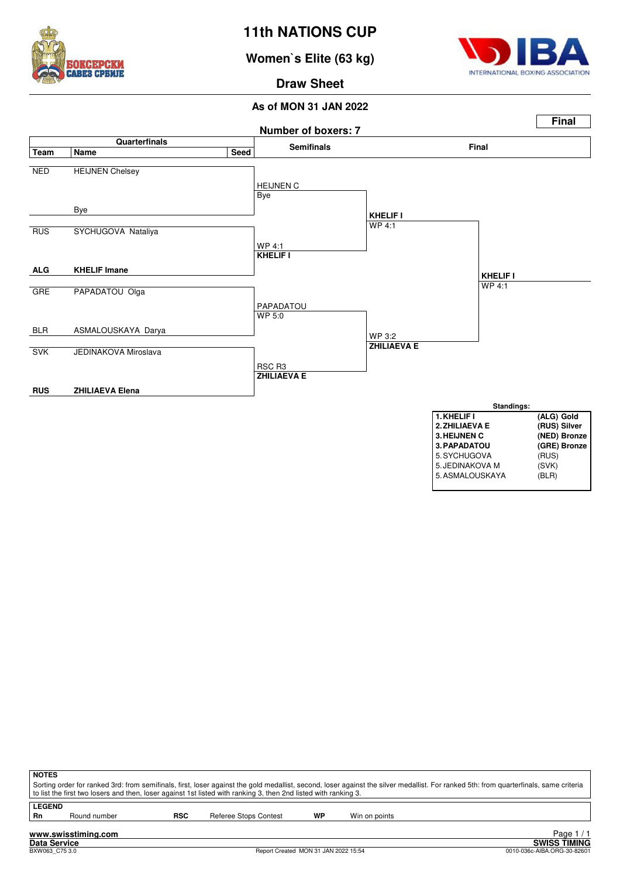# 11th NATIONS CUP

## Women`s Elite (63 kg)

### Draw Sheet

**As of MON 31 JAN 2022**

**Final**

**Number of boxers: 7**

| Team | Name | Seed | Semifinals | Final | |
|---|---|---|---|---|---|
| NED | HEIJNEN Chelsey | | HEIJNEN C<br>Bye | | |
| | Bye | | | **KHELIF I**<br>WP 4:1 | |
| RUS | SYCHUGOVA Nataliya | | WP 4:1<br>**KHELIF I** | | |
| **ALG** | **KHELIF Imane** | | | | **KHELIF I**<br>WP 4:1 |
| GRE | PAPADATOU Olga | | PAPADATOU<br>WP 5:0 | | |
| BLR | ASMALOUSKAYA Darya | | | WP 3:2<br>**ZHILIAEVA E** | |
| SVK | JEDINAKOVA Miroslava | | RSC R3<br>**ZHILIAEVA E** | | |
| **RUS** | **ZHILIAEVA Elena** | | | | |

**Standings:**

| Rank | Name | Team / Medal |
|---|---|---|
| **1.** | **KHELIF I** | **(ALG) Gold** |
| **2.** | **ZHILIAEVA E** | **(RUS) Silver** |
| **3.** | **HEIJNEN C** | **(NED) Bronze** |
| **3.** | **PAPADATOU** | **(GRE) Bronze** |
| 5. | SYCHUGOVA | (RUS) |
| 5. | JEDINAKOVA M | (SVK) |
| 5. | ASMALOUSKAYA | (BLR) |

**NOTES**

Sorting order for ranked 3rd: from semifinals, first, loser against the gold medallist, second, loser against the silver medallist. For ranked 5th: from quarterfinals, same criteria to list the first two losers and then, loser against 1st listed with ranking 3, then 2nd listed with ranking 3.

**LEGEND**

| | | | | | |
|---|---|---|---|---|---|
| **Rn** | Round number | **RSC** | Referee Stops Contest | **WP** | Win on points |

**www.swisstiming.com**
**Data Service**
BXW063_C75 3.0 — Report Created MON 31 JAN 2022 15:54 — **SWISS TIMING** 0010-036c-AIBA.ORG-30-82601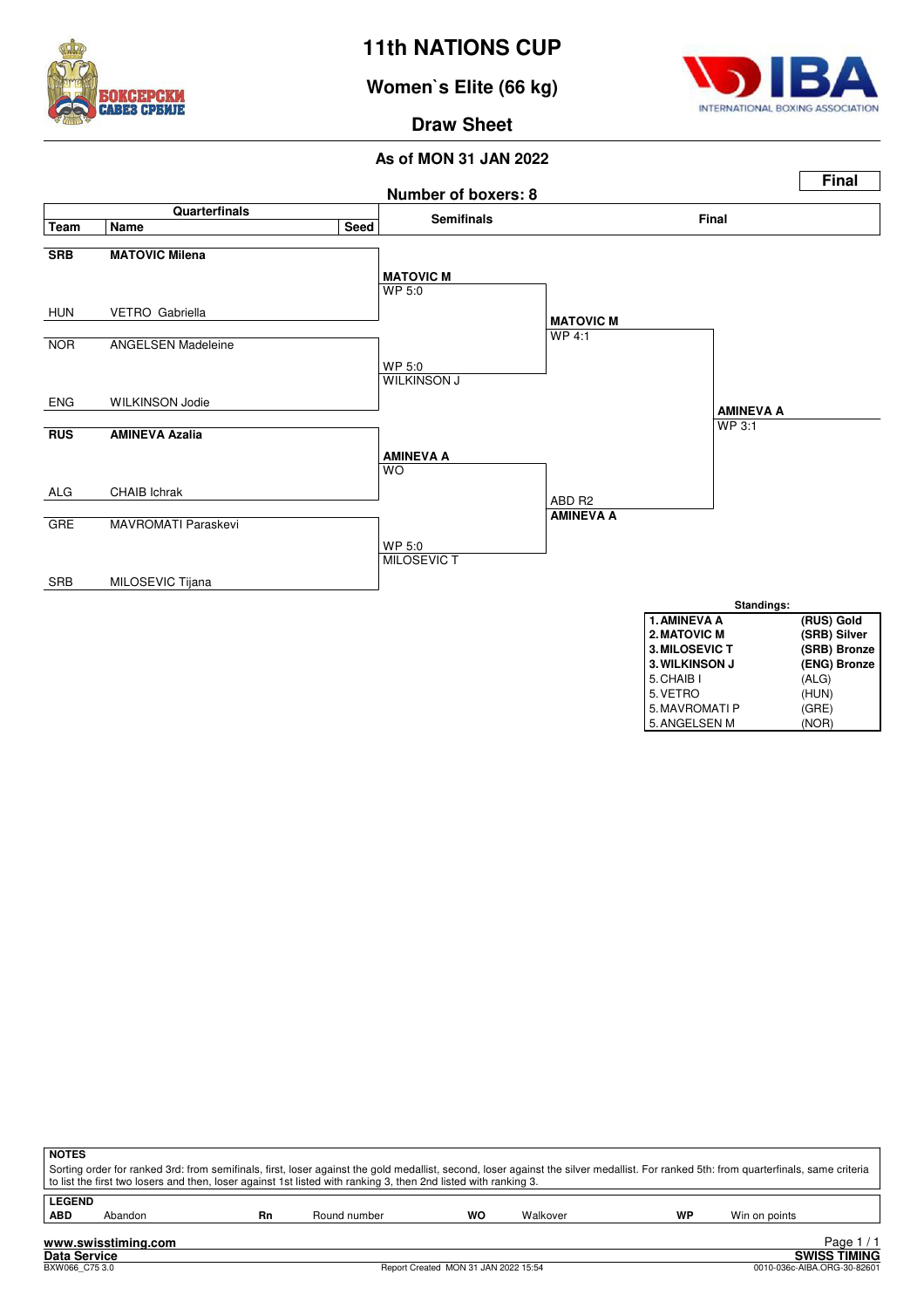# 11th NATIONS CUP

## Women`s Elite (66 kg)

## Draw Sheet

### As of MON 31 JAN 2022

**Final**

**Number of boxers: 8**

| Team | Name | Seed | Semifinals | Final | |
|---|---|---|---|---|---|
| **SRB** | **MATOVIC Milena** | | **MATOVIC M** WP 5:0 | | |
| HUN | VETRO Gabriella | | | **MATOVIC M** WP 4:1 | |
| NOR | ANGELSEN Madeleine | | WP 5:0 WILKINSON J | | |
| ENG | WILKINSON Jodie | | | | **AMINEVA A** WP 3:1 |
| **RUS** | **AMINEVA Azalia** | | **AMINEVA A** WO | | |
| ALG | CHAIB Ichrak | | | ABD R2 **AMINEVA A** | |
| GRE | MAVROMATI Paraskevi | | WP 5:0 MILOSEVIC T | | |
| SRB | MILOSEVIC Tijana | | | | |

**Standings:**

| Rank | Name | Team / Medal |
|---|---|---|
| **1.** | **AMINEVA A** | **(RUS) Gold** |
| **2.** | **MATOVIC M** | **(SRB) Silver** |
| **3.** | **MILOSEVIC T** | **(SRB) Bronze** |
| **3.** | **WILKINSON J** | **(ENG) Bronze** |
| 5. | CHAIB I | (ALG) |
| 5. | VETRO | (HUN) |
| 5. | MAVROMATI P | (GRE) |
| 5. | ANGELSEN M | (NOR) |

**NOTES**

Sorting order for ranked 3rd: from semifinals, first, loser against the gold medallist, second, loser against the silver medallist. For ranked 5th: from quarterfinals, same criteria to list the first two losers and then, loser against 1st listed with ranking 3, then 2nd listed with ranking 3.

**LEGEND**

| | | | | | | | |
|---|---|---|---|---|---|---|---|
| **ABD** | Abandon | **Rn** | Round number | **WO** | Walkover | **WP** | Win on points |

www.swisstiming.com
Data Service
BXW066_C75 3.0
Report Created MON 31 JAN 2022 15:54
SWISS TIMING
0010-036c-AIBA.ORG-30-82601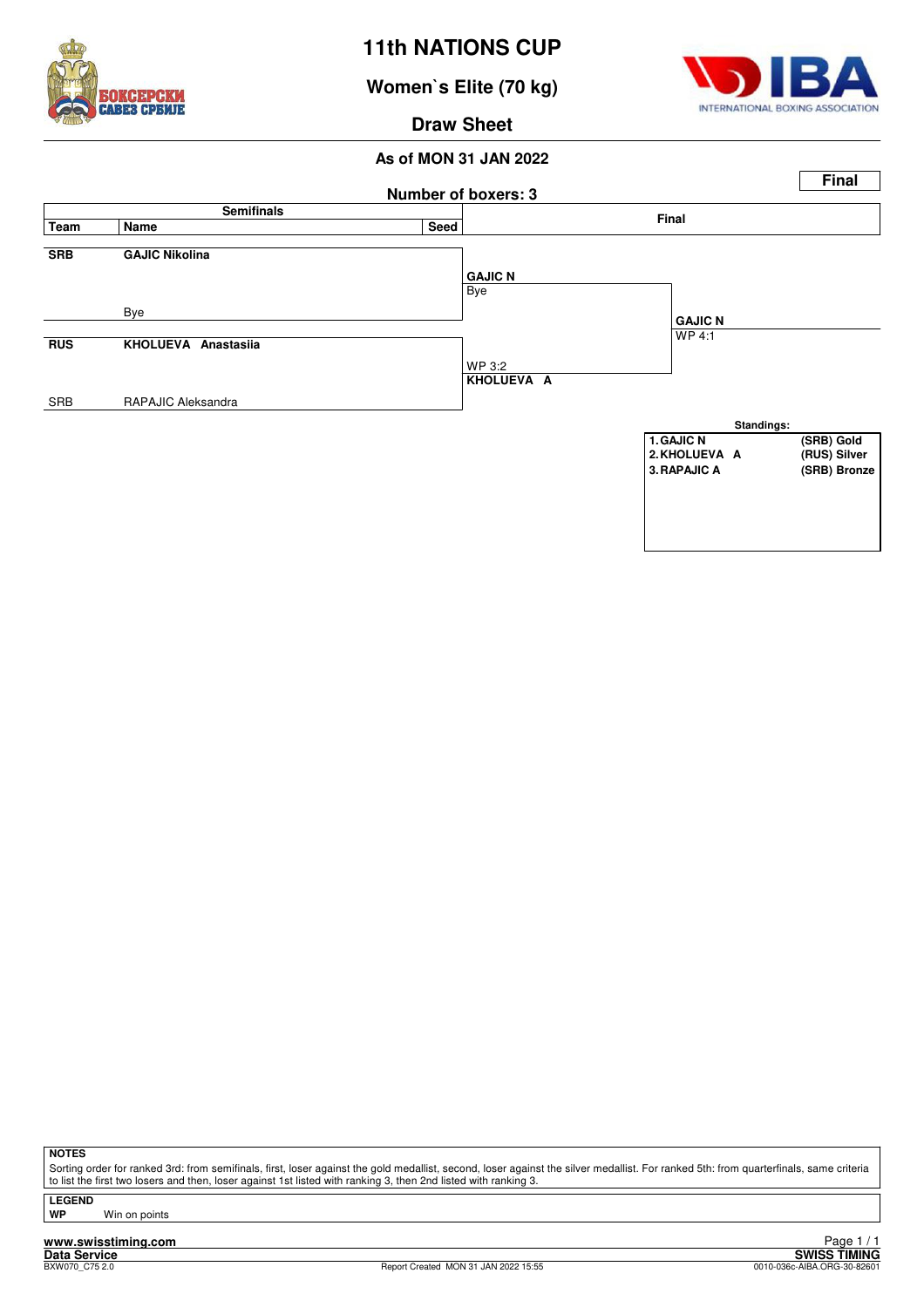# 11th NATIONS CUP

## Women`s Elite (70 kg)

### Draw Sheet

**As of MON 31 JAN 2022**

**Final**

**Number of boxers: 3**

| Team | Name | Seed | Semifinals result | Final result |
|---|---|---|---|---|
| **SRB** | **GAJIC Nikolina** | | **GAJIC N** Bye | |
| | Bye | | | **GAJIC N** WP 4:1 |
| **RUS** | **KHOLUEVA Anastasiia** | | WP 3:2 **KHOLUEVA A** | |
| SRB | RAPAJIC Aleksandra | | | |

**Standings:**

| | | |
|---|---|---|
| 1. | GAJIC N | (SRB) Gold |
| 2. | KHOLUEVA A | (RUS) Silver |
| 3. | RAPAJIC A | (SRB) Bronze |

**NOTES**

Sorting order for ranked 3rd: from semifinals, first, loser against the gold medallist, second, loser against the silver medallist. For ranked 5th: from quarterfinals, same criteria to list the first two losers and then, loser against 1st listed with ranking 3, then 2nd listed with ranking 3.

**LEGEND**

**WP** Win on points

www.swisstiming.com
Data Service
BXW070_C75 2.0
Report Created MON 31 JAN 2022 15:55
SWISS TIMING
0010-036c-AIBA.ORG-30-82601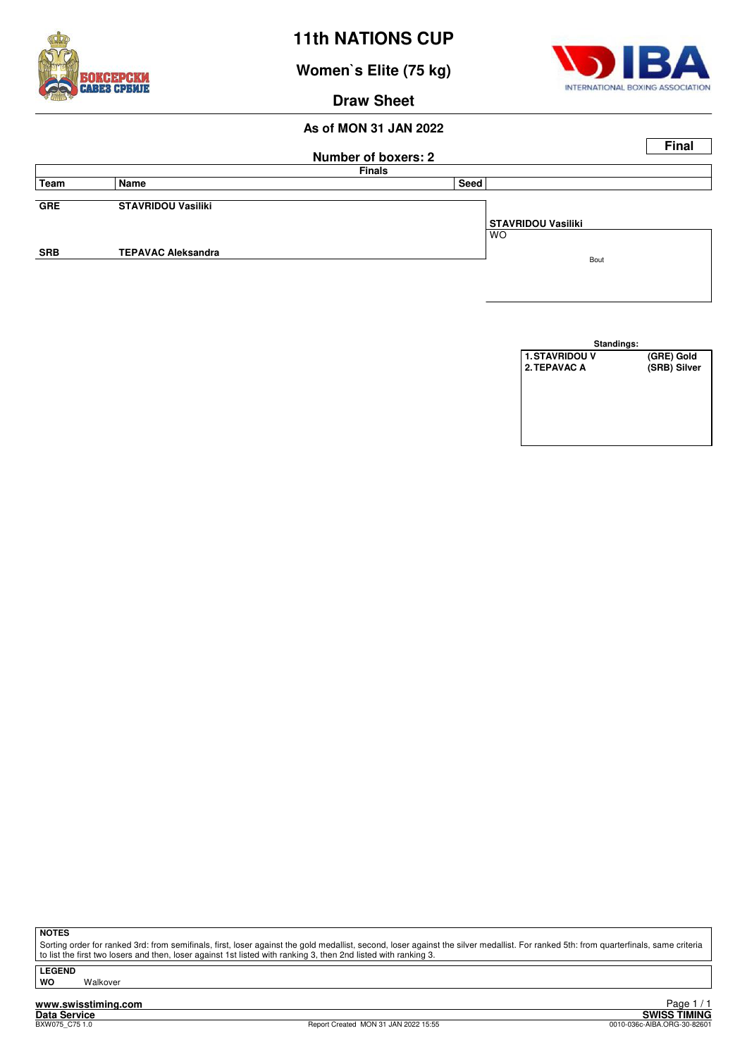# 11th NATIONS CUP

## Women`s Elite (75 kg)

### Draw Sheet

**As of MON 31 JAN 2022**

**Final**

**Number of boxers: 2**

**Finals**

| Team | Name | Seed | |
|---|---|---|---|
| GRE | STAVRIDOU Vasiliki | | **STAVRIDOU Vasiliki** WO |
| SRB | TEPAVAC Aleksandra | | Bout |

**Standings:**

| | |
|---|---|
| 1. STAVRIDOU V | (GRE) Gold |
| 2. TEPAVAC A | (SRB) Silver |

**NOTES**

Sorting order for ranked 3rd: from semifinals, first, loser against the gold medallist, second, loser against the silver medallist. For ranked 5th: from quarterfinals, same criteria to list the first two losers and then, loser against 1st listed with ranking 3, then 2nd listed with ranking 3.

**LEGEND**

**WO** Walkover

www.swisstiming.com
Data Service
BXW075_C75 1.0
Report Created MON 31 JAN 2022 15:55
SWISS TIMING
0010-036c-AIBA.ORG-30-82601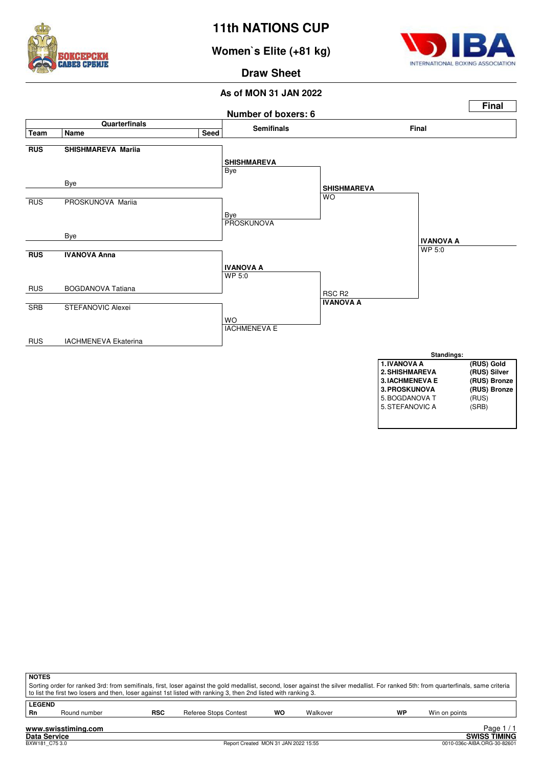# 11th NATIONS CUP

## Women`s Elite (+81 kg)

### Draw Sheet

**As of MON 31 JAN 2022**

**Final**

**Number of boxers: 6**

| Team | Name | Seed | Semifinals | Final | |
|---|---|---|---|---|---|
| **RUS** | **SHISHMAREVA Mariia** | | **SHISHMAREVA** Bye | **SHISHMAREVA** WO | |
| | Bye | | | | |
| RUS | PROSKUNOVA Mariia | | Bye PROSKUNOVA | | |
| | Bye | | | | **IVANOVA A** WP 5:0 |
| **RUS** | **IVANOVA Anna** | | **IVANOVA A** WP 5:0 | RSC R2 **IVANOVA A** | |
| RUS | BOGDANOVA Tatiana | | | | |
| SRB | STEFANOVIC Alexei | | WO IACHMENEVA E | | |
| RUS | IACHMENEVA Ekaterina | | | | |

**Standings:**

| | |
|---|---|
| **1. IVANOVA A** | **(RUS) Gold** |
| **2. SHISHMAREVA** | **(RUS) Silver** |
| **3. IACHMENEVA E** | **(RUS) Bronze** |
| **3. PROSKUNOVA** | **(RUS) Bronze** |
| 5. BOGDANOVA T | (RUS) |
| 5. STEFANOVIC A | (SRB) |

**NOTES**

Sorting order for ranked 3rd: from semifinals, first, loser against the gold medallist, second, loser against the silver medallist. For ranked 5th: from quarterfinals, same criteria to list the first two losers and then, loser against 1st listed with ranking 3, then 2nd listed with ranking 3.

**LEGEND**

| | | | | | | | |
|---|---|---|---|---|---|---|---|
| **Rn** | Round number | **RSC** | Referee Stops Contest | **WO** | Walkover | **WP** | Win on points |

www.swisstiming.com
Data Service — SWISS TIMING
BXW181_C75 3.0 — Report Created MON 31 JAN 2022 15:55 — 0010-036c-AIBA.ORG-30-82601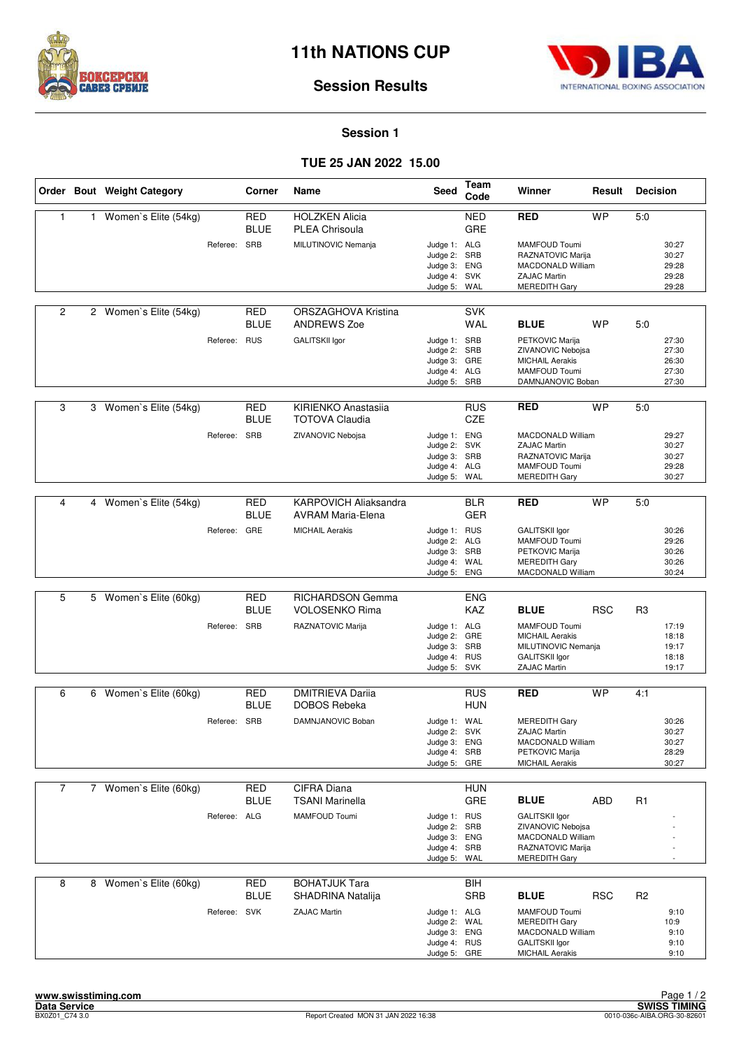# 11th NATIONS CUP

## Session Results

### Session 1

### TUE 25 JAN 2022 15.00

| Order | Bout | Weight Category | Corner | Name | Seed | Team Code | Winner | Result | Decision |
|---|---|---|---|---|---|---|---|---|---|
| 1 | 1 | Women`s Elite (54kg) | RED | HOLZKEN Alicia | | NED | RED | WP | 5:0 |
| | | | BLUE | PLEA Chrisoula | | GRE | | | |
| | | Referee: | SRB | MILUTINOVIC Nemanja | Judge 1: | ALG | MAMFOUD Toumi | | 30:27 |
| | | | | | Judge 2: | SRB | RAZNATOVIC Marija | | 30:27 |
| | | | | | Judge 3: | ENG | MACDONALD William | | 29:28 |
| | | | | | Judge 4: | SVK | ZAJAC Martin | | 29:28 |
| | | | | | Judge 5: | WAL | MEREDITH Gary | | 29:28 |
| 2 | 2 | Women`s Elite (54kg) | RED | ORSZAGHOVA Kristina | | SVK | | | |
| | | | BLUE | ANDREWS Zoe | | WAL | BLUE | WP | 5:0 |
| | | Referee: | RUS | GALITSKII Igor | Judge 1: | SRB | PETKOVIC Marija | | 27:30 |
| | | | | | Judge 2: | SRB | ZIVANOVIC Nebojsa | | 27:30 |
| | | | | | Judge 3: | GRE | MICHAIL Aerakis | | 26:30 |
| | | | | | Judge 4: | ALG | MAMFOUD Toumi | | 27:30 |
| | | | | | Judge 5: | SRB | DAMNJANOVIC Boban | | 27:30 |
| 3 | 3 | Women`s Elite (54kg) | RED | KIRIENKO Anastasiia | | RUS | RED | WP | 5:0 |
| | | | BLUE | TOTOVA Claudia | | CZE | | | |
| | | Referee: | SRB | ZIVANOVIC Nebojsa | Judge 1: | ENG | MACDONALD William | | 29:27 |
| | | | | | Judge 2: | SVK | ZAJAC Martin | | 30:27 |
| | | | | | Judge 3: | SRB | RAZNATOVIC Marija | | 30:27 |
| | | | | | Judge 4: | ALG | MAMFOUD Toumi | | 29:28 |
| | | | | | Judge 5: | WAL | MEREDITH Gary | | 30:27 |
| 4 | 4 | Women`s Elite (54kg) | RED | KARPOVICH Aliaksandra | | BLR | RED | WP | 5:0 |
| | | | BLUE | AVRAM Maria-Elena | | GER | | | |
| | | Referee: | GRE | MICHAIL Aerakis | Judge 1: | RUS | GALITSKII Igor | | 30:26 |
| | | | | | Judge 2: | ALG | MAMFOUD Toumi | | 29:26 |
| | | | | | Judge 3: | SRB | PETKOVIC Marija | | 30:26 |
| | | | | | Judge 4: | WAL | MEREDITH Gary | | 30:26 |
| | | | | | Judge 5: | ENG | MACDONALD William | | 30:24 |
| 5 | 5 | Women`s Elite (60kg) | RED | RICHARDSON Gemma | | ENG | | | |
| | | | BLUE | VOLOSENKO Rima | | KAZ | BLUE | RSC | R3 |
| | | Referee: | SRB | RAZNATOVIC Marija | Judge 1: | ALG | MAMFOUD Toumi | | 17:19 |
| | | | | | Judge 2: | GRE | MICHAIL Aerakis | | 18:18 |
| | | | | | Judge 3: | SRB | MILUTINOVIC Nemanja | | 19:17 |
| | | | | | Judge 4: | RUS | GALITSKII Igor | | 18:18 |
| | | | | | Judge 5: | SVK | ZAJAC Martin | | 19:17 |
| 6 | 6 | Women`s Elite (60kg) | RED | DMITRIEVA Dariia | | RUS | RED | WP | 4:1 |
| | | | BLUE | DOBOS Rebeka | | HUN | | | |
| | | Referee: | SRB | DAMNJANOVIC Boban | Judge 1: | WAL | MEREDITH Gary | | 30:26 |
| | | | | | Judge 2: | SVK | ZAJAC Martin | | 30:27 |
| | | | | | Judge 3: | ENG | MACDONALD William | | 30:27 |
| | | | | | Judge 4: | SRB | PETKOVIC Marija | | 28:29 |
| | | | | | Judge 5: | GRE | MICHAIL Aerakis | | 30:27 |
| 7 | 7 | Women`s Elite (60kg) | RED | CIFRA Diana | | HUN | | | |
| | | | BLUE | TSANI Marinella | | GRE | BLUE | ABD | R1 |
| | | Referee: | ALG | MAMFOUD Toumi | Judge 1: | RUS | GALITSKII Igor | | - |
| | | | | | Judge 2: | SRB | ZIVANOVIC Nebojsa | | - |
| | | | | | Judge 3: | ENG | MACDONALD William | | - |
| | | | | | Judge 4: | SRB | RAZNATOVIC Marija | | - |
| | | | | | Judge 5: | WAL | MEREDITH Gary | | - |
| 8 | 8 | Women`s Elite (60kg) | RED | BOHATJUK Tara | | BIH | | | |
| | | | BLUE | SHADRINA Natalija | | SRB | BLUE | RSC | R2 |
| | | Referee: | SVK | ZAJAC Martin | Judge 1: | ALG | MAMFOUD Toumi | | 9:10 |
| | | | | | Judge 2: | WAL | MEREDITH Gary | | 10:9 |
| | | | | | Judge 3: | ENG | MACDONALD William | | 9:10 |
| | | | | | Judge 4: | RUS | GALITSKII Igor | | 9:10 |
| | | | | | Judge 5: | GRE | MICHAIL Aerakis | | 9:10 |

www.swisstiming.com
Data Service
BX0Z01_C74 3.0 Report Created MON 31 JAN 2022 16:38
SWISS TIMING
0010-036c-AIBA.ORG-30-82601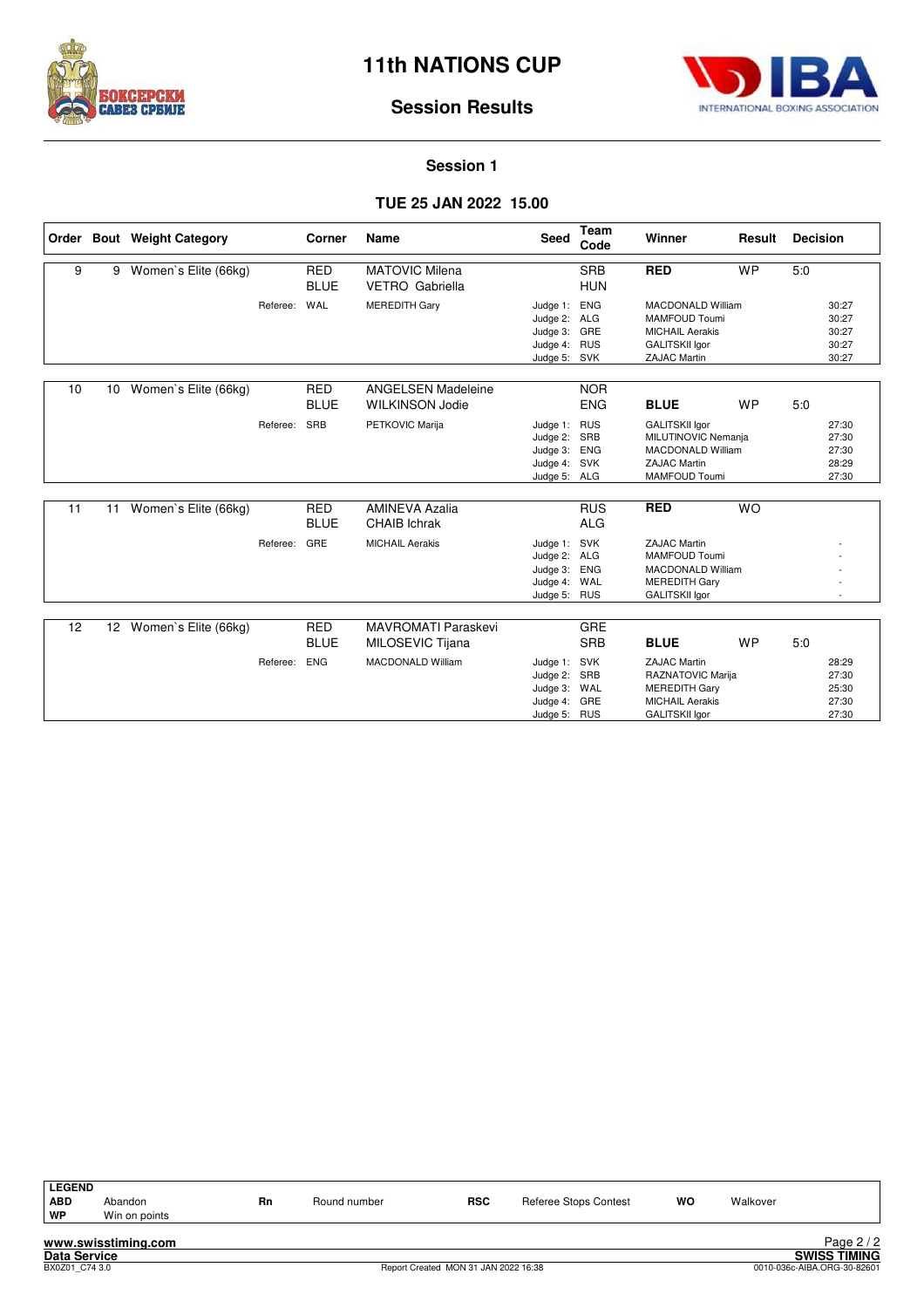# 11th NATIONS CUP

## Session Results

### Session 1

### TUE 25 JAN 2022 15.00

| Order | Bout | Weight Category | Corner | Name | Seed | Team Code | Winner | Result | Decision |
|---|---|---|---|---|---|---|---|---|---|
| 9 | 9 | Women`s Elite (66kg) | RED | MATOVIC Milena | | SRB | **RED** | WP | 5:0 |
| | | | BLUE | VETRO Gabriella | | HUN | | | |
| | | Referee: | WAL | MEREDITH Gary | Judge 1: | ENG | MACDONALD William | | 30:27 |
| | | | | | Judge 2: | ALG | MAMFOUD Toumi | | 30:27 |
| | | | | | Judge 3: | GRE | MICHAIL Aerakis | | 30:27 |
| | | | | | Judge 4: | RUS | GALITSKII Igor | | 30:27 |
| | | | | | Judge 5: | SVK | ZAJAC Martin | | 30:27 |
| 10 | 10 | Women`s Elite (66kg) | RED | ANGELSEN Madeleine | | NOR | | | |
| | | | BLUE | WILKINSON Jodie | | ENG | **BLUE** | WP | 5:0 |
| | | Referee: | SRB | PETKOVIC Marija | Judge 1: | RUS | GALITSKII Igor | | 27:30 |
| | | | | | Judge 2: | SRB | MILUTINOVIC Nemanja | | 27:30 |
| | | | | | Judge 3: | ENG | MACDONALD William | | 27:30 |
| | | | | | Judge 4: | SVK | ZAJAC Martin | | 28:29 |
| | | | | | Judge 5: | ALG | MAMFOUD Toumi | | 27:30 |
| 11 | 11 | Women`s Elite (66kg) | RED | AMINEVA Azalia | | RUS | **RED** | WO | |
| | | | BLUE | CHAIB Ichrak | | ALG | | | |
| | | Referee: | GRE | MICHAIL Aerakis | Judge 1: | SVK | ZAJAC Martin | | - |
| | | | | | Judge 2: | ALG | MAMFOUD Toumi | | - |
| | | | | | Judge 3: | ENG | MACDONALD William | | - |
| | | | | | Judge 4: | WAL | MEREDITH Gary | | - |
| | | | | | Judge 5: | RUS | GALITSKII Igor | | - |
| 12 | 12 | Women`s Elite (66kg) | RED | MAVROMATI Paraskevi | | GRE | | | |
| | | | BLUE | MILOSEVIC Tijana | | SRB | **BLUE** | WP | 5:0 |
| | | Referee: | ENG | MACDONALD William | Judge 1: | SVK | ZAJAC Martin | | 28:29 |
| | | | | | Judge 2: | SRB | RAZNATOVIC Marija | | 27:30 |
| | | | | | Judge 3: | WAL | MEREDITH Gary | | 25:30 |
| | | | | | Judge 4: | GRE | MICHAIL Aerakis | | 27:30 |
| | | | | | Judge 5: | RUS | GALITSKII Igor | | 27:30 |

**LEGEND**

| | | | | | | | |
|---|---|---|---|---|---|---|---|
| **ABD** | Abandon | **Rn** | Round number | **RSC** | Referee Stops Contest | **WO** | Walkover |
| **WP** | Win on points | | | | | | |

**www.swisstiming.com**
**Data Service**
BX0Z01_C74 3.0

Report Created MON 31 JAN 2022 16:38

**SWISS TIMING**
0010-036c-AIBA.ORG-30-82601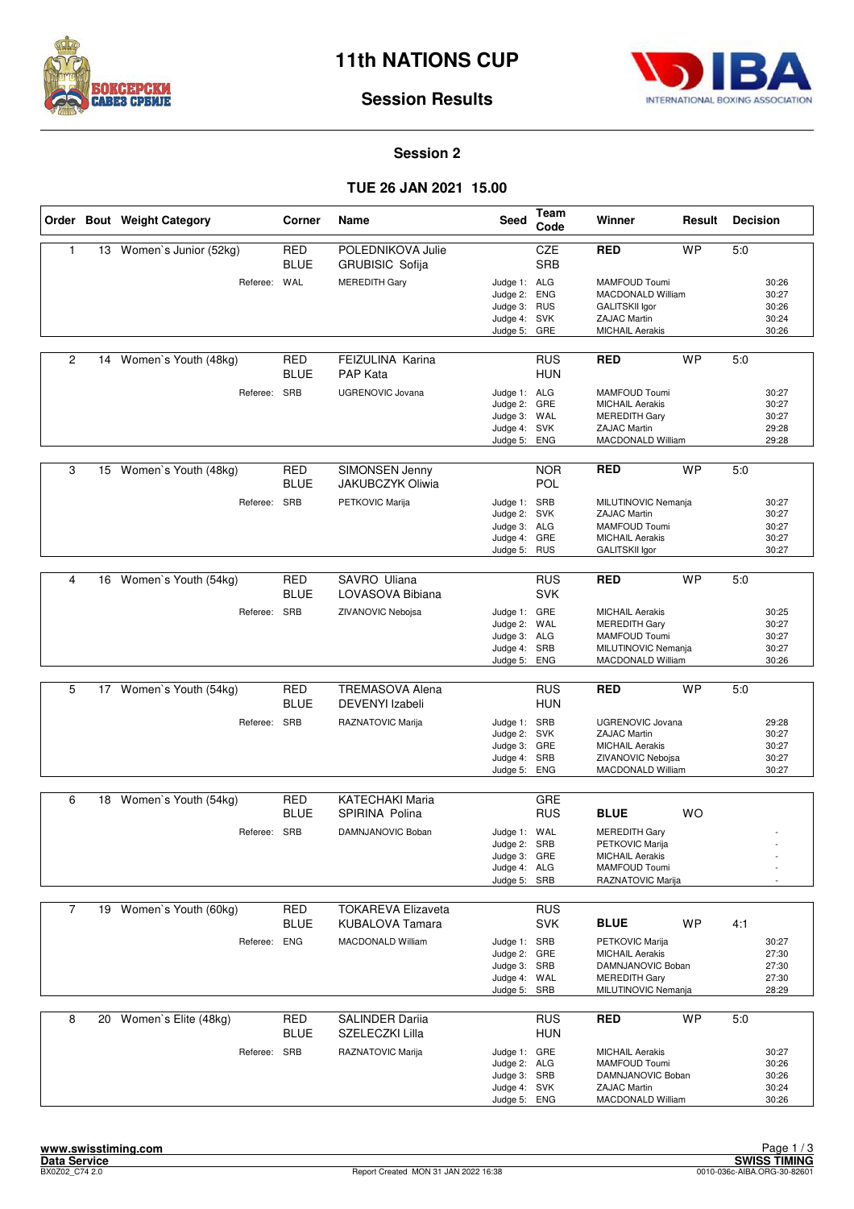# 11th NATIONS CUP

## Session Results

### Session 2

### TUE 26 JAN 2021 15.00

| Order | Bout | Weight Category | Corner | Name | Seed | Team Code | Winner | Result | Decision |
|---|---|---|---|---|---|---|---|---|---|
| 1 | 13 | Women`s Junior (52kg) | RED | POLEDNIKOVA Julie | | CZE | RED | WP | 5:0 |
| | | | BLUE | GRUBISIC Sofija | | SRB | | | |
| | | Referee: | WAL | MEREDITH Gary | Judge 1: | ALG | MAMFOUD Toumi | | 30:26 |
| | | | | | Judge 2: | ENG | MACDONALD William | | 30:27 |
| | | | | | Judge 3: | RUS | GALITSKII Igor | | 30:26 |
| | | | | | Judge 4: | SVK | ZAJAC Martin | | 30:24 |
| | | | | | Judge 5: | GRE | MICHAIL Aerakis | | 30:26 |
| 2 | 14 | Women`s Youth (48kg) | RED | FEIZULINA Karina | | RUS | RED | WP | 5:0 |
| | | | BLUE | PAP Kata | | HUN | | | |
| | | Referee: | SRB | UGRENOVIC Jovana | Judge 1: | ALG | MAMFOUD Toumi | | 30:27 |
| | | | | | Judge 2: | GRE | MICHAIL Aerakis | | 30:27 |
| | | | | | Judge 3: | WAL | MEREDITH Gary | | 30:27 |
| | | | | | Judge 4: | SVK | ZAJAC Martin | | 29:28 |
| | | | | | Judge 5: | ENG | MACDONALD William | | 29:28 |
| 3 | 15 | Women`s Youth (48kg) | RED | SIMONSEN Jenny | | NOR | RED | WP | 5:0 |
| | | | BLUE | JAKUBCZYK Oliwia | | POL | | | |
| | | Referee: | SRB | PETKOVIC Marija | Judge 1: | SRB | MILUTINOVIC Nemanja | | 30:27 |
| | | | | | Judge 2: | SVK | ZAJAC Martin | | 30:27 |
| | | | | | Judge 3: | ALG | MAMFOUD Toumi | | 30:27 |
| | | | | | Judge 4: | GRE | MICHAIL Aerakis | | 30:27 |
| | | | | | Judge 5: | RUS | GALITSKII Igor | | 30:27 |
| 4 | 16 | Women`s Youth (54kg) | RED | SAVRO Uliana | | RUS | RED | WP | 5:0 |
| | | | BLUE | LOVASOVA Bibiana | | SVK | | | |
| | | Referee: | SRB | ZIVANOVIC Nebojsa | Judge 1: | GRE | MICHAIL Aerakis | | 30:25 |
| | | | | | Judge 2: | WAL | MEREDITH Gary | | 30:27 |
| | | | | | Judge 3: | ALG | MAMFOUD Toumi | | 30:27 |
| | | | | | Judge 4: | SRB | MILUTINOVIC Nemanja | | 30:27 |
| | | | | | Judge 5: | ENG | MACDONALD William | | 30:26 |
| 5 | 17 | Women`s Youth (54kg) | RED | TREMASOVA Alena | | RUS | RED | WP | 5:0 |
| | | | BLUE | DEVENYI Izabeli | | HUN | | | |
| | | Referee: | SRB | RAZNATOVIC Marija | Judge 1: | SRB | UGRENOVIC Jovana | | 29:28 |
| | | | | | Judge 2: | SVK | ZAJAC Martin | | 30:27 |
| | | | | | Judge 3: | GRE | MICHAIL Aerakis | | 30:27 |
| | | | | | Judge 4: | SRB | ZIVANOVIC Nebojsa | | 30:27 |
| | | | | | Judge 5: | ENG | MACDONALD William | | 30:27 |
| 6 | 18 | Women`s Youth (54kg) | RED | KATECHAKI Maria | | GRE | | | |
| | | | BLUE | SPIRINA Polina | | RUS | BLUE | WO | |
| | | Referee: | SRB | DAMNJANOVIC Boban | Judge 1: | WAL | MEREDITH Gary | | - |
| | | | | | Judge 2: | SRB | PETKOVIC Marija | | - |
| | | | | | Judge 3: | GRE | MICHAIL Aerakis | | - |
| | | | | | Judge 4: | ALG | MAMFOUD Toumi | | - |
| | | | | | Judge 5: | SRB | RAZNATOVIC Marija | | - |
| 7 | 19 | Women`s Youth (60kg) | RED | TOKAREVA Elizaveta | | RUS | | | |
| | | | BLUE | KUBALOVA Tamara | | SVK | BLUE | WP | 4:1 |
| | | Referee: | ENG | MACDONALD William | Judge 1: | SRB | PETKOVIC Marija | | 30:27 |
| | | | | | Judge 2: | GRE | MICHAIL Aerakis | | 27:30 |
| | | | | | Judge 3: | SRB | DAMNJANOVIC Boban | | 27:30 |
| | | | | | Judge 4: | WAL | MEREDITH Gary | | 27:30 |
| | | | | | Judge 5: | SRB | MILUTINOVIC Nemanja | | 28:29 |
| 8 | 20 | Women`s Elite (48kg) | RED | SALINDER Dariia | | RUS | RED | WP | 5:0 |
| | | | BLUE | SZELECZKI Lilla | | HUN | | | |
| | | Referee: | SRB | RAZNATOVIC Marija | Judge 1: | GRE | MICHAIL Aerakis | | 30:27 |
| | | | | | Judge 2: | ALG | MAMFOUD Toumi | | 30:26 |
| | | | | | Judge 3: | SRB | DAMNJANOVIC Boban | | 30:26 |
| | | | | | Judge 4: | SVK | ZAJAC Martin | | 30:24 |
| | | | | | Judge 5: | ENG | MACDONALD William | | 30:26 |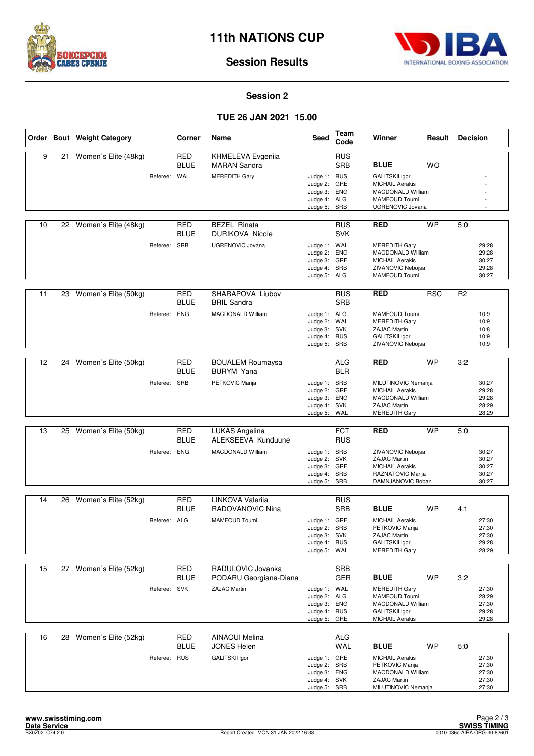# 11th NATIONS CUP

## Session Results

### Session 2

### TUE 26 JAN 2021 15.00

| Order | Bout | Weight Category | Corner | Name | Seed | Team Code | Winner | Result | Decision |
|---|---|---|---|---|---|---|---|---|---|
| 9 | 21 | Women`s Elite (48kg) | RED | KHMELEVA Evgeniia | | RUS | | | |
| | | | BLUE | MARAN Sandra | | SRB | **BLUE** | WO | |
| | | Referee: | WAL | MEREDITH Gary | Judge 1: | RUS | GALITSKII Igor | | - |
| | | | | | Judge 2: | GRE | MICHAIL Aerakis | | - |
| | | | | | Judge 3: | ENG | MACDONALD William | | - |
| | | | | | Judge 4: | ALG | MAMFOUD Toumi | | - |
| | | | | | Judge 5: | SRB | UGRENOVIC Jovana | | - |
| 10 | 22 | Women`s Elite (48kg) | RED | BEZEL Rinata | | RUS | **RED** | WP | 5:0 |
| | | | BLUE | DURIKOVA Nicole | | SVK | | | |
| | | Referee: | SRB | UGRENOVIC Jovana | Judge 1: | WAL | MEREDITH Gary | | 29:28 |
| | | | | | Judge 2: | ENG | MACDONALD William | | 29:28 |
| | | | | | Judge 3: | GRE | MICHAIL Aerakis | | 30:27 |
| | | | | | Judge 4: | SRB | ZIVANOVIC Nebojsa | | 29:28 |
| | | | | | Judge 5: | ALG | MAMFOUD Toumi | | 30:27 |
| 11 | 23 | Women`s Elite (50kg) | RED | SHARAPOVA Liubov | | RUS | **RED** | RSC | R2 |
| | | | BLUE | BRIL Sandra | | SRB | | | |
| | | Referee: | ENG | MACDONALD William | Judge 1: | ALG | MAMFOUD Toumi | | 10:9 |
| | | | | | Judge 2: | WAL | MEREDITH Gary | | 10:9 |
| | | | | | Judge 3: | SVK | ZAJAC Martin | | 10:8 |
| | | | | | Judge 4: | RUS | GALITSKII Igor | | 10:9 |
| | | | | | Judge 5: | SRB | ZIVANOVIC Nebojsa | | 10:9 |
| 12 | 24 | Women`s Elite (50kg) | RED | BOUALEM Roumaysa | | ALG | **RED** | WP | 3:2 |
| | | | BLUE | BURYM Yana | | BLR | | | |
| | | Referee: | SRB | PETKOVIC Marija | Judge 1: | SRB | MILUTINOVIC Nemanja | | 30:27 |
| | | | | | Judge 2: | GRE | MICHAIL Aerakis | | 29:28 |
| | | | | | Judge 3: | ENG | MACDONALD William | | 29:28 |
| | | | | | Judge 4: | SVK | ZAJAC Martin | | 28:29 |
| | | | | | Judge 5: | WAL | MEREDITH Gary | | 28:29 |
| 13 | 25 | Women`s Elite (50kg) | RED | LUKAS Angelina | | FCT | **RED** | WP | 5:0 |
| | | | BLUE | ALEKSEEVA Kunduune | | RUS | | | |
| | | Referee: | ENG | MACDONALD William | Judge 1: | SRB | ZIVANOVIC Nebojsa | | 30:27 |
| | | | | | Judge 2: | SVK | ZAJAC Martin | | 30:27 |
| | | | | | Judge 3: | GRE | MICHAIL Aerakis | | 30:27 |
| | | | | | Judge 4: | SRB | RAZNATOVIC Marija | | 30:27 |
| | | | | | Judge 5: | SRB | DAMNJANOVIC Boban | | 30:27 |
| 14 | 26 | Women`s Elite (52kg) | RED | LINKOVA Valeriia | | RUS | | | |
| | | | BLUE | RADOVANOVIC Nina | | SRB | **BLUE** | WP | 4:1 |
| | | Referee: | ALG | MAMFOUD Toumi | Judge 1: | GRE | MICHAIL Aerakis | | 27:30 |
| | | | | | Judge 2: | SRB | PETKOVIC Marija | | 27:30 |
| | | | | | Judge 3: | SVK | ZAJAC Martin | | 27:30 |
| | | | | | Judge 4: | RUS | GALITSKII Igor | | 29:28 |
| | | | | | Judge 5: | WAL | MEREDITH Gary | | 28:29 |
| 15 | 27 | Women`s Elite (52kg) | RED | RADULOVIC Jovanka | | SRB | | | |
| | | | BLUE | PODARU Georgiana-Diana | | GER | **BLUE** | WP | 3:2 |
| | | Referee: | SVK | ZAJAC Martin | Judge 1: | WAL | MEREDITH Gary | | 27:30 |
| | | | | | Judge 2: | ALG | MAMFOUD Toumi | | 28:29 |
| | | | | | Judge 3: | ENG | MACDONALD William | | 27:30 |
| | | | | | Judge 4: | RUS | GALITSKII Igor | | 29:28 |
| | | | | | Judge 5: | GRE | MICHAIL Aerakis | | 29:28 |
| 16 | 28 | Women`s Elite (52kg) | RED | AINAOUI Melina | | ALG | | | |
| | | | BLUE | JONES Helen | | WAL | **BLUE** | WP | 5:0 |
| | | Referee: | RUS | GALITSKII Igor | Judge 1: | GRE | MICHAIL Aerakis | | 27:30 |
| | | | | | Judge 2: | SRB | PETKOVIC Marija | | 27:30 |
| | | | | | Judge 3: | ENG | MACDONALD William | | 27:30 |
| | | | | | Judge 4: | SVK | ZAJAC Martin | | 27:30 |
| | | | | | Judge 5: | SRB | MILUTINOVIC Nemanja | | 27:30 |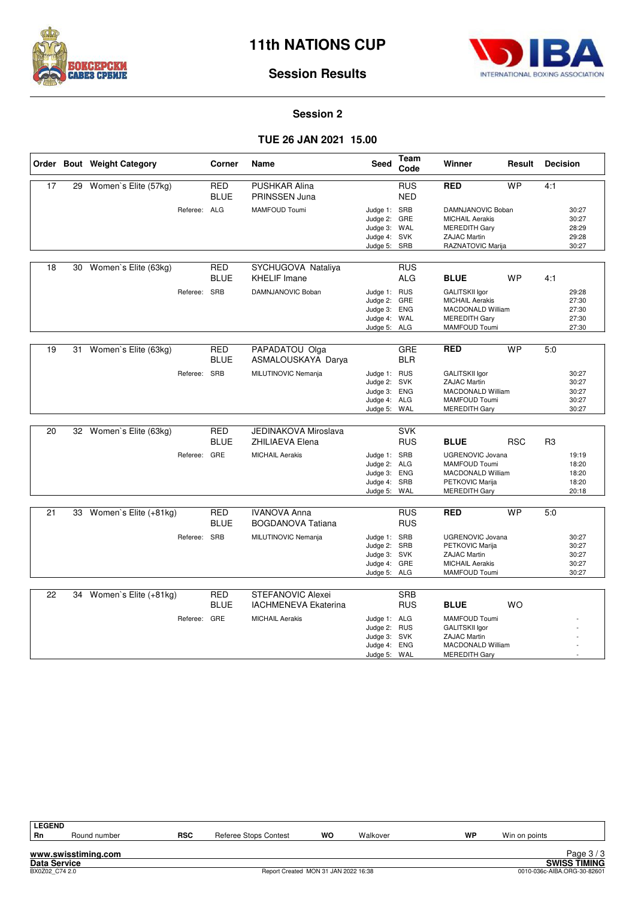# 11th NATIONS CUP

## Session Results

### Session 2

### TUE 26 JAN 2021 15.00

| Order | Bout | Weight Category | Corner | Name | Seed | Team Code | Winner | Result | Decision |
|---|---|---|---|---|---|---|---|---|---|
| 17 | 29 | Women`s Elite (57kg) | RED | PUSHKAR Alina | | RUS | **RED** | WP | 4:1 |
| | | | BLUE | PRINSSEN Juna | | NED | | | |
| | | Referee: | ALG | MAMFOUD Toumi | Judge 1: | SRB | DAMNJANOVIC Boban | | 30:27 |
| | | | | | Judge 2: | GRE | MICHAIL Aerakis | | 30:27 |
| | | | | | Judge 3: | WAL | MEREDITH Gary | | 28:29 |
| | | | | | Judge 4: | SVK | ZAJAC Martin | | 29:28 |
| | | | | | Judge 5: | SRB | RAZNATOVIC Marija | | 30:27 |
| 18 | 30 | Women`s Elite (63kg) | RED | SYCHUGOVA Nataliya | | RUS | | | |
| | | | BLUE | KHELIF Imane | | ALG | **BLUE** | WP | 4:1 |
| | | Referee: | SRB | DAMNJANOVIC Boban | Judge 1: | RUS | GALITSKII Igor | | 29:28 |
| | | | | | Judge 2: | GRE | MICHAIL Aerakis | | 27:30 |
| | | | | | Judge 3: | ENG | MACDONALD William | | 27:30 |
| | | | | | Judge 4: | WAL | MEREDITH Gary | | 27:30 |
| | | | | | Judge 5: | ALG | MAMFOUD Toumi | | 27:30 |
| 19 | 31 | Women`s Elite (63kg) | RED | PAPADATOU Olga | | GRE | **RED** | WP | 5:0 |
| | | | BLUE | ASMALOUSKAYA Darya | | BLR | | | |
| | | Referee: | SRB | MILUTINOVIC Nemanja | Judge 1: | RUS | GALITSKII Igor | | 30:27 |
| | | | | | Judge 2: | SVK | ZAJAC Martin | | 30:27 |
| | | | | | Judge 3: | ENG | MACDONALD William | | 30:27 |
| | | | | | Judge 4: | ALG | MAMFOUD Toumi | | 30:27 |
| | | | | | Judge 5: | WAL | MEREDITH Gary | | 30:27 |
| 20 | 32 | Women`s Elite (63kg) | RED | JEDINAKOVA Miroslava | | SVK | | | |
| | | | BLUE | ZHILIAEVA Elena | | RUS | **BLUE** | RSC | R3 |
| | | Referee: | GRE | MICHAIL Aerakis | Judge 1: | SRB | UGRENOVIC Jovana | | 19:19 |
| | | | | | Judge 2: | ALG | MAMFOUD Toumi | | 18:20 |
| | | | | | Judge 3: | ENG | MACDONALD William | | 18:20 |
| | | | | | Judge 4: | SRB | PETKOVIC Marija | | 18:20 |
| | | | | | Judge 5: | WAL | MEREDITH Gary | | 20:18 |
| 21 | 33 | Women`s Elite (+81kg) | RED | IVANOVA Anna | | RUS | **RED** | WP | 5:0 |
| | | | BLUE | BOGDANOVA Tatiana | | RUS | | | |
| | | Referee: | SRB | MILUTINOVIC Nemanja | Judge 1: | SRB | UGRENOVIC Jovana | | 30:27 |
| | | | | | Judge 2: | SRB | PETKOVIC Marija | | 30:27 |
| | | | | | Judge 3: | SVK | ZAJAC Martin | | 30:27 |
| | | | | | Judge 4: | GRE | MICHAIL Aerakis | | 30:27 |
| | | | | | Judge 5: | ALG | MAMFOUD Toumi | | 30:27 |
| 22 | 34 | Women`s Elite (+81kg) | RED | STEFANOVIC Alexei | | SRB | | | |
| | | | BLUE | IACHMENEVA Ekaterina | | RUS | **BLUE** | WO | |
| | | Referee: | GRE | MICHAIL Aerakis | Judge 1: | ALG | MAMFOUD Toumi | | - |
| | | | | | Judge 2: | RUS | GALITSKII Igor | | - |
| | | | | | Judge 3: | SVK | ZAJAC Martin | | - |
| | | | | | Judge 4: | ENG | MACDONALD William | | - |
| | | | | | Judge 5: | WAL | MEREDITH Gary | | - |

**LEGEND**

| Rn | Round number | RSC | Referee Stops Contest | WO | Walkover | WP | Win on points |
|---|---|---|---|---|---|---|---|

www.swisstiming.com
Data Service
BX0Z02_C74 2.0
Report Created MON 31 JAN 2022 16:38
SWISS TIMING
0010-036c-AIBA.ORG-30-82601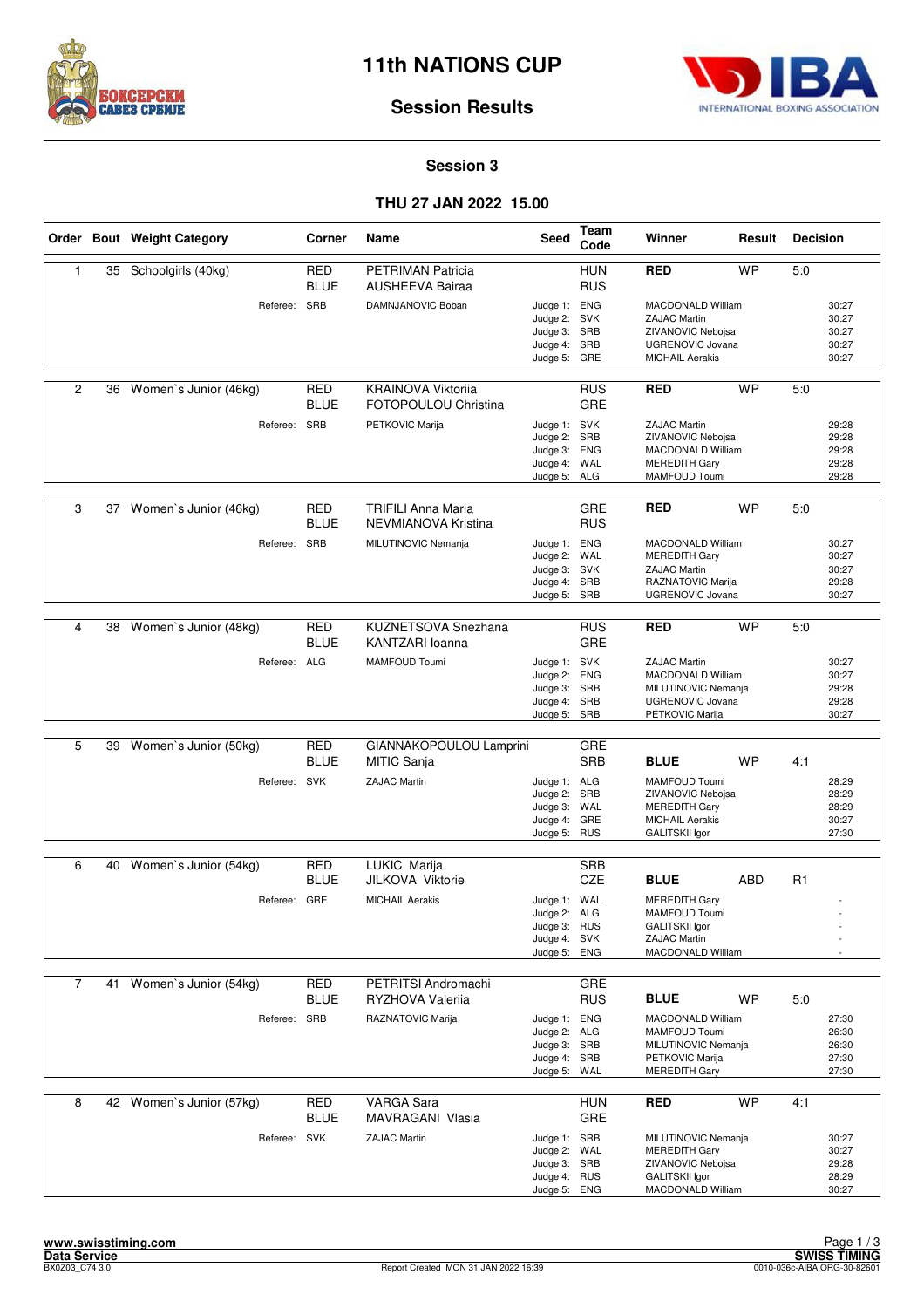# 11th NATIONS CUP

## Session Results

### Session 3

### THU 27 JAN 2022 15.00

| Order | Bout | Weight Category | Corner | Name | Seed | Team Code | Winner | Result | Decision |
|---|---|---|---|---|---|---|---|---|---|
| 1 | 35 | Schoolgirls (40kg) | RED | PETRIMAN Patricia | | HUN | **RED** | WP | 5:0 |
| | | | BLUE | AUSHEEVA Bairaa | | RUS | | | |
| | | Referee: | SRB | DAMNJANOVIC Boban | Judge 1: | ENG | MACDONALD William | | 30:27 |
| | | | | | Judge 2: | SVK | ZAJAC Martin | | 30:27 |
| | | | | | Judge 3: | SRB | ZIVANOVIC Nebojsa | | 30:27 |
| | | | | | Judge 4: | SRB | UGRENOVIC Jovana | | 30:27 |
| | | | | | Judge 5: | GRE | MICHAIL Aerakis | | 30:27 |
| 2 | 36 | Women`s Junior (46kg) | RED | KRAINOVA Viktoriia | | RUS | **RED** | WP | 5:0 |
| | | | BLUE | FOTOPOULOU Christina | | GRE | | | |
| | | Referee: | SRB | PETKOVIC Marija | Judge 1: | SVK | ZAJAC Martin | | 29:28 |
| | | | | | Judge 2: | SRB | ZIVANOVIC Nebojsa | | 29:28 |
| | | | | | Judge 3: | ENG | MACDONALD William | | 29:28 |
| | | | | | Judge 4: | WAL | MEREDITH Gary | | 29:28 |
| | | | | | Judge 5: | ALG | MAMFOUD Toumi | | 29:28 |
| 3 | 37 | Women`s Junior (46kg) | RED | TRIFILI Anna Maria | | GRE | **RED** | WP | 5:0 |
| | | | BLUE | NEVMIANOVA Kristina | | RUS | | | |
| | | Referee: | SRB | MILUTINOVIC Nemanja | Judge 1: | ENG | MACDONALD William | | 30:27 |
| | | | | | Judge 2: | WAL | MEREDITH Gary | | 30:27 |
| | | | | | Judge 3: | SVK | ZAJAC Martin | | 30:27 |
| | | | | | Judge 4: | SRB | RAZNATOVIC Marija | | 29:28 |
| | | | | | Judge 5: | SRB | UGRENOVIC Jovana | | 30:27 |
| 4 | 38 | Women`s Junior (48kg) | RED | KUZNETSOVA Snezhana | | RUS | **RED** | WP | 5:0 |
| | | | BLUE | KANTZARI Ioanna | | GRE | | | |
| | | Referee: | ALG | MAMFOUD Toumi | Judge 1: | SVK | ZAJAC Martin | | 30:27 |
| | | | | | Judge 2: | ENG | MACDONALD William | | 30:27 |
| | | | | | Judge 3: | SRB | MILUTINOVIC Nemanja | | 29:28 |
| | | | | | Judge 4: | SRB | UGRENOVIC Jovana | | 29:28 |
| | | | | | Judge 5: | SRB | PETKOVIC Marija | | 30:27 |
| 5 | 39 | Women`s Junior (50kg) | RED | GIANNAKOPOULOU Lamprini | | GRE | | | |
| | | | BLUE | MITIC Sanja | | SRB | **BLUE** | WP | 4:1 |
| | | Referee: | SVK | ZAJAC Martin | Judge 1: | ALG | MAMFOUD Toumi | | 28:29 |
| | | | | | Judge 2: | SRB | ZIVANOVIC Nebojsa | | 28:29 |
| | | | | | Judge 3: | WAL | MEREDITH Gary | | 28:29 |
| | | | | | Judge 4: | GRE | MICHAIL Aerakis | | 30:27 |
| | | | | | Judge 5: | RUS | GALITSKII Igor | | 27:30 |
| 6 | 40 | Women`s Junior (54kg) | RED | LUKIC Marija | | SRB | | | |
| | | | BLUE | JILKOVA Viktorie | | CZE | **BLUE** | ABD | R1 |
| | | Referee: | GRE | MICHAIL Aerakis | Judge 1: | WAL | MEREDITH Gary | | - |
| | | | | | Judge 2: | ALG | MAMFOUD Toumi | | - |
| | | | | | Judge 3: | RUS | GALITSKII Igor | | - |
| | | | | | Judge 4: | SVK | ZAJAC Martin | | - |
| | | | | | Judge 5: | ENG | MACDONALD William | | - |
| 7 | 41 | Women`s Junior (54kg) | RED | PETRITSI Andromachi | | GRE | | | |
| | | | BLUE | RYZHOVA Valeriia | | RUS | **BLUE** | WP | 5:0 |
| | | Referee: | SRB | RAZNATOVIC Marija | Judge 1: | ENG | MACDONALD William | | 27:30 |
| | | | | | Judge 2: | ALG | MAMFOUD Toumi | | 26:30 |
| | | | | | Judge 3: | SRB | MILUTINOVIC Nemanja | | 26:30 |
| | | | | | Judge 4: | SRB | PETKOVIC Marija | | 27:30 |
| | | | | | Judge 5: | WAL | MEREDITH Gary | | 27:30 |
| 8 | 42 | Women`s Junior (57kg) | RED | VARGA Sara | | HUN | **RED** | WP | 4:1 |
| | | | BLUE | MAVRAGANI Vlasia | | GRE | | | |
| | | Referee: | SVK | ZAJAC Martin | Judge 1: | SRB | MILUTINOVIC Nemanja | | 30:27 |
| | | | | | Judge 2: | WAL | MEREDITH Gary | | 30:27 |
| | | | | | Judge 3: | SRB | ZIVANOVIC Nebojsa | | 29:28 |
| | | | | | Judge 4: | RUS | GALITSKII Igor | | 28:29 |
| | | | | | Judge 5: | ENG | MACDONALD William | | 30:27 |

www.swisstiming.com
Data Service
BX0Z03_C74 3.0 — Report Created MON 31 JAN 2022 16:39
SWISS TIMING
0010-036c-AIBA.ORG-30-82601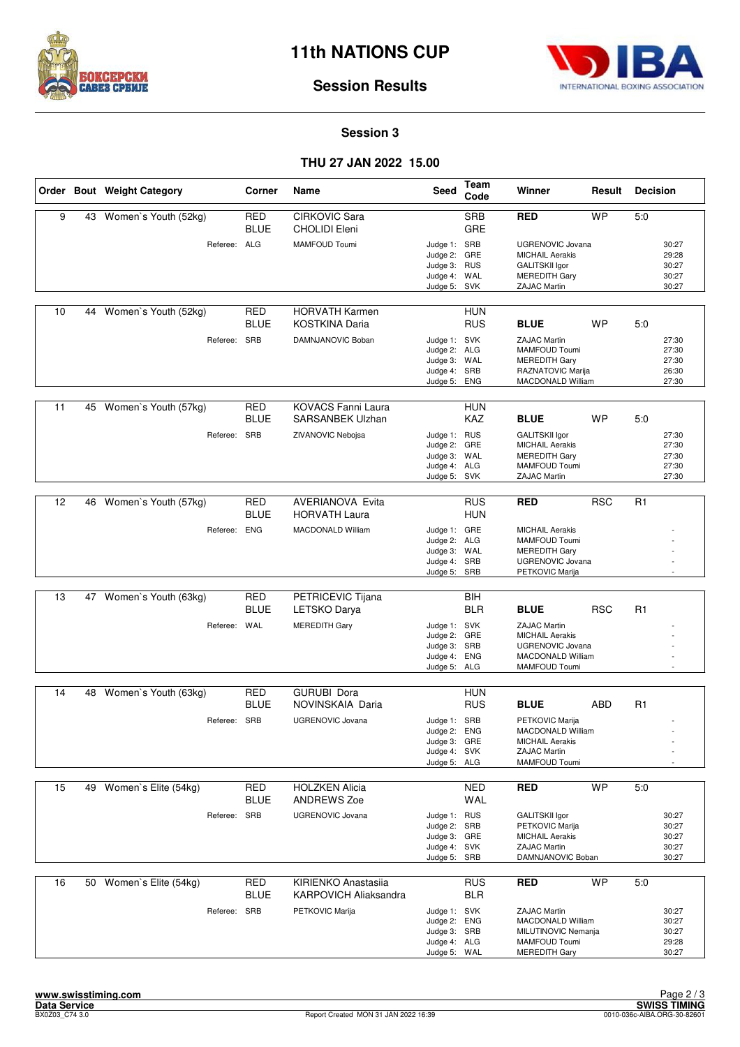# 11th NATIONS CUP

## Session Results

### Session 3

### THU 27 JAN 2022 15.00

| Order | Bout | Weight Category | Corner | Name | Seed | Team Code | Winner | Result | Decision |
|---|---|---|---|---|---|---|---|---|---|
| 9 | 43 | Women`s Youth (52kg) | RED | CIRKOVIC Sara | | SRB | RED | WP | 5:0 |
| | | | BLUE | CHOLIDI Eleni | | GRE | | | |
| | | Referee: | ALG | MAMFOUD Toumi | Judge 1: | SRB | UGRENOVIC Jovana | | 30:27 |
| | | | | | Judge 2: | GRE | MICHAIL Aerakis | | 29:28 |
| | | | | | Judge 3: | RUS | GALITSKII Igor | | 30:27 |
| | | | | | Judge 4: | WAL | MEREDITH Gary | | 30:27 |
| | | | | | Judge 5: | SVK | ZAJAC Martin | | 30:27 |
| 10 | 44 | Women`s Youth (52kg) | RED | HORVATH Karmen | | HUN | | | |
| | | | BLUE | KOSTKINA Daria | | RUS | BLUE | WP | 5:0 |
| | | Referee: | SRB | DAMNJANOVIC Boban | Judge 1: | SVK | ZAJAC Martin | | 27:30 |
| | | | | | Judge 2: | ALG | MAMFOUD Toumi | | 27:30 |
| | | | | | Judge 3: | WAL | MEREDITH Gary | | 27:30 |
| | | | | | Judge 4: | SRB | RAZNATOVIC Marija | | 26:30 |
| | | | | | Judge 5: | ENG | MACDONALD William | | 27:30 |
| 11 | 45 | Women`s Youth (57kg) | RED | KOVACS Fanni Laura | | HUN | | | |
| | | | BLUE | SARSANBEK Ulzhan | | KAZ | BLUE | WP | 5:0 |
| | | Referee: | SRB | ZIVANOVIC Nebojsa | Judge 1: | RUS | GALITSKII Igor | | 27:30 |
| | | | | | Judge 2: | GRE | MICHAIL Aerakis | | 27:30 |
| | | | | | Judge 3: | WAL | MEREDITH Gary | | 27:30 |
| | | | | | Judge 4: | ALG | MAMFOUD Toumi | | 27:30 |
| | | | | | Judge 5: | SVK | ZAJAC Martin | | 27:30 |
| 12 | 46 | Women`s Youth (57kg) | RED | AVERIANOVA Evita | | RUS | RED | RSC | R1 |
| | | | BLUE | HORVATH Laura | | HUN | | | |
| | | Referee: | ENG | MACDONALD William | Judge 1: | GRE | MICHAIL Aerakis | | - |
| | | | | | Judge 2: | ALG | MAMFOUD Toumi | | - |
| | | | | | Judge 3: | WAL | MEREDITH Gary | | - |
| | | | | | Judge 4: | SRB | UGRENOVIC Jovana | | - |
| | | | | | Judge 5: | SRB | PETKOVIC Marija | | - |
| 13 | 47 | Women`s Youth (63kg) | RED | PETRICEVIC Tijana | | BIH | | | |
| | | | BLUE | LETSKO Darya | | BLR | BLUE | RSC | R1 |
| | | Referee: | WAL | MEREDITH Gary | Judge 1: | SVK | ZAJAC Martin | | - |
| | | | | | Judge 2: | GRE | MICHAIL Aerakis | | - |
| | | | | | Judge 3: | SRB | UGRENOVIC Jovana | | - |
| | | | | | Judge 4: | ENG | MACDONALD William | | - |
| | | | | | Judge 5: | ALG | MAMFOUD Toumi | | - |
| 14 | 48 | Women`s Youth (63kg) | RED | GURUBI Dora | | HUN | | | |
| | | | BLUE | NOVINSKAIA Daria | | RUS | BLUE | ABD | R1 |
| | | Referee: | SRB | UGRENOVIC Jovana | Judge 1: | SRB | PETKOVIC Marija | | - |
| | | | | | Judge 2: | ENG | MACDONALD William | | - |
| | | | | | Judge 3: | GRE | MICHAIL Aerakis | | - |
| | | | | | Judge 4: | SVK | ZAJAC Martin | | - |
| | | | | | Judge 5: | ALG | MAMFOUD Toumi | | - |
| 15 | 49 | Women`s Elite (54kg) | RED | HOLZKEN Alicia | | NED | RED | WP | 5:0 |
| | | | BLUE | ANDREWS Zoe | | WAL | | | |
| | | Referee: | SRB | UGRENOVIC Jovana | Judge 1: | RUS | GALITSKII Igor | | 30:27 |
| | | | | | Judge 2: | SRB | PETKOVIC Marija | | 30:27 |
| | | | | | Judge 3: | GRE | MICHAIL Aerakis | | 30:27 |
| | | | | | Judge 4: | SVK | ZAJAC Martin | | 30:27 |
| | | | | | Judge 5: | SRB | DAMNJANOVIC Boban | | 30:27 |
| 16 | 50 | Women`s Elite (54kg) | RED | KIRIENKO Anastasiia | | RUS | RED | WP | 5:0 |
| | | | BLUE | KARPOVICH Aliaksandra | | BLR | | | |
| | | Referee: | SRB | PETKOVIC Marija | Judge 1: | SVK | ZAJAC Martin | | 30:27 |
| | | | | | Judge 2: | ENG | MACDONALD William | | 30:27 |
| | | | | | Judge 3: | SRB | MILUTINOVIC Nemanja | | 30:27 |
| | | | | | Judge 4: | ALG | MAMFOUD Toumi | | 29:28 |
| | | | | | Judge 5: | WAL | MEREDITH Gary | | 30:27 |

www.swisstiming.com
Data Service
BX0Z03_C74 3.0
Report Created MON 31 JAN 2022 16:39
SWISS TIMING
0010-036c-AIBA.ORG-30-82601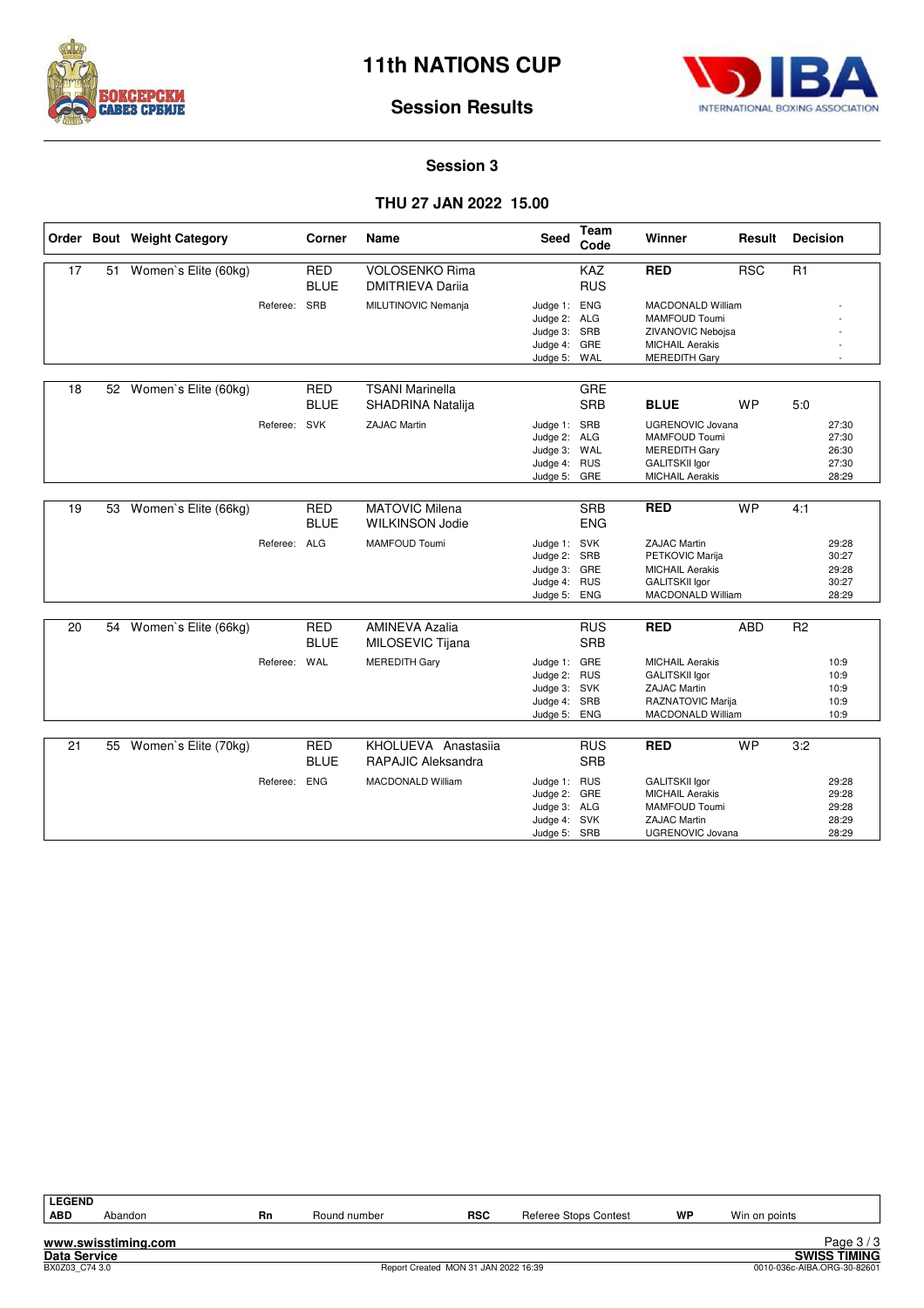# 11th NATIONS CUP

## Session Results

### Session 3

### THU 27 JAN 2022 15.00

| Order | Bout | Weight Category | Corner | Name | Seed | Team Code | Winner | Result | Decision |
|---|---|---|---|---|---|---|---|---|---|
| 17 | 51 | Women`s Elite (60kg) | RED | VOLOSENKO Rima | | KAZ | **RED** | RSC | R1 |
| | | | BLUE | DMITRIEVA Dariia | | RUS | | | |
| | | Referee: SRB | | MILUTINOVIC Nemanja | Judge 1: | ENG | MACDONALD William | | - |
| | | | | | Judge 2: | ALG | MAMFOUD Toumi | | - |
| | | | | | Judge 3: | SRB | ZIVANOVIC Nebojsa | | - |
| | | | | | Judge 4: | GRE | MICHAIL Aerakis | | - |
| | | | | | Judge 5: | WAL | MEREDITH Gary | | - |
| 18 | 52 | Women`s Elite (60kg) | RED | TSANI Marinella | | GRE | | | |
| | | | BLUE | SHADRINA Natalija | | SRB | **BLUE** | WP | 5:0 |
| | | Referee: SVK | | ZAJAC Martin | Judge 1: | SRB | UGRENOVIC Jovana | | 27:30 |
| | | | | | Judge 2: | ALG | MAMFOUD Toumi | | 27:30 |
| | | | | | Judge 3: | WAL | MEREDITH Gary | | 26:30 |
| | | | | | Judge 4: | RUS | GALITSKII Igor | | 27:30 |
| | | | | | Judge 5: | GRE | MICHAIL Aerakis | | 28:29 |
| 19 | 53 | Women`s Elite (66kg) | RED | MATOVIC Milena | | SRB | **RED** | WP | 4:1 |
| | | | BLUE | WILKINSON Jodie | | ENG | | | |
| | | Referee: ALG | | MAMFOUD Toumi | Judge 1: | SVK | ZAJAC Martin | | 29:28 |
| | | | | | Judge 2: | SRB | PETKOVIC Marija | | 30:27 |
| | | | | | Judge 3: | GRE | MICHAIL Aerakis | | 29:28 |
| | | | | | Judge 4: | RUS | GALITSKII Igor | | 30:27 |
| | | | | | Judge 5: | ENG | MACDONALD William | | 28:29 |
| 20 | 54 | Women`s Elite (66kg) | RED | AMINEVA Azalia | | RUS | **RED** | ABD | R2 |
| | | | BLUE | MILOSEVIC Tijana | | SRB | | | |
| | | Referee: WAL | | MEREDITH Gary | Judge 1: | GRE | MICHAIL Aerakis | | 10:9 |
| | | | | | Judge 2: | RUS | GALITSKII Igor | | 10:9 |
| | | | | | Judge 3: | SVK | ZAJAC Martin | | 10:9 |
| | | | | | Judge 4: | SRB | RAZNATOVIC Marija | | 10:9 |
| | | | | | Judge 5: | ENG | MACDONALD William | | 10:9 |
| 21 | 55 | Women`s Elite (70kg) | RED | KHOLUEVA Anastasiia | | RUS | **RED** | WP | 3:2 |
| | | | BLUE | RAPAJIC Aleksandra | | SRB | | | |
| | | Referee: ENG | | MACDONALD William | Judge 1: | RUS | GALITSKII Igor | | 29:28 |
| | | | | | Judge 2: | GRE | MICHAIL Aerakis | | 29:28 |
| | | | | | Judge 3: | ALG | MAMFOUD Toumi | | 29:28 |
| | | | | | Judge 4: | SVK | ZAJAC Martin | | 28:29 |
| | | | | | Judge 5: | SRB | UGRENOVIC Jovana | | 28:29 |

**LEGEND**

| | | | | | | | |
|---|---|---|---|---|---|---|---|
| **ABD** | Abandon | **Rn** | Round number | **RSC** | Referee Stops Contest | **WP** | Win on points |

Report Created MON 31 JAN 2022 16:39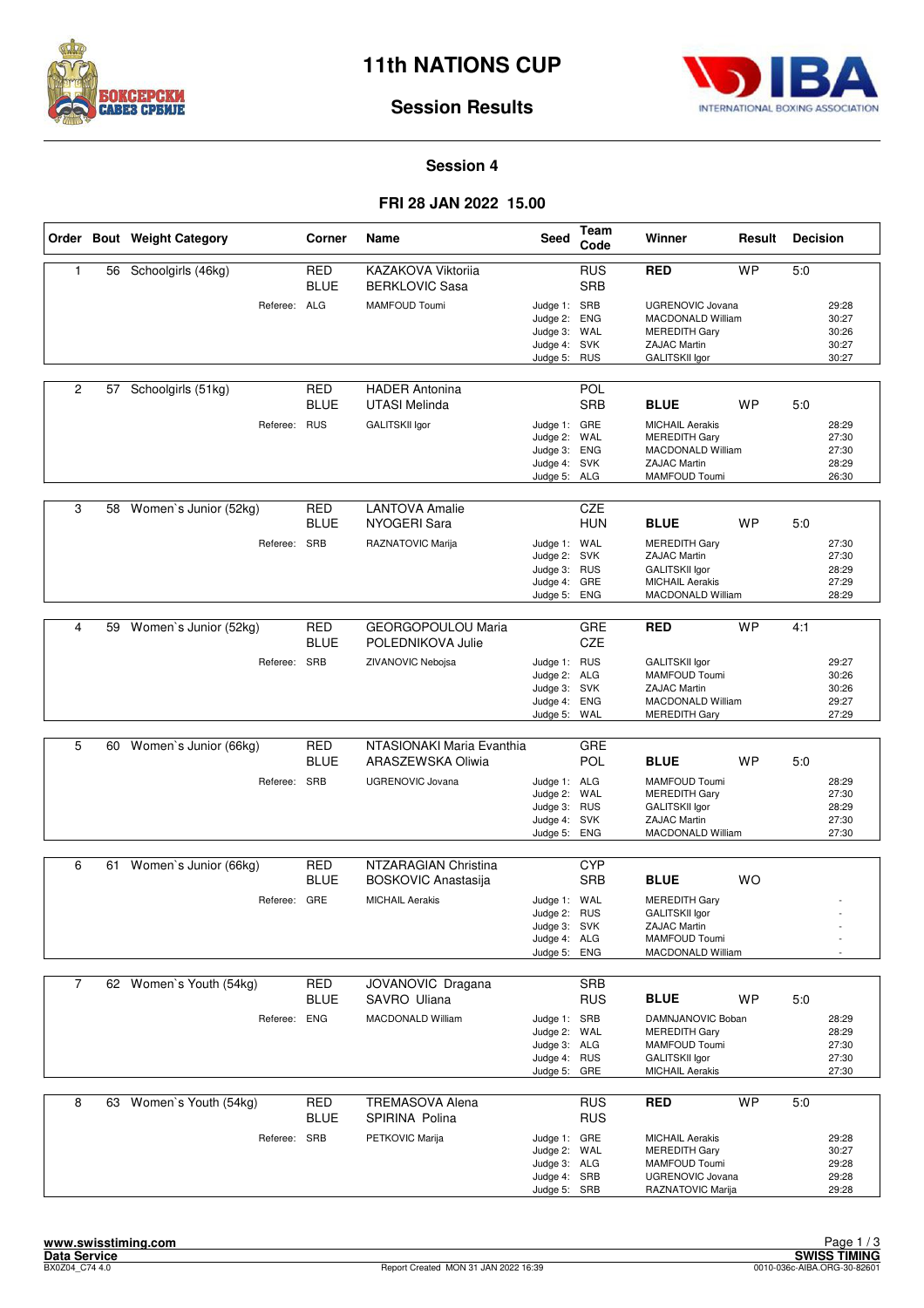# 11th NATIONS CUP

## Session Results

### Session 4

### FRI 28 JAN 2022 15.00

| Order | Bout | Weight Category | Corner | Name | Seed | Team Code | Winner | Result | Decision |
|---|---|---|---|---|---|---|---|---|---|
| 1 | 56 | Schoolgirls (46kg) | RED | KAZAKOVA Viktoriia | | RUS | RED | WP | 5:0 |
| | | | BLUE | BERKLOVIC Sasa | | SRB | | | |
| | | Referee: | ALG | MAMFOUD Toumi | Judge 1: | SRB | UGRENOVIC Jovana | | 29:28 |
| | | | | | Judge 2: | ENG | MACDONALD William | | 30:27 |
| | | | | | Judge 3: | WAL | MEREDITH Gary | | 30:26 |
| | | | | | Judge 4: | SVK | ZAJAC Martin | | 30:27 |
| | | | | | Judge 5: | RUS | GALITSKII Igor | | 30:27 |
| 2 | 57 | Schoolgirls (51kg) | RED | HADER Antonina | | POL | | | |
| | | | BLUE | UTASI Melinda | | SRB | BLUE | WP | 5:0 |
| | | Referee: | RUS | GALITSKII Igor | Judge 1: | GRE | MICHAIL Aerakis | | 28:29 |
| | | | | | Judge 2: | WAL | MEREDITH Gary | | 27:30 |
| | | | | | Judge 3: | ENG | MACDONALD William | | 27:30 |
| | | | | | Judge 4: | SVK | ZAJAC Martin | | 28:29 |
| | | | | | Judge 5: | ALG | MAMFOUD Toumi | | 26:30 |
| 3 | 58 | Women`s Junior (52kg) | RED | LANTOVA Amalie | | CZE | | | |
| | | | BLUE | NYOGERI Sara | | HUN | BLUE | WP | 5:0 |
| | | Referee: | SRB | RAZNATOVIC Marija | Judge 1: | WAL | MEREDITH Gary | | 27:30 |
| | | | | | Judge 2: | SVK | ZAJAC Martin | | 27:30 |
| | | | | | Judge 3: | RUS | GALITSKII Igor | | 28:29 |
| | | | | | Judge 4: | GRE | MICHAIL Aerakis | | 27:29 |
| | | | | | Judge 5: | ENG | MACDONALD William | | 28:29 |
| 4 | 59 | Women`s Junior (52kg) | RED | GEORGOPOULOU Maria | | GRE | RED | WP | 4:1 |
| | | | BLUE | POLEDNIKOVA Julie | | CZE | | | |
| | | Referee: | SRB | ZIVANOVIC Nebojsa | Judge 1: | RUS | GALITSKII Igor | | 29:27 |
| | | | | | Judge 2: | ALG | MAMFOUD Toumi | | 30:26 |
| | | | | | Judge 3: | SVK | ZAJAC Martin | | 30:26 |
| | | | | | Judge 4: | ENG | MACDONALD William | | 29:27 |
| | | | | | Judge 5: | WAL | MEREDITH Gary | | 27:29 |
| 5 | 60 | Women`s Junior (66kg) | RED | NTASIONAKI Maria Evanthia | | GRE | | | |
| | | | BLUE | ARASZEWSKA Oliwia | | POL | BLUE | WP | 5:0 |
| | | Referee: | SRB | UGRENOVIC Jovana | Judge 1: | ALG | MAMFOUD Toumi | | 28:29 |
| | | | | | Judge 2: | WAL | MEREDITH Gary | | 27:30 |
| | | | | | Judge 3: | RUS | GALITSKII Igor | | 28:29 |
| | | | | | Judge 4: | SVK | ZAJAC Martin | | 27:30 |
| | | | | | Judge 5: | ENG | MACDONALD William | | 27:30 |
| 6 | 61 | Women`s Junior (66kg) | RED | NTZARAGIAN Christina | | CYP | | | |
| | | | BLUE | BOSKOVIC Anastasija | | SRB | BLUE | WO | |
| | | Referee: | GRE | MICHAIL Aerakis | Judge 1: | WAL | MEREDITH Gary | | - |
| | | | | | Judge 2: | RUS | GALITSKII Igor | | - |
| | | | | | Judge 3: | SVK | ZAJAC Martin | | - |
| | | | | | Judge 4: | ALG | MAMFOUD Toumi | | - |
| | | | | | Judge 5: | ENG | MACDONALD William | | - |
| 7 | 62 | Women`s Youth (54kg) | RED | JOVANOVIC Dragana | | SRB | | | |
| | | | BLUE | SAVRO Uliana | | RUS | BLUE | WP | 5:0 |
| | | Referee: | ENG | MACDONALD William | Judge 1: | SRB | DAMNJANOVIC Boban | | 28:29 |
| | | | | | Judge 2: | WAL | MEREDITH Gary | | 28:29 |
| | | | | | Judge 3: | ALG | MAMFOUD Toumi | | 27:30 |
| | | | | | Judge 4: | RUS | GALITSKII Igor | | 27:30 |
| | | | | | Judge 5: | GRE | MICHAIL Aerakis | | 27:30 |
| 8 | 63 | Women`s Youth (54kg) | RED | TREMASOVA Alena | | RUS | RED | WP | 5:0 |
| | | | BLUE | SPIRINA Polina | | RUS | | | |
| | | Referee: | SRB | PETKOVIC Marija | Judge 1: | GRE | MICHAIL Aerakis | | 29:28 |
| | | | | | Judge 2: | WAL | MEREDITH Gary | | 30:27 |
| | | | | | Judge 3: | ALG | MAMFOUD Toumi | | 29:28 |
| | | | | | Judge 4: | SRB | UGRENOVIC Jovana | | 29:28 |
| | | | | | Judge 5: | SRB | RAZNATOVIC Marija | | 29:28 |

www.swisstiming.com
Data Service
BX0Z04_C74 4.0
Report Created MON 31 JAN 2022 16:39
SWISS TIMING
0010-036c-AIBA.ORG-30-82601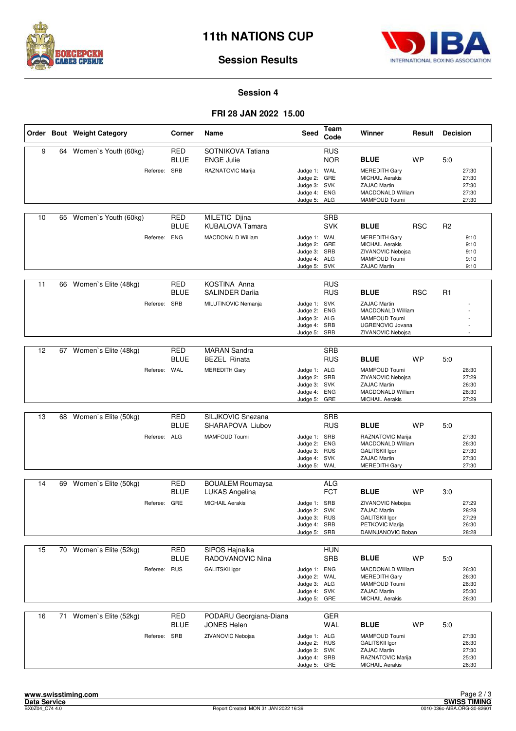# 11th NATIONS CUP

## Session Results

### Session 4

### FRI 28 JAN 2022 15.00

| Order | Bout | Weight Category | Corner | Name | Seed | Team Code | Winner | Result | Decision |
|---|---|---|---|---|---|---|---|---|---|
| 9 | 64 | Women`s Youth (60kg) | RED | SOTNIKOVA Tatiana | | RUS | | | |
| | | | BLUE | ENGE Julie | | NOR | **BLUE** | WP | 5:0 |
| | | Referee: | SRB | RAZNATOVIC Marija | Judge 1: | WAL | MEREDITH Gary | | 27:30 |
| | | | | | Judge 2: | GRE | MICHAIL Aerakis | | 27:30 |
| | | | | | Judge 3: | SVK | ZAJAC Martin | | 27:30 |
| | | | | | Judge 4: | ENG | MACDONALD William | | 27:30 |
| | | | | | Judge 5: | ALG | MAMFOUD Toumi | | 27:30 |
| 10 | 65 | Women`s Youth (60kg) | RED | MILETIC Djina | | SRB | | | |
| | | | BLUE | KUBALOVA Tamara | | SVK | **BLUE** | RSC | R2 |
| | | Referee: | ENG | MACDONALD William | Judge 1: | WAL | MEREDITH Gary | | 9:10 |
| | | | | | Judge 2: | GRE | MICHAIL Aerakis | | 9:10 |
| | | | | | Judge 3: | SRB | ZIVANOVIC Nebojsa | | 9:10 |
| | | | | | Judge 4: | ALG | MAMFOUD Toumi | | 9:10 |
| | | | | | Judge 5: | SVK | ZAJAC Martin | | 9:10 |
| 11 | 66 | Women`s Elite (48kg) | RED | KOSTINA Anna | | RUS | | | |
| | | | BLUE | SALINDER Dariia | | RUS | **BLUE** | RSC | R1 |
| | | Referee: | SRB | MILUTINOVIC Nemanja | Judge 1: | SVK | ZAJAC Martin | | - |
| | | | | | Judge 2: | ENG | MACDONALD William | | - |
| | | | | | Judge 3: | ALG | MAMFOUD Toumi | | - |
| | | | | | Judge 4: | SRB | UGRENOVIC Jovana | | - |
| | | | | | Judge 5: | SRB | ZIVANOVIC Nebojsa | | - |
| 12 | 67 | Women`s Elite (48kg) | RED | MARAN Sandra | | SRB | | | |
| | | | BLUE | BEZEL Rinata | | RUS | **BLUE** | WP | 5:0 |
| | | Referee: | WAL | MEREDITH Gary | Judge 1: | ALG | MAMFOUD Toumi | | 26:30 |
| | | | | | Judge 2: | SRB | ZIVANOVIC Nebojsa | | 27:29 |
| | | | | | Judge 3: | SVK | ZAJAC Martin | | 26:30 |
| | | | | | Judge 4: | ENG | MACDONALD William | | 26:30 |
| | | | | | Judge 5: | GRE | MICHAIL Aerakis | | 27:29 |
| 13 | 68 | Women`s Elite (50kg) | RED | SILJKOVIC Snezana | | SRB | | | |
| | | | BLUE | SHARAPOVA Liubov | | RUS | **BLUE** | WP | 5:0 |
| | | Referee: | ALG | MAMFOUD Toumi | Judge 1: | SRB | RAZNATOVIC Marija | | 27:30 |
| | | | | | Judge 2: | ENG | MACDONALD William | | 26:30 |
| | | | | | Judge 3: | RUS | GALITSKII Igor | | 27:30 |
| | | | | | Judge 4: | SVK | ZAJAC Martin | | 27:30 |
| | | | | | Judge 5: | WAL | MEREDITH Gary | | 27:30 |
| 14 | 69 | Women`s Elite (50kg) | RED | BOUALEM Roumaysa | | ALG | | | |
| | | | BLUE | LUKAS Angelina | | FCT | **BLUE** | WP | 3:0 |
| | | Referee: | GRE | MICHAIL Aerakis | Judge 1: | SRB | ZIVANOVIC Nebojsa | | 27:29 |
| | | | | | Judge 2: | SVK | ZAJAC Martin | | 28:28 |
| | | | | | Judge 3: | RUS | GALITSKII Igor | | 27:29 |
| | | | | | Judge 4: | SRB | PETKOVIC Marija | | 26:30 |
| | | | | | Judge 5: | SRB | DAMNJANOVIC Boban | | 28:28 |
| 15 | 70 | Women`s Elite (52kg) | RED | SIPOS Hajnalka | | HUN | | | |
| | | | BLUE | RADOVANOVIC Nina | | SRB | **BLUE** | WP | 5:0 |
| | | Referee: | RUS | GALITSKII Igor | Judge 1: | ENG | MACDONALD William | | 26:30 |
| | | | | | Judge 2: | WAL | MEREDITH Gary | | 26:30 |
| | | | | | Judge 3: | ALG | MAMFOUD Toumi | | 26:30 |
| | | | | | Judge 4: | SVK | ZAJAC Martin | | 25:30 |
| | | | | | Judge 5: | GRE | MICHAIL Aerakis | | 26:30 |
| 16 | 71 | Women`s Elite (52kg) | RED | PODARU Georgiana-Diana | | GER | | | |
| | | | BLUE | JONES Helen | | WAL | **BLUE** | WP | 5:0 |
| | | Referee: | SRB | ZIVANOVIC Nebojsa | Judge 1: | ALG | MAMFOUD Toumi | | 27:30 |
| | | | | | Judge 2: | RUS | GALITSKII Igor | | 26:30 |
| | | | | | Judge 3: | SVK | ZAJAC Martin | | 27:30 |
| | | | | | Judge 4: | SRB | RAZNATOVIC Marija | | 25:30 |
| | | | | | Judge 5: | GRE | MICHAIL Aerakis | | 26:30 |

www.swisstiming.com
Data Service
BX0Z04_C74 4.0
Report Created MON 31 JAN 2022 16:39
SWISS TIMING
0010-036c-AIBA.ORG-30-82601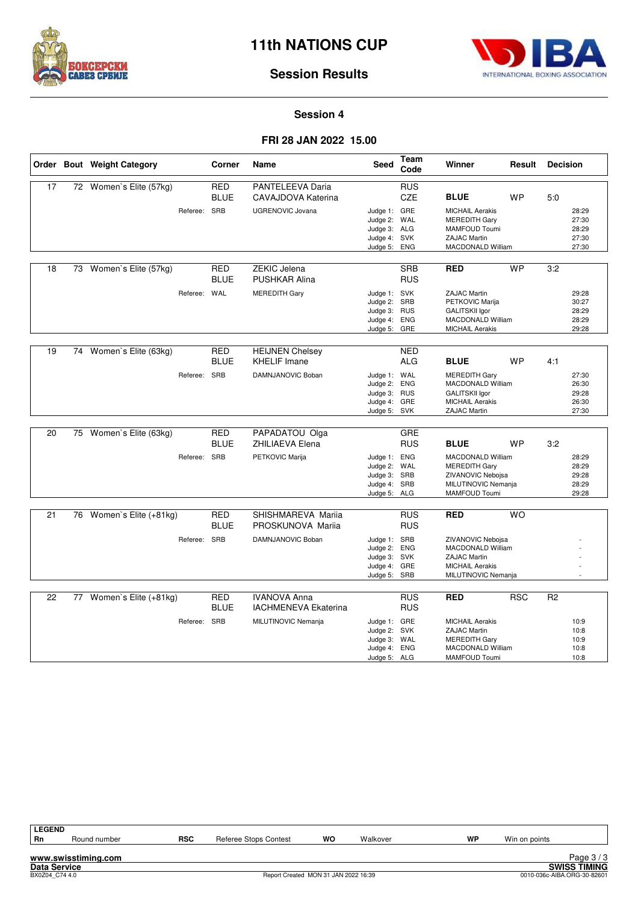# 11th NATIONS CUP

## Session Results

### Session 4

### FRI 28 JAN 2022 15.00

| Order | Bout | Weight Category | Corner | Name | Seed | Team Code | Winner | Result | Decision |
|---|---|---|---|---|---|---|---|---|---|
| 17 | 72 | Women`s Elite (57kg) | RED | PANTELEEVA Daria | | RUS | | | |
| | | | BLUE | CAVAJDOVA Katerina | | CZE | **BLUE** | WP | 5:0 |
| | | Referee: | SRB | UGRENOVIC Jovana | Judge 1: | GRE | MICHAIL Aerakis | | 28:29 |
| | | | | | Judge 2: | WAL | MEREDITH Gary | | 27:30 |
| | | | | | Judge 3: | ALG | MAMFOUD Toumi | | 28:29 |
| | | | | | Judge 4: | SVK | ZAJAC Martin | | 27:30 |
| | | | | | Judge 5: | ENG | MACDONALD William | | 27:30 |
| 18 | 73 | Women`s Elite (57kg) | RED | ZEKIC Jelena | | SRB | **RED** | WP | 3:2 |
| | | | BLUE | PUSHKAR Alina | | RUS | | | |
| | | Referee: | WAL | MEREDITH Gary | Judge 1: | SVK | ZAJAC Martin | | 29:28 |
| | | | | | Judge 2: | SRB | PETKOVIC Marija | | 30:27 |
| | | | | | Judge 3: | RUS | GALITSKII Igor | | 28:29 |
| | | | | | Judge 4: | ENG | MACDONALD William | | 28:29 |
| | | | | | Judge 5: | GRE | MICHAIL Aerakis | | 29:28 |
| 19 | 74 | Women`s Elite (63kg) | RED | HEIJNEN Chelsey | | NED | | | |
| | | | BLUE | KHELIF Imane | | ALG | **BLUE** | WP | 4:1 |
| | | Referee: | SRB | DAMNJANOVIC Boban | Judge 1: | WAL | MEREDITH Gary | | 27:30 |
| | | | | | Judge 2: | ENG | MACDONALD William | | 26:30 |
| | | | | | Judge 3: | RUS | GALITSKII Igor | | 29:28 |
| | | | | | Judge 4: | GRE | MICHAIL Aerakis | | 26:30 |
| | | | | | Judge 5: | SVK | ZAJAC Martin | | 27:30 |
| 20 | 75 | Women`s Elite (63kg) | RED | PAPADATOU Olga | | GRE | | | |
| | | | BLUE | ZHILIAEVA Elena | | RUS | **BLUE** | WP | 3:2 |
| | | Referee: | SRB | PETKOVIC Marija | Judge 1: | ENG | MACDONALD William | | 28:29 |
| | | | | | Judge 2: | WAL | MEREDITH Gary | | 28:29 |
| | | | | | Judge 3: | SRB | ZIVANOVIC Nebojsa | | 29:28 |
| | | | | | Judge 4: | SRB | MILUTINOVIC Nemanja | | 28:29 |
| | | | | | Judge 5: | ALG | MAMFOUD Toumi | | 29:28 |
| 21 | 76 | Women`s Elite (+81kg) | RED | SHISHMAREVA Mariia | | RUS | **RED** | WO | |
| | | | BLUE | PROSKUNOVA Mariia | | RUS | | | |
| | | Referee: | SRB | DAMNJANOVIC Boban | Judge 1: | SRB | ZIVANOVIC Nebojsa | | - |
| | | | | | Judge 2: | ENG | MACDONALD William | | - |
| | | | | | Judge 3: | SVK | ZAJAC Martin | | - |
| | | | | | Judge 4: | GRE | MICHAIL Aerakis | | - |
| | | | | | Judge 5: | SRB | MILUTINOVIC Nemanja | | - |
| 22 | 77 | Women`s Elite (+81kg) | RED | IVANOVA Anna | | RUS | **RED** | RSC | R2 |
| | | | BLUE | IACHMENEVA Ekaterina | | RUS | | | |
| | | Referee: | SRB | MILUTINOVIC Nemanja | Judge 1: | GRE | MICHAIL Aerakis | | 10:9 |
| | | | | | Judge 2: | SVK | ZAJAC Martin | | 10:8 |
| | | | | | Judge 3: | WAL | MEREDITH Gary | | 10:9 |
| | | | | | Judge 4: | ENG | MACDONALD William | | 10:8 |
| | | | | | Judge 5: | ALG | MAMFOUD Toumi | | 10:8 |

**LEGEND**

| Rn | Round number | RSC | Referee Stops Contest | WO | Walkover | WP | Win on points |
|---|---|---|---|---|---|---|---|

www.swisstiming.com
Data Service
BX0Z04_C74 4.0 — Report Created MON 31 JAN 2022 16:39 — SWISS TIMING — 0010-036c-AIBA.ORG-30-82601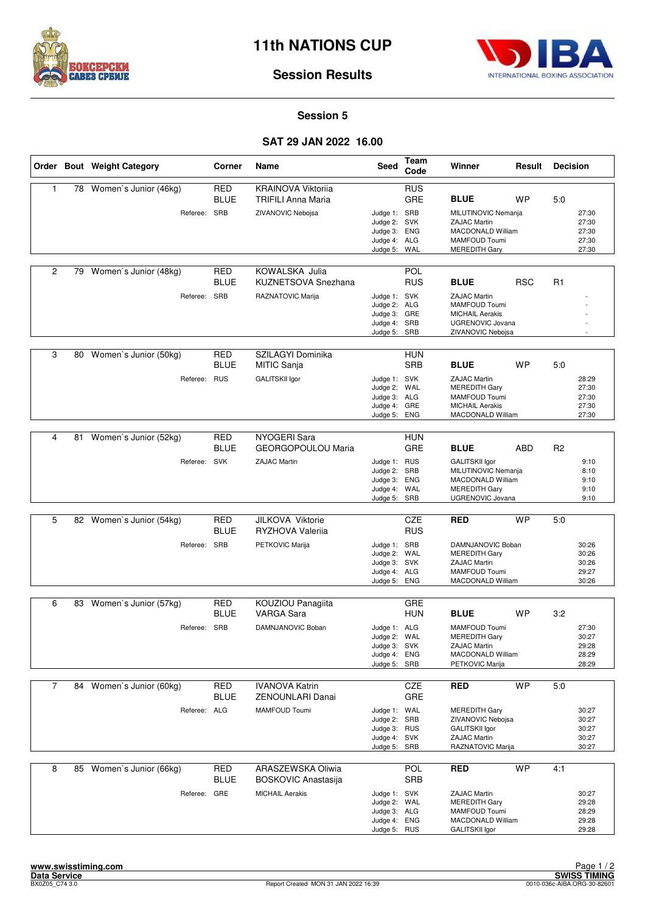# 11th NATIONS CUP

## Session Results

### Session 5

### SAT 29 JAN 2022 16.00

| Order | Bout | Weight Category | Corner | Name | Seed | Team Code | Winner | Result | Decision |
|---|---|---|---|---|---|---|---|---|---|
| 1 | 78 | Women`s Junior (46kg) | RED | KRAINOVA Viktoriia | | RUS | | | |
| | | | BLUE | TRIFILI Anna Maria | | GRE | **BLUE** | WP | 5:0 |
| | | Referee: | SRB | ZIVANOVIC Nebojsa | Judge 1: | SRB | MILUTINOVIC Nemanja | | 27:30 |
| | | | | | Judge 2: | SVK | ZAJAC Martin | | 27:30 |
| | | | | | Judge 3: | ENG | MACDONALD William | | 27:30 |
| | | | | | Judge 4: | ALG | MAMFOUD Toumi | | 27:30 |
| | | | | | Judge 5: | WAL | MEREDITH Gary | | 27:30 |
| 2 | 79 | Women`s Junior (48kg) | RED | KOWALSKA Julia | | POL | | | |
| | | | BLUE | KUZNETSOVA Snezhana | | RUS | **BLUE** | RSC | R1 |
| | | Referee: | SRB | RAZNATOVIC Marija | Judge 1: | SVK | ZAJAC Martin | | - |
| | | | | | Judge 2: | ALG | MAMFOUD Toumi | | - |
| | | | | | Judge 3: | GRE | MICHAIL Aerakis | | - |
| | | | | | Judge 4: | SRB | UGRENOVIC Jovana | | - |
| | | | | | Judge 5: | SRB | ZIVANOVIC Nebojsa | | - |
| 3 | 80 | Women`s Junior (50kg) | RED | SZILAGYI Dominika | | HUN | | | |
| | | | BLUE | MITIC Sanja | | SRB | **BLUE** | WP | 5:0 |
| | | Referee: | RUS | GALITSKII Igor | Judge 1: | SVK | ZAJAC Martin | | 28:29 |
| | | | | | Judge 2: | WAL | MEREDITH Gary | | 27:30 |
| | | | | | Judge 3: | ALG | MAMFOUD Toumi | | 27:30 |
| | | | | | Judge 4: | GRE | MICHAIL Aerakis | | 27:30 |
| | | | | | Judge 5: | ENG | MACDONALD William | | 27:30 |
| 4 | 81 | Women`s Junior (52kg) | RED | NYOGERI Sara | | HUN | | | |
| | | | BLUE | GEORGOPOULOU Maria | | GRE | **BLUE** | ABD | R2 |
| | | Referee: | SVK | ZAJAC Martin | Judge 1: | RUS | GALITSKII Igor | | 9:10 |
| | | | | | Judge 2: | SRB | MILUTINOVIC Nemanja | | 8:10 |
| | | | | | Judge 3: | ENG | MACDONALD William | | 9:10 |
| | | | | | Judge 4: | WAL | MEREDITH Gary | | 9:10 |
| | | | | | Judge 5: | SRB | UGRENOVIC Jovana | | 9:10 |
| 5 | 82 | Women`s Junior (54kg) | RED | JILKOVA Viktorie | | CZE | **RED** | WP | 5:0 |
| | | | BLUE | RYZHOVA Valeriia | | RUS | | | |
| | | Referee: | SRB | PETKOVIC Marija | Judge 1: | SRB | DAMNJANOVIC Boban | | 30:26 |
| | | | | | Judge 2: | WAL | MEREDITH Gary | | 30:26 |
| | | | | | Judge 3: | SVK | ZAJAC Martin | | 30:26 |
| | | | | | Judge 4: | ALG | MAMFOUD Toumi | | 29:27 |
| | | | | | Judge 5: | ENG | MACDONALD William | | 30:26 |
| 6 | 83 | Women`s Junior (57kg) | RED | KOUZIOU Panagiita | | GRE | | | |
| | | | BLUE | VARGA Sara | | HUN | **BLUE** | WP | 3:2 |
| | | Referee: | SRB | DAMNJANOVIC Boban | Judge 1: | ALG | MAMFOUD Toumi | | 27:30 |
| | | | | | Judge 2: | WAL | MEREDITH Gary | | 30:27 |
| | | | | | Judge 3: | SVK | ZAJAC Martin | | 29:28 |
| | | | | | Judge 4: | ENG | MACDONALD William | | 28:29 |
| | | | | | Judge 5: | SRB | PETKOVIC Marija | | 28:29 |
| 7 | 84 | Women`s Junior (60kg) | RED | IVANOVA Katrin | | CZE | **RED** | WP | 5:0 |
| | | | BLUE | ZENOUNLARI Danai | | GRE | | | |
| | | Referee: | ALG | MAMFOUD Toumi | Judge 1: | WAL | MEREDITH Gary | | 30:27 |
| | | | | | Judge 2: | SRB | ZIVANOVIC Nebojsa | | 30:27 |
| | | | | | Judge 3: | RUS | GALITSKII Igor | | 30:27 |
| | | | | | Judge 4: | SVK | ZAJAC Martin | | 30:27 |
| | | | | | Judge 5: | SRB | RAZNATOVIC Marija | | 30:27 |
| 8 | 85 | Women`s Junior (66kg) | RED | ARASZEWSKA Oliwia | | POL | **RED** | WP | 4:1 |
| | | | BLUE | BOSKOVIC Anastasija | | SRB | | | |
| | | Referee: | GRE | MICHAIL Aerakis | Judge 1: | SVK | ZAJAC Martin | | 30:27 |
| | | | | | Judge 2: | WAL | MEREDITH Gary | | 29:28 |
| | | | | | Judge 3: | ALG | MAMFOUD Toumi | | 28:29 |
| | | | | | Judge 4: | ENG | MACDONALD William | | 29:28 |
| | | | | | Judge 5: | RUS | GALITSKII Igor | | 29:28 |

www.swisstiming.com
Data Service
BX0Z05_C74 3.0
Report Created MON 31 JAN 2022 16:39
SWISS TIMING
0010-036c-AIBA.ORG-30-82601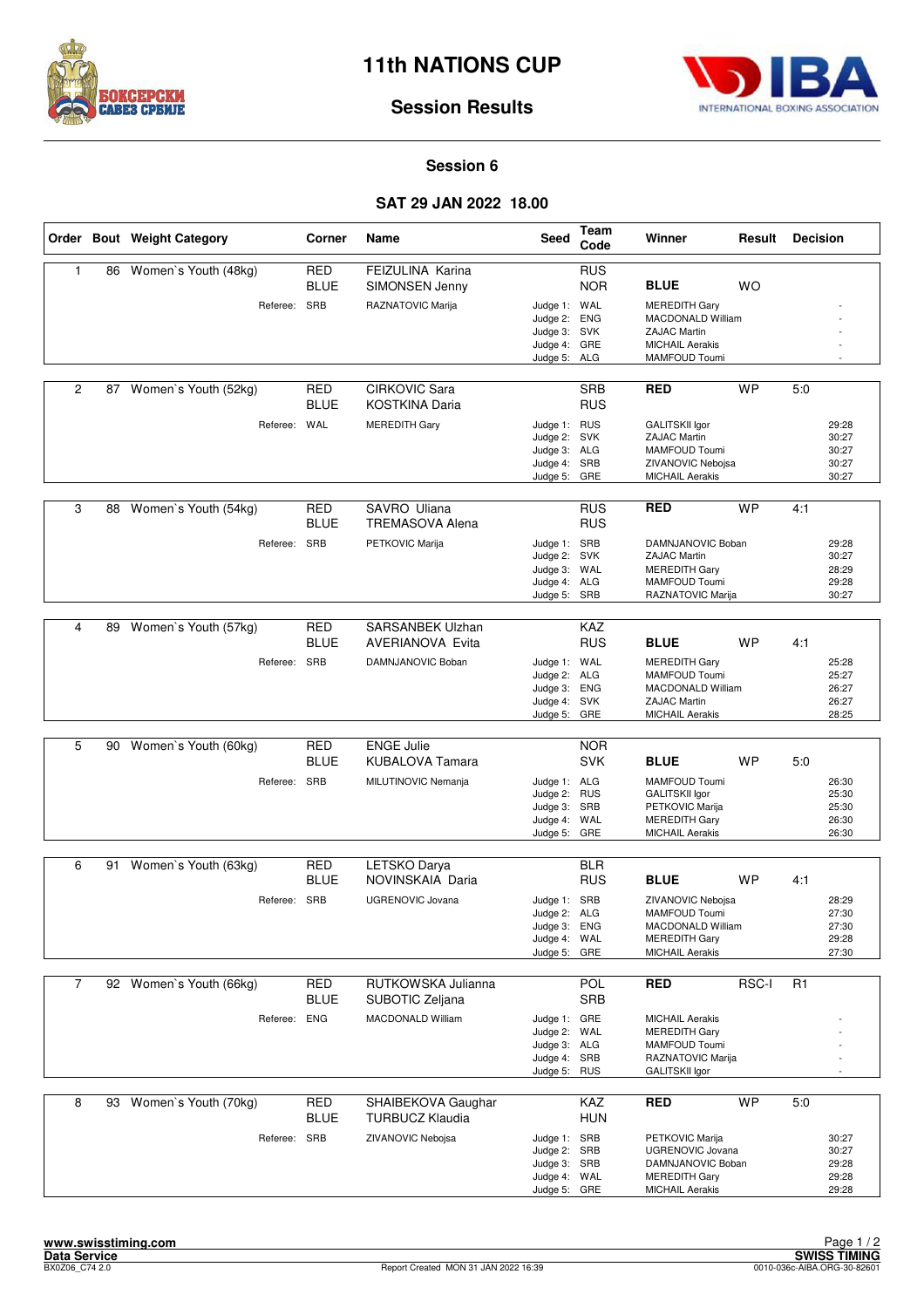# 11th NATIONS CUP

## Session Results

### Session 6

### SAT 29 JAN 2022 18.00

| Order | Bout | Weight Category | Corner | Name | Seed | Team Code | Winner | Result | Decision |
|---|---|---|---|---|---|---|---|---|---|
| 1 | 86 | Women`s Youth (48kg) | RED | FEIZULINA Karina | | RUS | | | |
| | | | BLUE | SIMONSEN Jenny | | NOR | **BLUE** | WO | |
| | | Referee: | SRB | RAZNATOVIC Marija | Judge 1: | WAL | MEREDITH Gary | | - |
| | | | | | Judge 2: | ENG | MACDONALD William | | - |
| | | | | | Judge 3: | SVK | ZAJAC Martin | | - |
| | | | | | Judge 4: | GRE | MICHAIL Aerakis | | - |
| | | | | | Judge 5: | ALG | MAMFOUD Toumi | | - |
| 2 | 87 | Women`s Youth (52kg) | RED | CIRKOVIC Sara | | SRB | **RED** | WP | 5:0 |
| | | | BLUE | KOSTKINA Daria | | RUS | | | |
| | | Referee: | WAL | MEREDITH Gary | Judge 1: | RUS | GALITSKII Igor | | 29:28 |
| | | | | | Judge 2: | SVK | ZAJAC Martin | | 30:27 |
| | | | | | Judge 3: | ALG | MAMFOUD Toumi | | 30:27 |
| | | | | | Judge 4: | SRB | ZIVANOVIC Nebojsa | | 30:27 |
| | | | | | Judge 5: | GRE | MICHAIL Aerakis | | 30:27 |
| 3 | 88 | Women`s Youth (54kg) | RED | SAVRO Uliana | | RUS | **RED** | WP | 4:1 |
| | | | BLUE | TREMASOVA Alena | | RUS | | | |
| | | Referee: | SRB | PETKOVIC Marija | Judge 1: | SRB | DAMNJANOVIC Boban | | 29:28 |
| | | | | | Judge 2: | SVK | ZAJAC Martin | | 30:27 |
| | | | | | Judge 3: | WAL | MEREDITH Gary | | 28:29 |
| | | | | | Judge 4: | ALG | MAMFOUD Toumi | | 29:28 |
| | | | | | Judge 5: | SRB | RAZNATOVIC Marija | | 30:27 |
| 4 | 89 | Women`s Youth (57kg) | RED | SARSANBEK Ulzhan | | KAZ | | | |
| | | | BLUE | AVERIANOVA Evita | | RUS | **BLUE** | WP | 4:1 |
| | | Referee: | SRB | DAMNJANOVIC Boban | Judge 1: | WAL | MEREDITH Gary | | 25:28 |
| | | | | | Judge 2: | ALG | MAMFOUD Toumi | | 25:27 |
| | | | | | Judge 3: | ENG | MACDONALD William | | 26:27 |
| | | | | | Judge 4: | SVK | ZAJAC Martin | | 26:27 |
| | | | | | Judge 5: | GRE | MICHAIL Aerakis | | 28:25 |
| 5 | 90 | Women`s Youth (60kg) | RED | ENGE Julie | | NOR | | | |
| | | | BLUE | KUBALOVA Tamara | | SVK | **BLUE** | WP | 5:0 |
| | | Referee: | SRB | MILUTINOVIC Nemanja | Judge 1: | ALG | MAMFOUD Toumi | | 26:30 |
| | | | | | Judge 2: | RUS | GALITSKII Igor | | 25:30 |
| | | | | | Judge 3: | SRB | PETKOVIC Marija | | 25:30 |
| | | | | | Judge 4: | WAL | MEREDITH Gary | | 26:30 |
| | | | | | Judge 5: | GRE | MICHAIL Aerakis | | 26:30 |
| 6 | 91 | Women`s Youth (63kg) | RED | LETSKO Darya | | BLR | | | |
| | | | BLUE | NOVINSKAIA Daria | | RUS | **BLUE** | WP | 4:1 |
| | | Referee: | SRB | UGRENOVIC Jovana | Judge 1: | SRB | ZIVANOVIC Nebojsa | | 28:29 |
| | | | | | Judge 2: | ALG | MAMFOUD Toumi | | 27:30 |
| | | | | | Judge 3: | ENG | MACDONALD William | | 27:30 |
| | | | | | Judge 4: | WAL | MEREDITH Gary | | 29:28 |
| | | | | | Judge 5: | GRE | MICHAIL Aerakis | | 27:30 |
| 7 | 92 | Women`s Youth (66kg) | RED | RUTKOWSKA Julianna | | POL | **RED** | RSC-I | R1 |
| | | | BLUE | SUBOTIC Zeljana | | SRB | | | |
| | | Referee: | ENG | MACDONALD William | Judge 1: | GRE | MICHAIL Aerakis | | - |
| | | | | | Judge 2: | WAL | MEREDITH Gary | | - |
| | | | | | Judge 3: | ALG | MAMFOUD Toumi | | - |
| | | | | | Judge 4: | SRB | RAZNATOVIC Marija | | - |
| | | | | | Judge 5: | RUS | GALITSKII Igor | | - |
| 8 | 93 | Women`s Youth (70kg) | RED | SHAIBEKOVA Gaughar | | KAZ | **RED** | WP | 5:0 |
| | | | BLUE | TURBUCZ Klaudia | | HUN | | | |
| | | Referee: | SRB | ZIVANOVIC Nebojsa | Judge 1: | SRB | PETKOVIC Marija | | 30:27 |
| | | | | | Judge 2: | SRB | UGRENOVIC Jovana | | 30:27 |
| | | | | | Judge 3: | SRB | DAMNJANOVIC Boban | | 29:28 |
| | | | | | Judge 4: | WAL | MEREDITH Gary | | 29:28 |
| | | | | | Judge 5: | GRE | MICHAIL Aerakis | | 29:28 |

www.swisstiming.com
Data Service
BX0Z06_C74 2.0
Report Created MON 31 JAN 2022 16:39
SWISS TIMING
0010-036c-AIBA.ORG-30-82601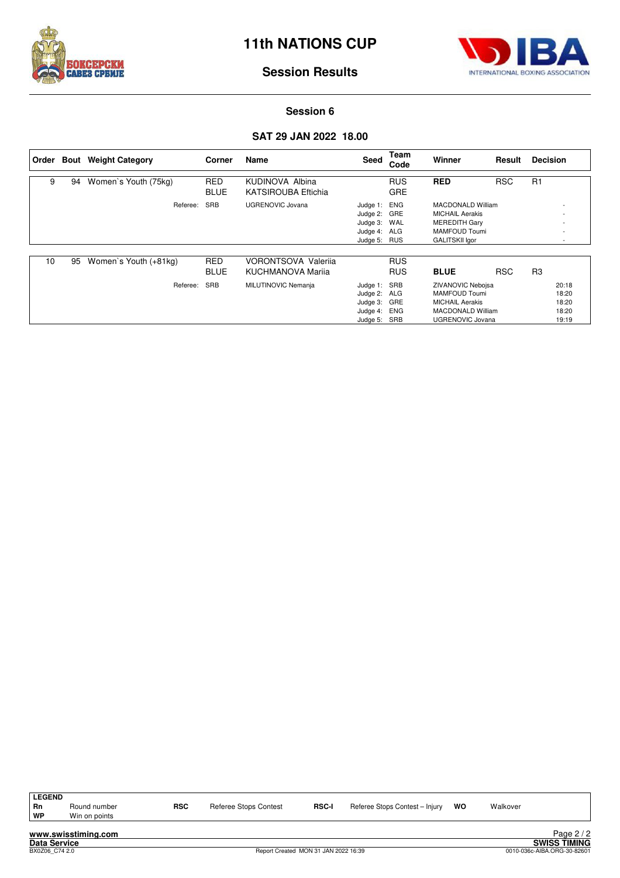# 11th NATIONS CUP

## Session Results

### Session 6

### SAT 29 JAN 2022 18.00

| Order | Bout | Weight Category | Corner | Name | Seed | Team Code | Winner | Result | Decision |
|---|---|---|---|---|---|---|---|---|---|
| 9 | 94 | Women`s Youth (75kg) | RED | KUDINOVA Albina | | RUS | RED | RSC | R1 |
| | | | BLUE | KATSIROUBA Eftichia | | GRE | | | |
| | | Referee: | SRB | UGRENOVIC Jovana | Judge 1: | ENG | MACDONALD William | | - |
| | | | | | Judge 2: | GRE | MICHAIL Aerakis | | - |
| | | | | | Judge 3: | WAL | MEREDITH Gary | | - |
| | | | | | Judge 4: | ALG | MAMFOUD Toumi | | - |
| | | | | | Judge 5: | RUS | GALITSKII Igor | | - |
| 10 | 95 | Women`s Youth (+81kg) | RED | VORONTSOVA Valeriia | | RUS | | | |
| | | | BLUE | KUCHMANOVA Mariia | | RUS | BLUE | RSC | R3 |
| | | Referee: | SRB | MILUTINOVIC Nemanja | Judge 1: | SRB | ZIVANOVIC Nebojsa | | 20:18 |
| | | | | | Judge 2: | ALG | MAMFOUD Toumi | | 18:20 |
| | | | | | Judge 3: | GRE | MICHAIL Aerakis | | 18:20 |
| | | | | | Judge 4: | ENG | MACDONALD William | | 18:20 |
| | | | | | Judge 5: | SRB | UGRENOVIC Jovana | | 19:19 |

**LEGEND**

| | | | | | | | |
|---|---|---|---|---|---|---|---|
| Rn | Round number | RSC | Referee Stops Contest | RSC-I | Referee Stops Contest – Injury | WO | Walkover |
| WP | Win on points | | | | | | |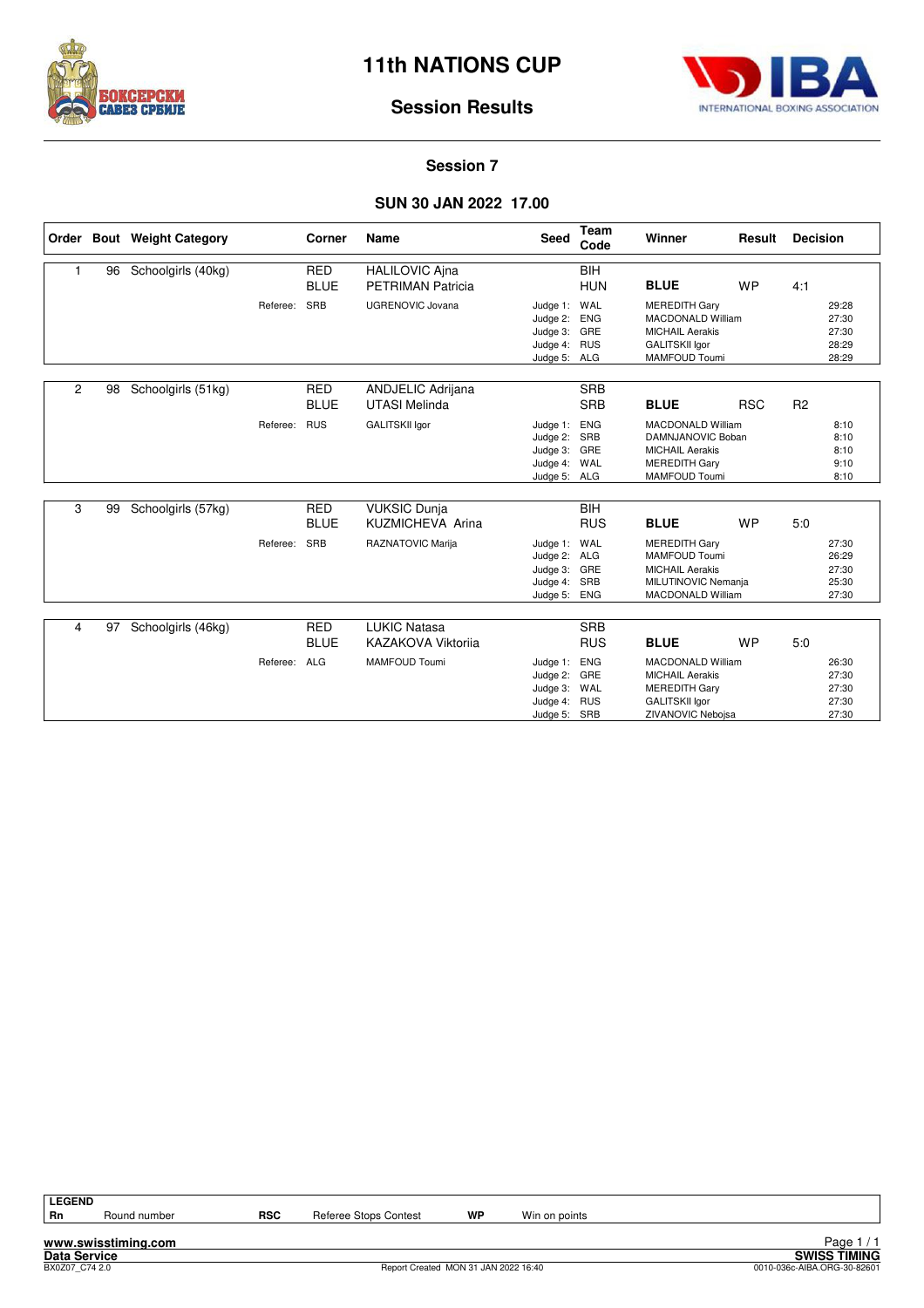# 11th NATIONS CUP

## Session Results

### Session 7

### SUN 30 JAN 2022 17.00

| Order | Bout | Weight Category | | Corner | Name | Seed | Team Code | Winner | Result | Decision |
|---|---|---|---|---|---|---|---|---|---|---|
| 1 | 96 | Schoolgirls (40kg) | | RED | HALILOVIC Ajna | | BIH | | | |
| | | | | BLUE | PETRIMAN Patricia | | HUN | **BLUE** | WP | 4:1 |
| | | | Referee: | SRB | UGRENOVIC Jovana | Judge 1: | WAL | MEREDITH Gary | | 29:28 |
| | | | | | | Judge 2: | ENG | MACDONALD William | | 27:30 |
| | | | | | | Judge 3: | GRE | MICHAIL Aerakis | | 27:30 |
| | | | | | | Judge 4: | RUS | GALITSKII Igor | | 28:29 |
| | | | | | | Judge 5: | ALG | MAMFOUD Toumi | | 28:29 |
| 2 | 98 | Schoolgirls (51kg) | | RED | ANDJELIC Adrijana | | SRB | | | |
| | | | | BLUE | UTASI Melinda | | SRB | **BLUE** | RSC | R2 |
| | | | Referee: | RUS | GALITSKII Igor | Judge 1: | ENG | MACDONALD William | | 8:10 |
| | | | | | | Judge 2: | SRB | DAMNJANOVIC Boban | | 8:10 |
| | | | | | | Judge 3: | GRE | MICHAIL Aerakis | | 8:10 |
| | | | | | | Judge 4: | WAL | MEREDITH Gary | | 9:10 |
| | | | | | | Judge 5: | ALG | MAMFOUD Toumi | | 8:10 |
| 3 | 99 | Schoolgirls (57kg) | | RED | VUKSIC Dunja | | BIH | | | |
| | | | | BLUE | KUZMICHEVA Arina | | RUS | **BLUE** | WP | 5:0 |
| | | | Referee: | SRB | RAZNATOVIC Marija | Judge 1: | WAL | MEREDITH Gary | | 27:30 |
| | | | | | | Judge 2: | ALG | MAMFOUD Toumi | | 26:29 |
| | | | | | | Judge 3: | GRE | MICHAIL Aerakis | | 27:30 |
| | | | | | | Judge 4: | SRB | MILUTINOVIC Nemanja | | 25:30 |
| | | | | | | Judge 5: | ENG | MACDONALD William | | 27:30 |
| 4 | 97 | Schoolgirls (46kg) | | RED | LUKIC Natasa | | SRB | | | |
| | | | | BLUE | KAZAKOVA Viktoriia | | RUS | **BLUE** | WP | 5:0 |
| | | | Referee: | ALG | MAMFOUD Toumi | Judge 1: | ENG | MACDONALD William | | 26:30 |
| | | | | | | Judge 2: | GRE | MICHAIL Aerakis | | 27:30 |
| | | | | | | Judge 3: | WAL | MEREDITH Gary | | 27:30 |
| | | | | | | Judge 4: | RUS | GALITSKII Igor | | 27:30 |
| | | | | | | Judge 5: | SRB | ZIVANOVIC Nebojsa | | 27:30 |

**LEGEND**

| | | | | | |
|---|---|---|---|---|---|
| Rn | Round number | RSC | Referee Stops Contest | WP | Win on points |

www.swisstiming.com
Data Service
BX0Z07_C74 2.0
Report Created MON 31 JAN 2022 16:40
SWISS TIMING
0010-036c-AIBA.ORG-30-82601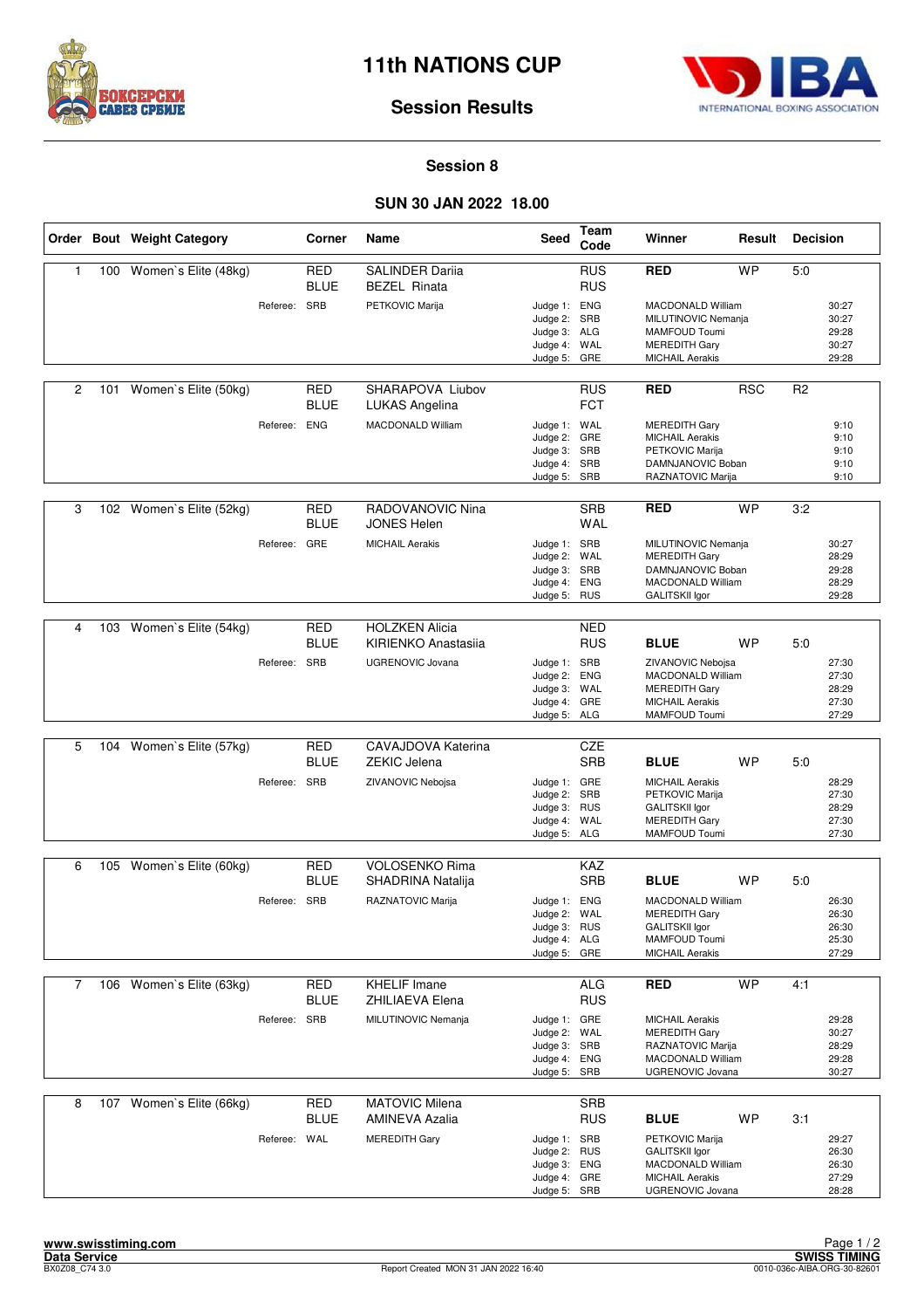# 11th NATIONS CUP

## Session Results

### Session 8

### SUN 30 JAN 2022 18.00

| Order | Bout | Weight Category | Corner | Name | Seed | Team Code | Winner | Result | Decision |
|---|---|---|---|---|---|---|---|---|---|
| 1 | 100 | Women`s Elite (48kg) | RED | SALINDER Dariia | | RUS | RED | WP | 5:0 |
| | | | BLUE | BEZEL Rinata | | RUS | | | |
| | | Referee: | SRB | PETKOVIC Marija | Judge 1: | ENG | MACDONALD William | | 30:27 |
| | | | | | Judge 2: | SRB | MILUTINOVIC Nemanja | | 30:27 |
| | | | | | Judge 3: | ALG | MAMFOUD Toumi | | 29:28 |
| | | | | | Judge 4: | WAL | MEREDITH Gary | | 30:27 |
| | | | | | Judge 5: | GRE | MICHAIL Aerakis | | 29:28 |
| 2 | 101 | Women`s Elite (50kg) | RED | SHARAPOVA Liubov | | RUS | RED | RSC | R2 |
| | | | BLUE | LUKAS Angelina | | FCT | | | |
| | | Referee: | ENG | MACDONALD William | Judge 1: | WAL | MEREDITH Gary | | 9:10 |
| | | | | | Judge 2: | GRE | MICHAIL Aerakis | | 9:10 |
| | | | | | Judge 3: | SRB | PETKOVIC Marija | | 9:10 |
| | | | | | Judge 4: | SRB | DAMNJANOVIC Boban | | 9:10 |
| | | | | | Judge 5: | SRB | RAZNATOVIC Marija | | 9:10 |
| 3 | 102 | Women`s Elite (52kg) | RED | RADOVANOVIC Nina | | SRB | RED | WP | 3:2 |
| | | | BLUE | JONES Helen | | WAL | | | |
| | | Referee: | GRE | MICHAIL Aerakis | Judge 1: | SRB | MILUTINOVIC Nemanja | | 30:27 |
| | | | | | Judge 2: | WAL | MEREDITH Gary | | 28:29 |
| | | | | | Judge 3: | SRB | DAMNJANOVIC Boban | | 29:28 |
| | | | | | Judge 4: | ENG | MACDONALD William | | 28:29 |
| | | | | | Judge 5: | RUS | GALITSKII Igor | | 29:28 |
| 4 | 103 | Women`s Elite (54kg) | RED | HOLZKEN Alicia | | NED | | | |
| | | | BLUE | KIRIENKO Anastasiia | | RUS | BLUE | WP | 5:0 |
| | | Referee: | SRB | UGRENOVIC Jovana | Judge 1: | SRB | ZIVANOVIC Nebojsa | | 27:30 |
| | | | | | Judge 2: | ENG | MACDONALD William | | 27:30 |
| | | | | | Judge 3: | WAL | MEREDITH Gary | | 28:29 |
| | | | | | Judge 4: | GRE | MICHAIL Aerakis | | 27:30 |
| | | | | | Judge 5: | ALG | MAMFOUD Toumi | | 27:29 |
| 5 | 104 | Women`s Elite (57kg) | RED | CAVAJDOVA Katerina | | CZE | | | |
| | | | BLUE | ZEKIC Jelena | | SRB | BLUE | WP | 5:0 |
| | | Referee: | SRB | ZIVANOVIC Nebojsa | Judge 1: | GRE | MICHAIL Aerakis | | 28:29 |
| | | | | | Judge 2: | SRB | PETKOVIC Marija | | 27:30 |
| | | | | | Judge 3: | RUS | GALITSKII Igor | | 28:29 |
| | | | | | Judge 4: | WAL | MEREDITH Gary | | 27:30 |
| | | | | | Judge 5: | ALG | MAMFOUD Toumi | | 27:30 |
| 6 | 105 | Women`s Elite (60kg) | RED | VOLOSENKO Rima | | KAZ | | | |
| | | | BLUE | SHADRINA Natalija | | SRB | BLUE | WP | 5:0 |
| | | Referee: | SRB | RAZNATOVIC Marija | Judge 1: | ENG | MACDONALD William | | 26:30 |
| | | | | | Judge 2: | WAL | MEREDITH Gary | | 26:30 |
| | | | | | Judge 3: | RUS | GALITSKII Igor | | 26:30 |
| | | | | | Judge 4: | ALG | MAMFOUD Toumi | | 25:30 |
| | | | | | Judge 5: | GRE | MICHAIL Aerakis | | 27:29 |
| 7 | 106 | Women`s Elite (63kg) | RED | KHELIF Imane | | ALG | RED | WP | 4:1 |
| | | | BLUE | ZHILIAEVA Elena | | RUS | | | |
| | | Referee: | SRB | MILUTINOVIC Nemanja | Judge 1: | GRE | MICHAIL Aerakis | | 29:28 |
| | | | | | Judge 2: | WAL | MEREDITH Gary | | 30:27 |
| | | | | | Judge 3: | SRB | RAZNATOVIC Marija | | 28:29 |
| | | | | | Judge 4: | ENG | MACDONALD William | | 29:28 |
| | | | | | Judge 5: | SRB | UGRENOVIC Jovana | | 30:27 |
| 8 | 107 | Women`s Elite (66kg) | RED | MATOVIC Milena | | SRB | | | |
| | | | BLUE | AMINEVA Azalia | | RUS | BLUE | WP | 3:1 |
| | | Referee: | WAL | MEREDITH Gary | Judge 1: | SRB | PETKOVIC Marija | | 29:27 |
| | | | | | Judge 2: | RUS | GALITSKII Igor | | 26:30 |
| | | | | | Judge 3: | ENG | MACDONALD William | | 26:30 |
| | | | | | Judge 4: | GRE | MICHAIL Aerakis | | 27:29 |
| | | | | | Judge 5: | SRB | UGRENOVIC Jovana | | 28:28 |

www.swisstiming.com
Data Service
BX0Z08_C74 3.0

Report Created MON 31 JAN 2022 16:40

SWISS TIMING
0010-036c-AIBA.ORG-30-82601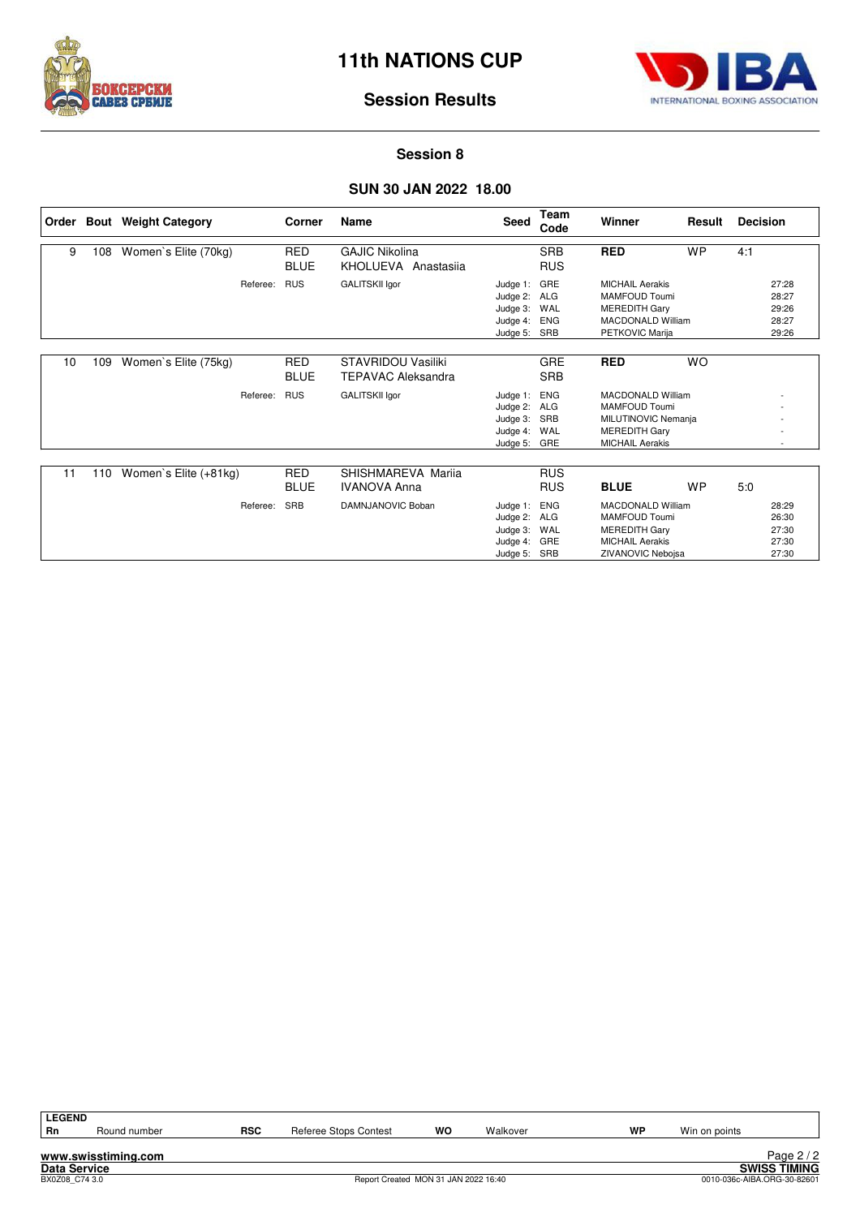# 11th NATIONS CUP

## Session Results

### Session 8

### SUN 30 JAN 2022 18.00

| Order | Bout | Weight Category | Corner | Name | Seed | Team Code | Winner | Result | Decision |
|---|---|---|---|---|---|---|---|---|---|
| 9 | 108 | Women`s Elite (70kg) | RED | GAJIC Nikolina | | SRB | RED | WP | 4:1 |
| | | | BLUE | KHOLUEVA Anastasiia | | RUS | | | |
| | | Referee: | RUS | GALITSKII Igor | Judge 1: | GRE | MICHAIL Aerakis | | 27:28 |
| | | | | | Judge 2: | ALG | MAMFOUD Toumi | | 28:27 |
| | | | | | Judge 3: | WAL | MEREDITH Gary | | 29:26 |
| | | | | | Judge 4: | ENG | MACDONALD William | | 28:27 |
| | | | | | Judge 5: | SRB | PETKOVIC Marija | | 29:26 |
| 10 | 109 | Women`s Elite (75kg) | RED | STAVRIDOU Vasiliki | | GRE | RED | WO | |
| | | | BLUE | TEPAVAC Aleksandra | | SRB | | | |
| | | Referee: | RUS | GALITSKII Igor | Judge 1: | ENG | MACDONALD William | | - |
| | | | | | Judge 2: | ALG | MAMFOUD Toumi | | - |
| | | | | | Judge 3: | SRB | MILUTINOVIC Nemanja | | - |
| | | | | | Judge 4: | WAL | MEREDITH Gary | | - |
| | | | | | Judge 5: | GRE | MICHAIL Aerakis | | - |
| 11 | 110 | Women`s Elite (+81kg) | RED | SHISHMAREVA Mariia | | RUS | | | |
| | | | BLUE | IVANOVA Anna | | RUS | BLUE | WP | 5:0 |
| | | Referee: | SRB | DAMNJANOVIC Boban | Judge 1: | ENG | MACDONALD William | | 28:29 |
| | | | | | Judge 2: | ALG | MAMFOUD Toumi | | 26:30 |
| | | | | | Judge 3: | WAL | MEREDITH Gary | | 27:30 |
| | | | | | Judge 4: | GRE | MICHAIL Aerakis | | 27:30 |
| | | | | | Judge 5: | SRB | ZIVANOVIC Nebojsa | | 27:30 |

**LEGEND**

| Rn | Round number | RSC | Referee Stops Contest | WO | Walkover | WP | Win on points |
|---|---|---|---|---|---|---|---|

www.swisstiming.com
Data Service
BX0Z08_C74 3.0
Report Created MON 31 JAN 2022 16:40
SWISS TIMING
0010-036c-AIBA.ORG-30-82601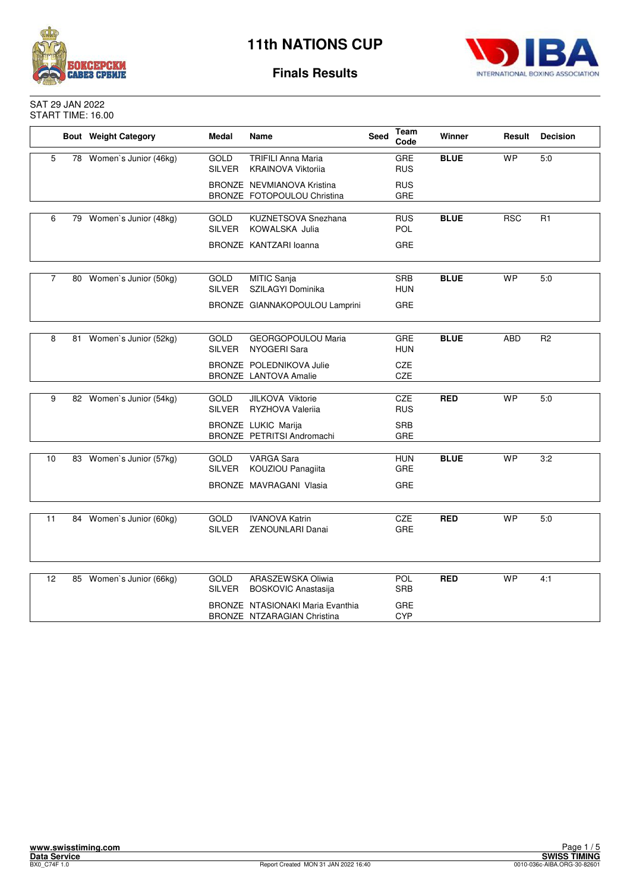# 11th NATIONS CUP

## Finals Results

SAT 29 JAN 2022
START TIME: 16.00

| | Bout | Weight Category | Medal | Name | Seed | Team Code | Winner | Result | Decision |
|---|---|---|---|---|---|---|---|---|---|
| 5 | 78 | Women`s Junior (46kg) | GOLD | TRIFILI Anna Maria | | GRE | **BLUE** | WP | 5:0 |
| | | | SILVER | KRAINOVA Viktoriia | | RUS | | | |
| | | | BRONZE | NEVMIANOVA Kristina | | RUS | | | |
| | | | BRONZE | FOTOPOULOU Christina | | GRE | | | |
| 6 | 79 | Women`s Junior (48kg) | GOLD | KUZNETSOVA Snezhana | | RUS | **BLUE** | RSC | R1 |
| | | | SILVER | KOWALSKA Julia | | POL | | | |
| | | | BRONZE | KANTZARI Ioanna | | GRE | | | |
| 7 | 80 | Women`s Junior (50kg) | GOLD | MITIC Sanja | | SRB | **BLUE** | WP | 5:0 |
| | | | SILVER | SZILAGYI Dominika | | HUN | | | |
| | | | BRONZE | GIANNAKOPOULOU Lamprini | | GRE | | | |
| 8 | 81 | Women`s Junior (52kg) | GOLD | GEORGOPOULOU Maria | | GRE | **BLUE** | ABD | R2 |
| | | | SILVER | NYOGERI Sara | | HUN | | | |
| | | | BRONZE | POLEDNIKOVA Julie | | CZE | | | |
| | | | BRONZE | LANTOVA Amalie | | CZE | | | |
| 9 | 82 | Women`s Junior (54kg) | GOLD | JILKOVA Viktorie | | CZE | **RED** | WP | 5:0 |
| | | | SILVER | RYZHOVA Valeriia | | RUS | | | |
| | | | BRONZE | LUKIC Marija | | SRB | | | |
| | | | BRONZE | PETRITSI Andromachi | | GRE | | | |
| 10 | 83 | Women`s Junior (57kg) | GOLD | VARGA Sara | | HUN | **BLUE** | WP | 3:2 |
| | | | SILVER | KOUZIOU Panagiita | | GRE | | | |
| | | | BRONZE | MAVRAGANI Vlasia | | GRE | | | |
| 11 | 84 | Women`s Junior (60kg) | GOLD | IVANOVA Katrin | | CZE | **RED** | WP | 5:0 |
| | | | SILVER | ZENOUNLARI Danai | | GRE | | | |
| 12 | 85 | Women`s Junior (66kg) | GOLD | ARASZEWSKA Oliwia | | POL | **RED** | WP | 4:1 |
| | | | SILVER | BOSKOVIC Anastasija | | SRB | | | |
| | | | BRONZE | NTASIONAKI Maria Evanthia | | GRE | | | |
| | | | BRONZE | NTZARAGIAN Christina | | CYP | | | |

www.swisstiming.com
Data Service
BX0_C74F 1.0
Report Created MON 31 JAN 2022 16:40
SWISS TIMING
0010-036c-AIBA.ORG-30-82601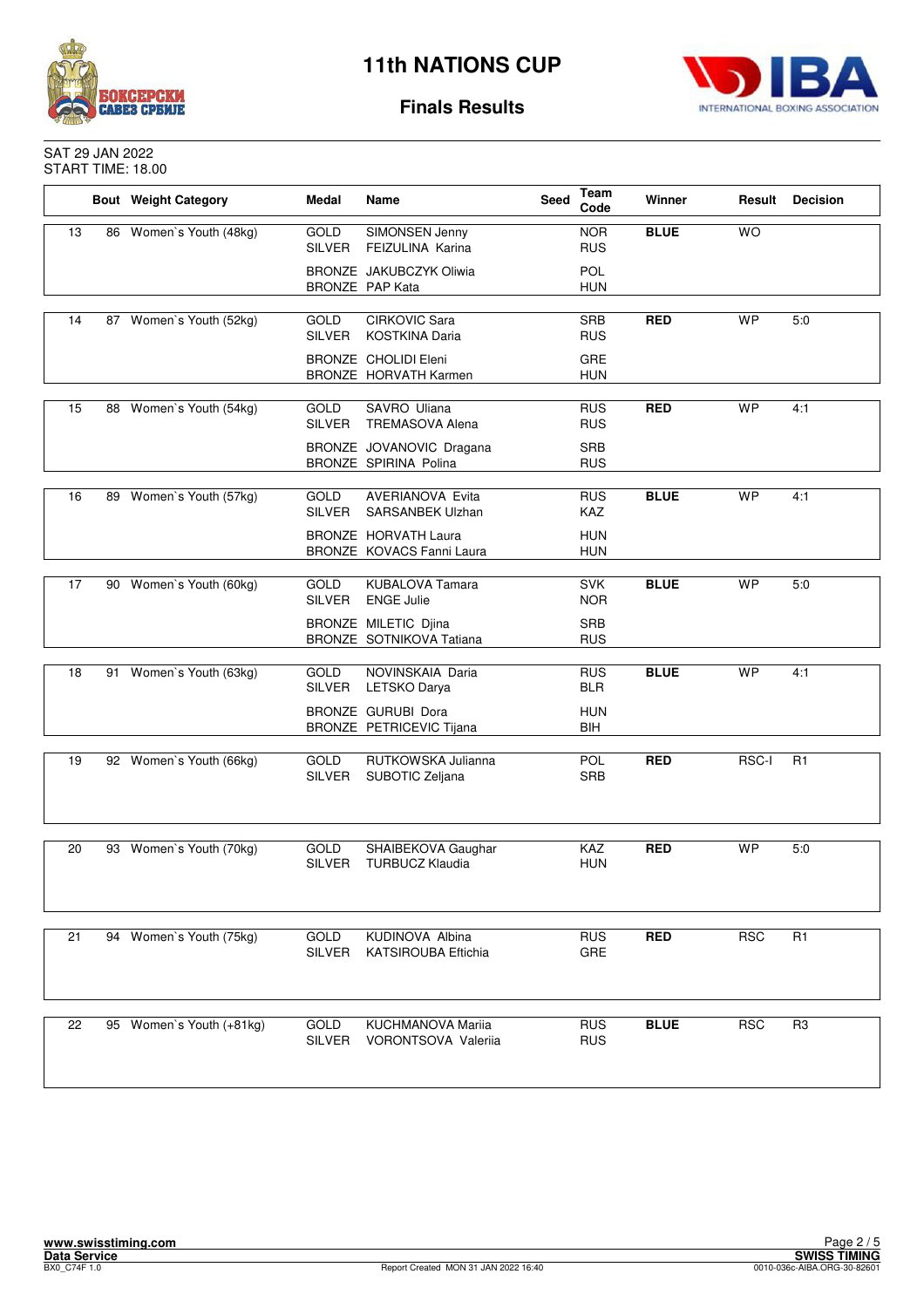# 11th NATIONS CUP

## Finals Results

SAT 29 JAN 2022
START TIME: 18.00

| | Bout | Weight Category | Medal | Name | Seed | Team Code | Winner | Result | Decision |
|---|---|---|---|---|---|---|---|---|---|
| 13 | 86 | Women`s Youth (48kg) | GOLD | SIMONSEN Jenny | | NOR | **BLUE** | WO | |
| | | | SILVER | FEIZULINA Karina | | RUS | | | |
| | | | BRONZE | JAKUBCZYK Oliwia | | POL | | | |
| | | | BRONZE | PAP Kata | | HUN | | | |
| 14 | 87 | Women`s Youth (52kg) | GOLD | CIRKOVIC Sara | | SRB | **RED** | WP | 5:0 |
| | | | SILVER | KOSTKINA Daria | | RUS | | | |
| | | | BRONZE | CHOLIDI Eleni | | GRE | | | |
| | | | BRONZE | HORVATH Karmen | | HUN | | | |
| 15 | 88 | Women`s Youth (54kg) | GOLD | SAVRO Uliana | | RUS | **RED** | WP | 4:1 |
| | | | SILVER | TREMASOVA Alena | | RUS | | | |
| | | | BRONZE | JOVANOVIC Dragana | | SRB | | | |
| | | | BRONZE | SPIRINA Polina | | RUS | | | |
| 16 | 89 | Women`s Youth (57kg) | GOLD | AVERIANOVA Evita | | RUS | **BLUE** | WP | 4:1 |
| | | | SILVER | SARSANBEK Ulzhan | | KAZ | | | |
| | | | BRONZE | HORVATH Laura | | HUN | | | |
| | | | BRONZE | KOVACS Fanni Laura | | HUN | | | |
| 17 | 90 | Women`s Youth (60kg) | GOLD | KUBALOVA Tamara | | SVK | **BLUE** | WP | 5:0 |
| | | | SILVER | ENGE Julie | | NOR | | | |
| | | | BRONZE | MILETIC Djina | | SRB | | | |
| | | | BRONZE | SOTNIKOVA Tatiana | | RUS | | | |
| 18 | 91 | Women`s Youth (63kg) | GOLD | NOVINSKAIA Daria | | RUS | **BLUE** | WP | 4:1 |
| | | | SILVER | LETSKO Darya | | BLR | | | |
| | | | BRONZE | GURUBI Dora | | HUN | | | |
| | | | BRONZE | PETRICEVIC Tijana | | BIH | | | |
| 19 | 92 | Women`s Youth (66kg) | GOLD | RUTKOWSKA Julianna | | POL | **RED** | RSC-I | R1 |
| | | | SILVER | SUBOTIC Zeljana | | SRB | | | |
| 20 | 93 | Women`s Youth (70kg) | GOLD | SHAIBEKOVA Gaughar | | KAZ | **RED** | WP | 5:0 |
| | | | SILVER | TURBUCZ Klaudia | | HUN | | | |
| 21 | 94 | Women`s Youth (75kg) | GOLD | KUDINOVA Albina | | RUS | **RED** | RSC | R1 |
| | | | SILVER | KATSIROUBA Eftichia | | GRE | | | |
| 22 | 95 | Women`s Youth (+81kg) | GOLD | KUCHMANOVA Mariia | | RUS | **BLUE** | RSC | R3 |
| | | | SILVER | VORONTSOVA Valeriia | | RUS | | | |

www.swisstiming.com
Data Service
BX0_C74F 1.0
Report Created MON 31 JAN 2022 16:40
SWISS TIMING
0010-036c-AIBA.ORG-30-82601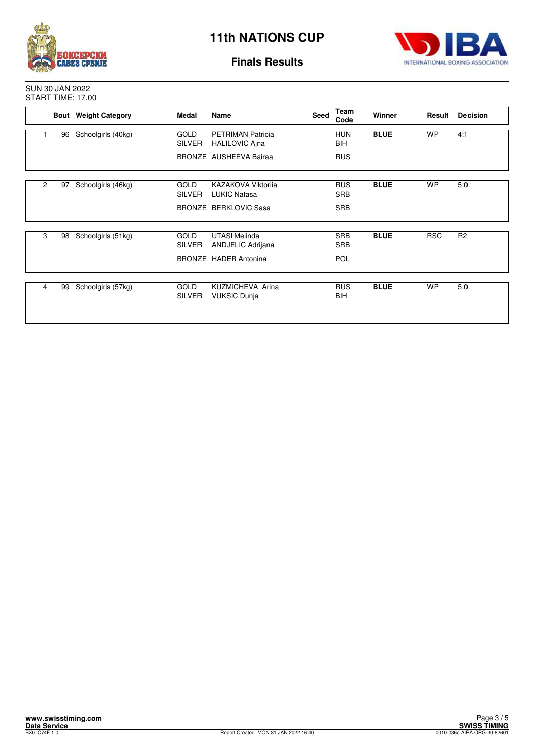# 11th NATIONS CUP

## Finals Results

SUN 30 JAN 2022
START TIME: 17.00

| | Bout | Weight Category | Medal | Name | Seed | Team Code | Winner | Result | Decision |
|---|---|---|---|---|---|---|---|---|---|
| 1 | 96 | Schoolgirls (40kg) | GOLD | PETRIMAN Patricia | | HUN | **BLUE** | WP | 4:1 |
| | | | SILVER | HALILOVIC Ajna | | BIH | | | |
| | | | BRONZE | AUSHEEVA Bairaa | | RUS | | | |
| 2 | 97 | Schoolgirls (46kg) | GOLD | KAZAKOVA Viktoriia | | RUS | **BLUE** | WP | 5:0 |
| | | | SILVER | LUKIC Natasa | | SRB | | | |
| | | | BRONZE | BERKLOVIC Sasa | | SRB | | | |
| 3 | 98 | Schoolgirls (51kg) | GOLD | UTASI Melinda | | SRB | **BLUE** | RSC | R2 |
| | | | SILVER | ANDJELIC Adrijana | | SRB | | | |
| | | | BRONZE | HADER Antonina | | POL | | | |
| 4 | 99 | Schoolgirls (57kg) | GOLD | KUZMICHEVA Arina | | RUS | **BLUE** | WP | 5:0 |
| | | | SILVER | VUKSIC Dunja | | BIH | | | |

www.swisstiming.com
Data Service
BX0_C74F 1.0
Report Created MON 31 JAN 2022 16:40
SWISS TIMING
0010-036c-AIBA.ORG-30-82601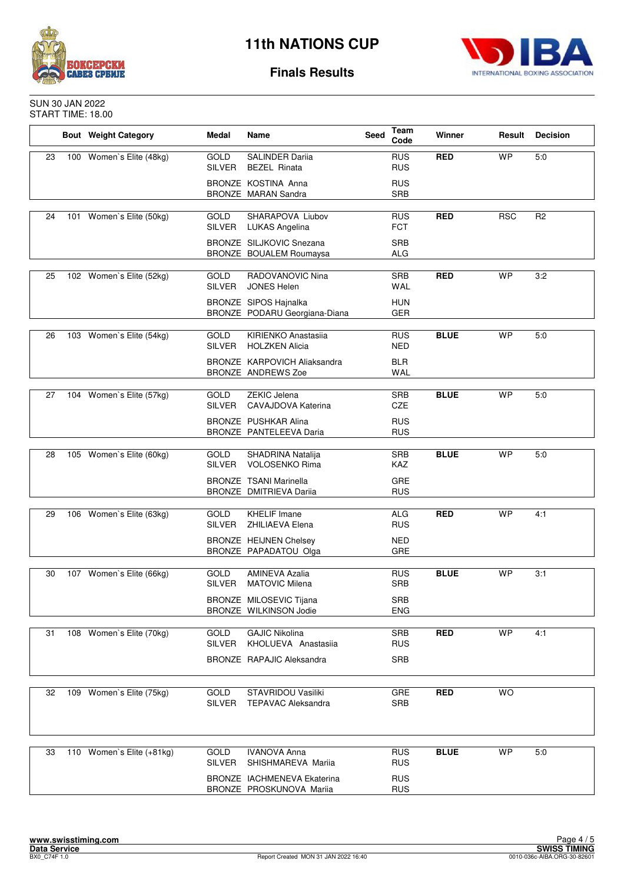# 11th NATIONS CUP

## Finals Results

SUN 30 JAN 2022
START TIME: 18.00

| | Bout | Weight Category | Medal | Name | Seed | Team Code | Winner | Result | Decision |
|---|---|---|---|---|---|---|---|---|---|
| 23 | 100 | Women`s Elite (48kg) | GOLD | SALINDER Dariia | | RUS | **RED** | WP | 5:0 |
| | | | SILVER | BEZEL Rinata | | RUS | | | |
| | | | BRONZE | KOSTINA Anna | | RUS | | | |
| | | | BRONZE | MARAN Sandra | | SRB | | | |
| 24 | 101 | Women`s Elite (50kg) | GOLD | SHARAPOVA Liubov | | RUS | **RED** | RSC | R2 |
| | | | SILVER | LUKAS Angelina | | FCT | | | |
| | | | BRONZE | SILJKOVIC Snezana | | SRB | | | |
| | | | BRONZE | BOUALEM Roumaysa | | ALG | | | |
| 25 | 102 | Women`s Elite (52kg) | GOLD | RADOVANOVIC Nina | | SRB | **RED** | WP | 3:2 |
| | | | SILVER | JONES Helen | | WAL | | | |
| | | | BRONZE | SIPOS Hajnalka | | HUN | | | |
| | | | BRONZE | PODARU Georgiana-Diana | | GER | | | |
| 26 | 103 | Women`s Elite (54kg) | GOLD | KIRIENKO Anastasiia | | RUS | **BLUE** | WP | 5:0 |
| | | | SILVER | HOLZKEN Alicia | | NED | | | |
| | | | BRONZE | KARPOVICH Aliaksandra | | BLR | | | |
| | | | BRONZE | ANDREWS Zoe | | WAL | | | |
| 27 | 104 | Women`s Elite (57kg) | GOLD | ZEKIC Jelena | | SRB | **BLUE** | WP | 5:0 |
| | | | SILVER | CAVAJDOVA Katerina | | CZE | | | |
| | | | BRONZE | PUSHKAR Alina | | RUS | | | |
| | | | BRONZE | PANTELEEVA Daria | | RUS | | | |
| 28 | 105 | Women`s Elite (60kg) | GOLD | SHADRINA Natalija | | SRB | **BLUE** | WP | 5:0 |
| | | | SILVER | VOLOSENKO Rima | | KAZ | | | |
| | | | BRONZE | TSANI Marinella | | GRE | | | |
| | | | BRONZE | DMITRIEVA Dariia | | RUS | | | |
| 29 | 106 | Women`s Elite (63kg) | GOLD | KHELIF Imane | | ALG | **RED** | WP | 4:1 |
| | | | SILVER | ZHILIAEVA Elena | | RUS | | | |
| | | | BRONZE | HEIJNEN Chelsey | | NED | | | |
| | | | BRONZE | PAPADATOU Olga | | GRE | | | |
| 30 | 107 | Women`s Elite (66kg) | GOLD | AMINEVA Azalia | | RUS | **BLUE** | WP | 3:1 |
| | | | SILVER | MATOVIC Milena | | SRB | | | |
| | | | BRONZE | MILOSEVIC Tijana | | SRB | | | |
| | | | BRONZE | WILKINSON Jodie | | ENG | | | |
| 31 | 108 | Women`s Elite (70kg) | GOLD | GAJIC Nikolina | | SRB | **RED** | WP | 4:1 |
| | | | SILVER | KHOLUEVA Anastasiia | | RUS | | | |
| | | | BRONZE | RAPAJIC Aleksandra | | SRB | | | |
| 32 | 109 | Women`s Elite (75kg) | GOLD | STAVRIDOU Vasiliki | | GRE | **RED** | WO | |
| | | | SILVER | TEPAVAC Aleksandra | | SRB | | | |
| 33 | 110 | Women`s Elite (+81kg) | GOLD | IVANOVA Anna | | RUS | **BLUE** | WP | 5:0 |
| | | | SILVER | SHISHMAREVA Mariia | | RUS | | | |
| | | | BRONZE | IACHMENEVA Ekaterina | | RUS | | | |
| | | | BRONZE | PROSKUNOVA Mariia | | RUS | | | |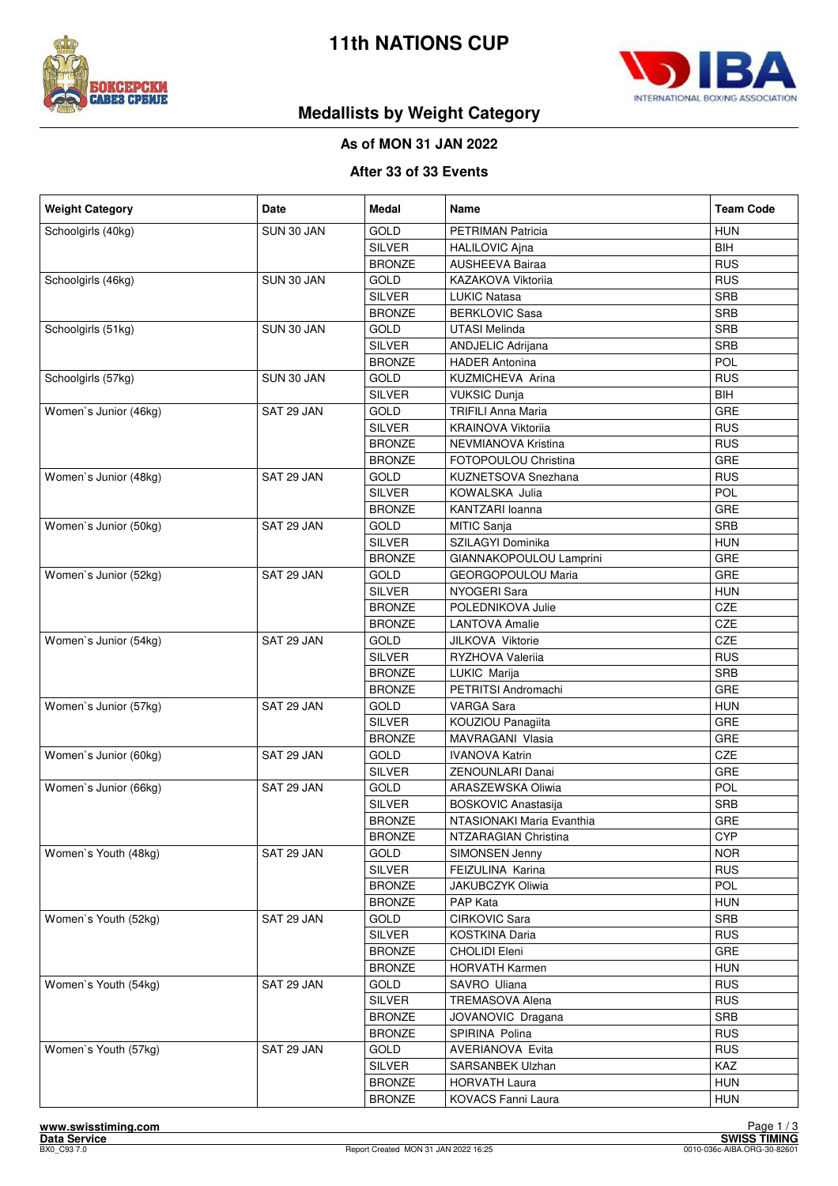# 11th NATIONS CUP

## Medallists by Weight Category

### As of MON 31 JAN 2022

### After 33 of 33 Events

| Weight Category | Date | Medal | Name | Team Code |
|---|---|---|---|---|
| Schoolgirls (40kg) | SUN 30 JAN | GOLD | PETRIMAN Patricia | HUN |
| | | SILVER | HALILOVIC Ajna | BIH |
| | | BRONZE | AUSHEEVA Bairaa | RUS |
| Schoolgirls (46kg) | SUN 30 JAN | GOLD | KAZAKOVA Viktoriia | RUS |
| | | SILVER | LUKIC Natasa | SRB |
| | | BRONZE | BERKLOVIC Sasa | SRB |
| Schoolgirls (51kg) | SUN 30 JAN | GOLD | UTASI Melinda | SRB |
| | | SILVER | ANDJELIC Adrijana | SRB |
| | | BRONZE | HADER Antonina | POL |
| Schoolgirls (57kg) | SUN 30 JAN | GOLD | KUZMICHEVA Arina | RUS |
| | | SILVER | VUKSIC Dunja | BIH |
| Women`s Junior (46kg) | SAT 29 JAN | GOLD | TRIFILI Anna Maria | GRE |
| | | SILVER | KRAINOVA Viktoriia | RUS |
| | | BRONZE | NEVMIANOVA Kristina | RUS |
| | | BRONZE | FOTOPOULOU Christina | GRE |
| Women`s Junior (48kg) | SAT 29 JAN | GOLD | KUZNETSOVA Snezhana | RUS |
| | | SILVER | KOWALSKA Julia | POL |
| | | BRONZE | KANTZARI Ioanna | GRE |
| Women`s Junior (50kg) | SAT 29 JAN | GOLD | MITIC Sanja | SRB |
| | | SILVER | SZILAGYI Dominika | HUN |
| | | BRONZE | GIANNAKOPOULOU Lamprini | GRE |
| Women`s Junior (52kg) | SAT 29 JAN | GOLD | GEORGOPOULOU Maria | GRE |
| | | SILVER | NYOGERI Sara | HUN |
| | | BRONZE | POLEDNIKOVA Julie | CZE |
| | | BRONZE | LANTOVA Amalie | CZE |
| Women`s Junior (54kg) | SAT 29 JAN | GOLD | JILKOVA Viktorie | CZE |
| | | SILVER | RYZHOVA Valeriia | RUS |
| | | BRONZE | LUKIC Marija | SRB |
| | | BRONZE | PETRITSI Andromachi | GRE |
| Women`s Junior (57kg) | SAT 29 JAN | GOLD | VARGA Sara | HUN |
| | | SILVER | KOUZIOU Panagiita | GRE |
| | | BRONZE | MAVRAGANI Vlasia | GRE |
| Women`s Junior (60kg) | SAT 29 JAN | GOLD | IVANOVA Katrin | CZE |
| | | SILVER | ZENOUNLARI Danai | GRE |
| Women`s Junior (66kg) | SAT 29 JAN | GOLD | ARASZEWSKA Oliwia | POL |
| | | SILVER | BOSKOVIC Anastasija | SRB |
| | | BRONZE | NTASIONAKI Maria Evanthia | GRE |
| | | BRONZE | NTZARAGIAN Christina | CYP |
| Women`s Youth (48kg) | SAT 29 JAN | GOLD | SIMONSEN Jenny | NOR |
| | | SILVER | FEIZULINA Karina | RUS |
| | | BRONZE | JAKUBCZYK Oliwia | POL |
| | | BRONZE | PAP Kata | HUN |
| Women`s Youth (52kg) | SAT 29 JAN | GOLD | CIRKOVIC Sara | SRB |
| | | SILVER | KOSTKINA Daria | RUS |
| | | BRONZE | CHOLIDI Eleni | GRE |
| | | BRONZE | HORVATH Karmen | HUN |
| Women`s Youth (54kg) | SAT 29 JAN | GOLD | SAVRO Uliana | RUS |
| | | SILVER | TREMASOVA Alena | RUS |
| | | BRONZE | JOVANOVIC Dragana | SRB |
| | | BRONZE | SPIRINA Polina | RUS |
| Women`s Youth (57kg) | SAT 29 JAN | GOLD | AVERIANOVA Evita | RUS |
| | | SILVER | SARSANBEK Ulzhan | KAZ |
| | | BRONZE | HORVATH Laura | HUN |
| | | BRONZE | KOVACS Fanni Laura | HUN |

www.swisstiming.com
Data Service
BX0_C93 7.0 Report Created MON 31 JAN 2022 16:25 SWISS TIMING 0010-036c-AIBA.ORG-30-82601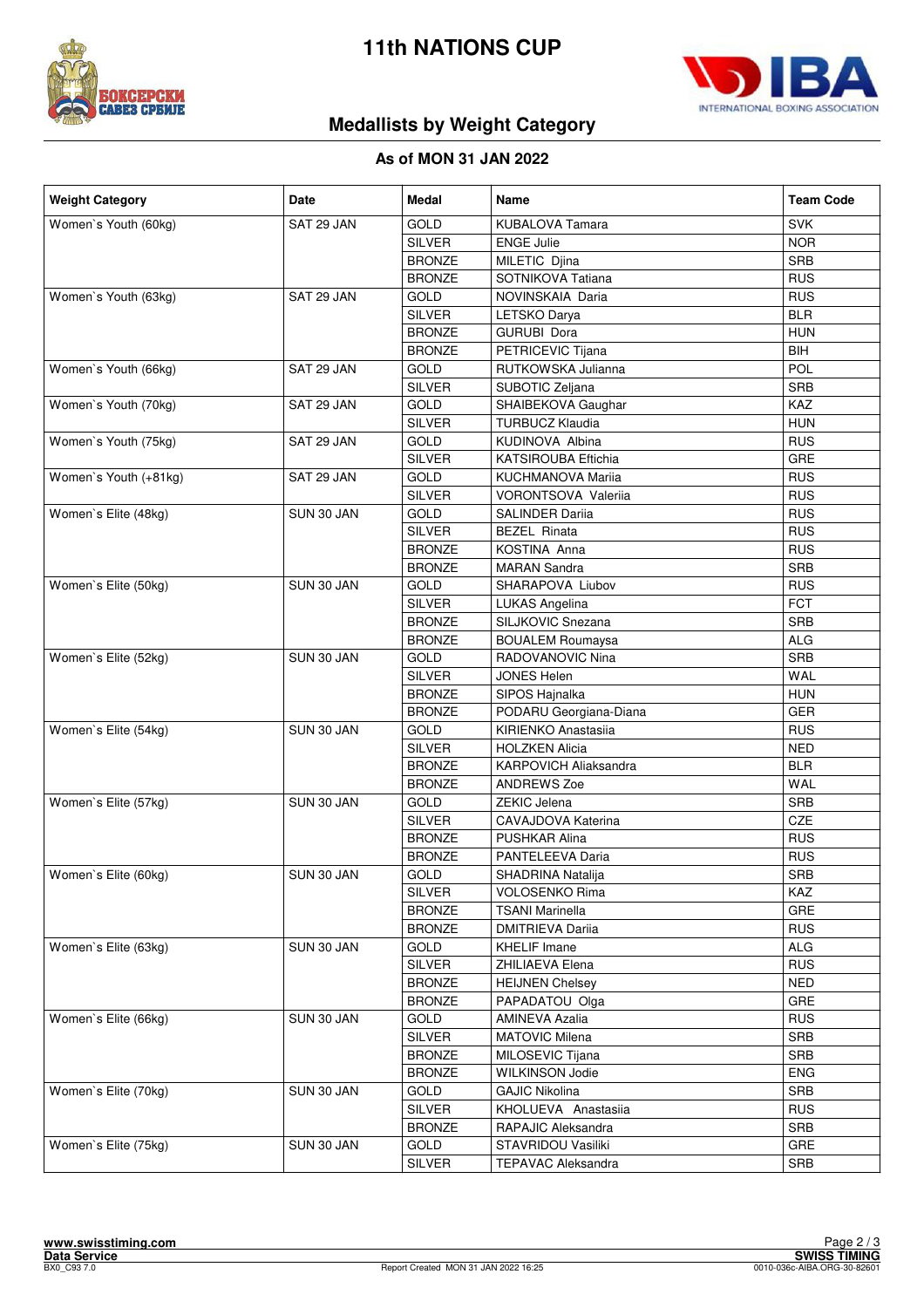# 11th NATIONS CUP

## Medallists by Weight Category

### As of MON 31 JAN 2022

| Weight Category | Date | Medal | Name | Team Code |
|---|---|---|---|---|
| Women`s Youth (60kg) | SAT 29 JAN | GOLD | KUBALOVA Tamara | SVK |
| | | SILVER | ENGE Julie | NOR |
| | | BRONZE | MILETIC Djina | SRB |
| | | BRONZE | SOTNIKOVA Tatiana | RUS |
| Women`s Youth (63kg) | SAT 29 JAN | GOLD | NOVINSKAIA Daria | RUS |
| | | SILVER | LETSKO Darya | BLR |
| | | BRONZE | GURUBI Dora | HUN |
| | | BRONZE | PETRICEVIC Tijana | BIH |
| Women`s Youth (66kg) | SAT 29 JAN | GOLD | RUTKOWSKA Julianna | POL |
| | | SILVER | SUBOTIC Zeljana | SRB |
| Women`s Youth (70kg) | SAT 29 JAN | GOLD | SHAIBEKOVA Gaughar | KAZ |
| | | SILVER | TURBUCZ Klaudia | HUN |
| Women`s Youth (75kg) | SAT 29 JAN | GOLD | KUDINOVA Albina | RUS |
| | | SILVER | KATSIROUBA Eftichia | GRE |
| Women`s Youth (+81kg) | SAT 29 JAN | GOLD | KUCHMANOVA Mariia | RUS |
| | | SILVER | VORONTSOVA Valeriia | RUS |
| Women`s Elite (48kg) | SUN 30 JAN | GOLD | SALINDER Dariia | RUS |
| | | SILVER | BEZEL Rinata | RUS |
| | | BRONZE | KOSTINA Anna | RUS |
| | | BRONZE | MARAN Sandra | SRB |
| Women`s Elite (50kg) | SUN 30 JAN | GOLD | SHARAPOVA Liubov | RUS |
| | | SILVER | LUKAS Angelina | FCT |
| | | BRONZE | SILJKOVIC Snezana | SRB |
| | | BRONZE | BOUALEM Roumaysa | ALG |
| Women`s Elite (52kg) | SUN 30 JAN | GOLD | RADOVANOVIC Nina | SRB |
| | | SILVER | JONES Helen | WAL |
| | | BRONZE | SIPOS Hajnalka | HUN |
| | | BRONZE | PODARU Georgiana-Diana | GER |
| Women`s Elite (54kg) | SUN 30 JAN | GOLD | KIRIENKO Anastasiia | RUS |
| | | SILVER | HOLZKEN Alicia | NED |
| | | BRONZE | KARPOVICH Aliaksandra | BLR |
| | | BRONZE | ANDREWS Zoe | WAL |
| Women`s Elite (57kg) | SUN 30 JAN | GOLD | ZEKIC Jelena | SRB |
| | | SILVER | CAVAJDOVA Katerina | CZE |
| | | BRONZE | PUSHKAR Alina | RUS |
| | | BRONZE | PANTELEEVA Daria | RUS |
| Women`s Elite (60kg) | SUN 30 JAN | GOLD | SHADRINA Natalija | SRB |
| | | SILVER | VOLOSENKO Rima | KAZ |
| | | BRONZE | TSANI Marinella | GRE |
| | | BRONZE | DMITRIEVA Dariia | RUS |
| Women`s Elite (63kg) | SUN 30 JAN | GOLD | KHELIF Imane | ALG |
| | | SILVER | ZHILIAEVA Elena | RUS |
| | | BRONZE | HEIJNEN Chelsey | NED |
| | | BRONZE | PAPADATOU Olga | GRE |
| Women`s Elite (66kg) | SUN 30 JAN | GOLD | AMINEVA Azalia | RUS |
| | | SILVER | MATOVIC Milena | SRB |
| | | BRONZE | MILOSEVIC Tijana | SRB |
| | | BRONZE | WILKINSON Jodie | ENG |
| Women`s Elite (70kg) | SUN 30 JAN | GOLD | GAJIC Nikolina | SRB |
| | | SILVER | KHOLUEVA Anastasiia | RUS |
| | | BRONZE | RAPAJIC Aleksandra | SRB |
| Women`s Elite (75kg) | SUN 30 JAN | GOLD | STAVRIDOU Vasiliki | GRE |
| | | SILVER | TEPAVAC Aleksandra | SRB |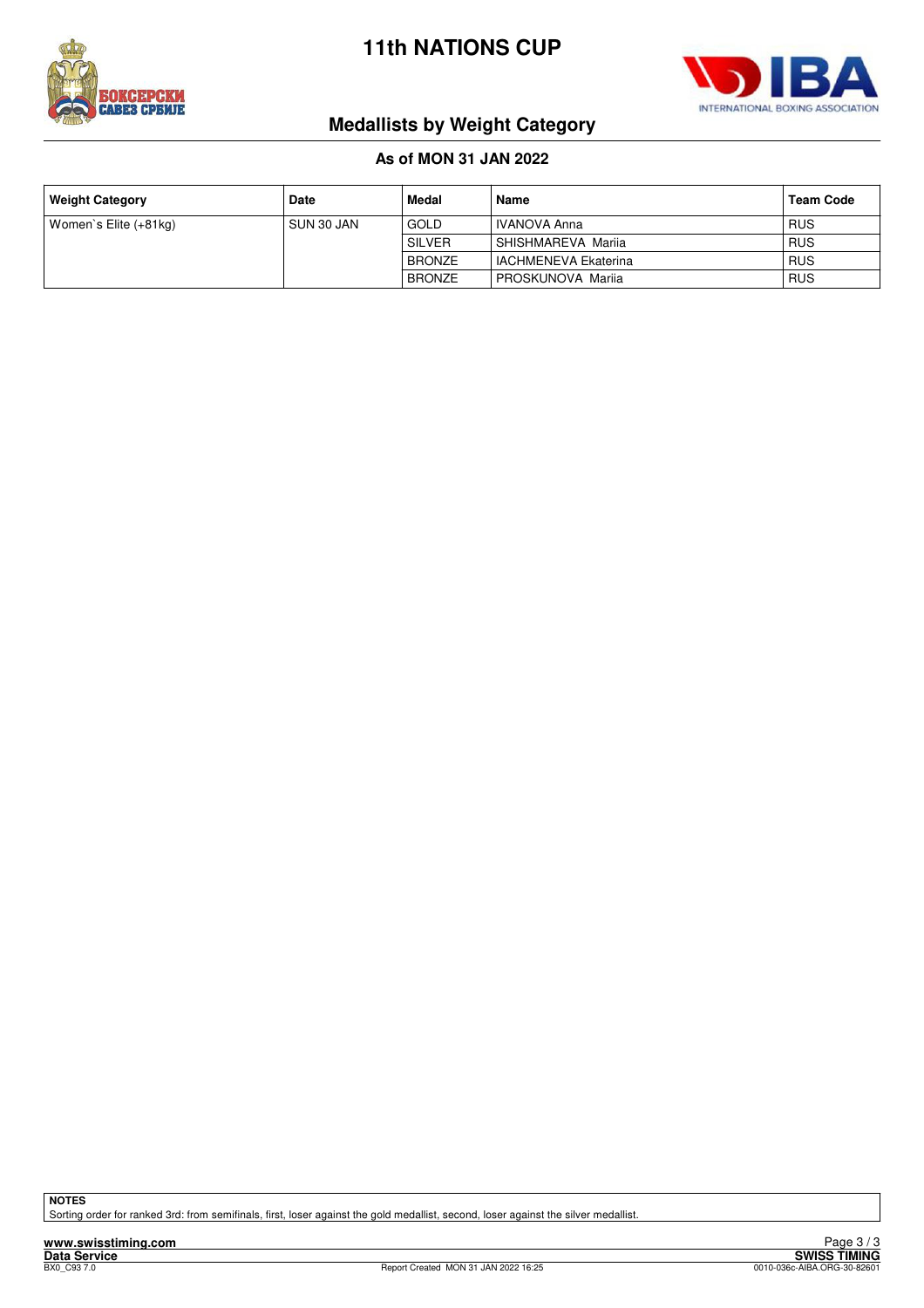# 11th NATIONS CUP

## Medallists by Weight Category

### As of MON 31 JAN 2022

| Weight Category | Date | Medal | Name | Team Code |
|---|---|---|---|---|
| Women`s Elite (+81kg) | SUN 30 JAN | GOLD | IVANOVA Anna | RUS |
| | | SILVER | SHISHMAREVA Mariia | RUS |
| | | BRONZE | IACHMENEVA Ekaterina | RUS |
| | | BRONZE | PROSKUNOVA Mariia | RUS |

**NOTES**

Sorting order for ranked 3rd: from semifinals, first, loser against the gold medallist, second, loser against the silver medallist.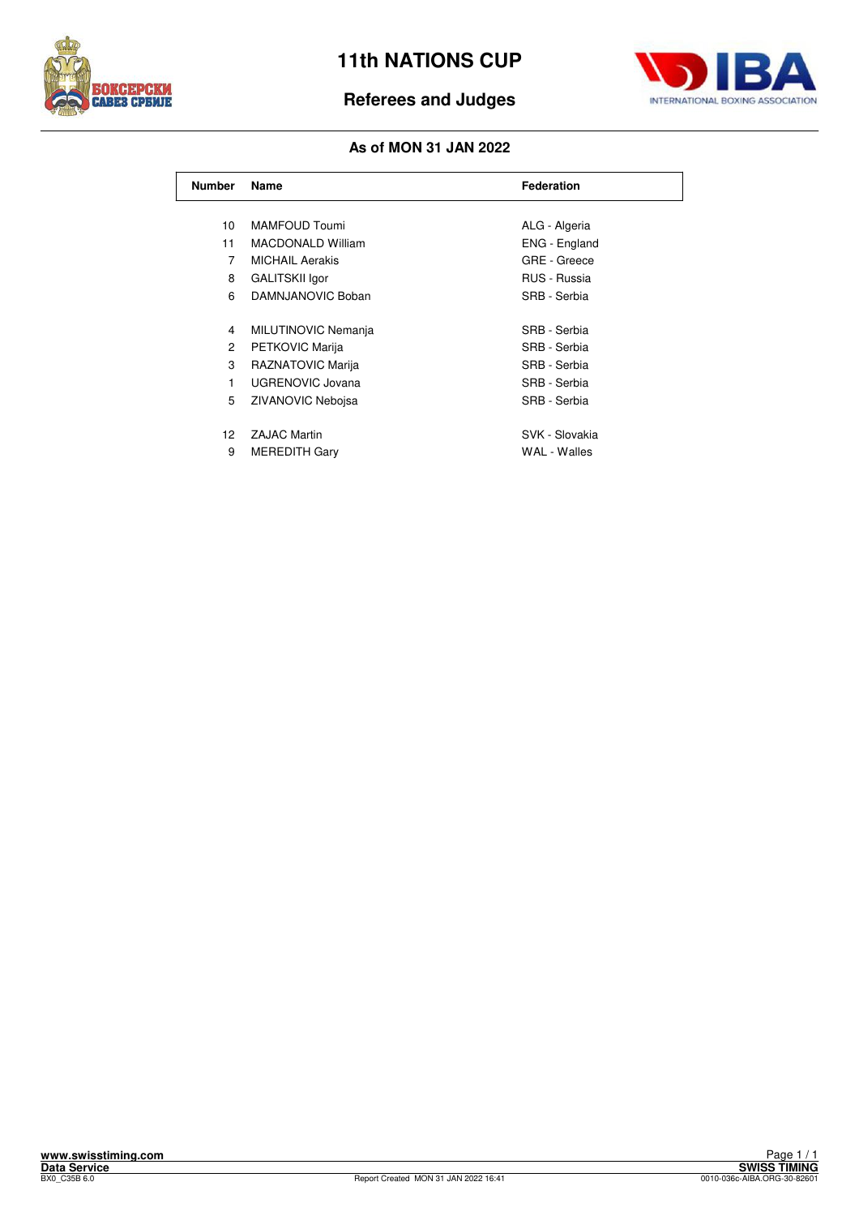# 11th NATIONS CUP

## Referees and Judges

**As of MON 31 JAN 2022**

| Number | Name | Federation |
|---|---|---|
| 10 | MAMFOUD Toumi | ALG - Algeria |
| 11 | MACDONALD William | ENG - England |
| 7 | MICHAIL Aerakis | GRE - Greece |
| 8 | GALITSKII Igor | RUS - Russia |
| 6 | DAMNJANOVIC Boban | SRB - Serbia |
| 4 | MILUTINOVIC Nemanja | SRB - Serbia |
| 2 | PETKOVIC Marija | SRB - Serbia |
| 3 | RAZNATOVIC Marija | SRB - Serbia |
| 1 | UGRENOVIC Jovana | SRB - Serbia |
| 5 | ZIVANOVIC Nebojsa | SRB - Serbia |
| 12 | ZAJAC Martin | SVK - Slovakia |
| 9 | MEREDITH Gary | WAL - Walles |

www.swisstiming.com
Data Service
BX0_C35B 6.0

Report Created MON 31 JAN 2022 16:41

SWISS TIMING
0010-036c-AIBA.ORG-30-82601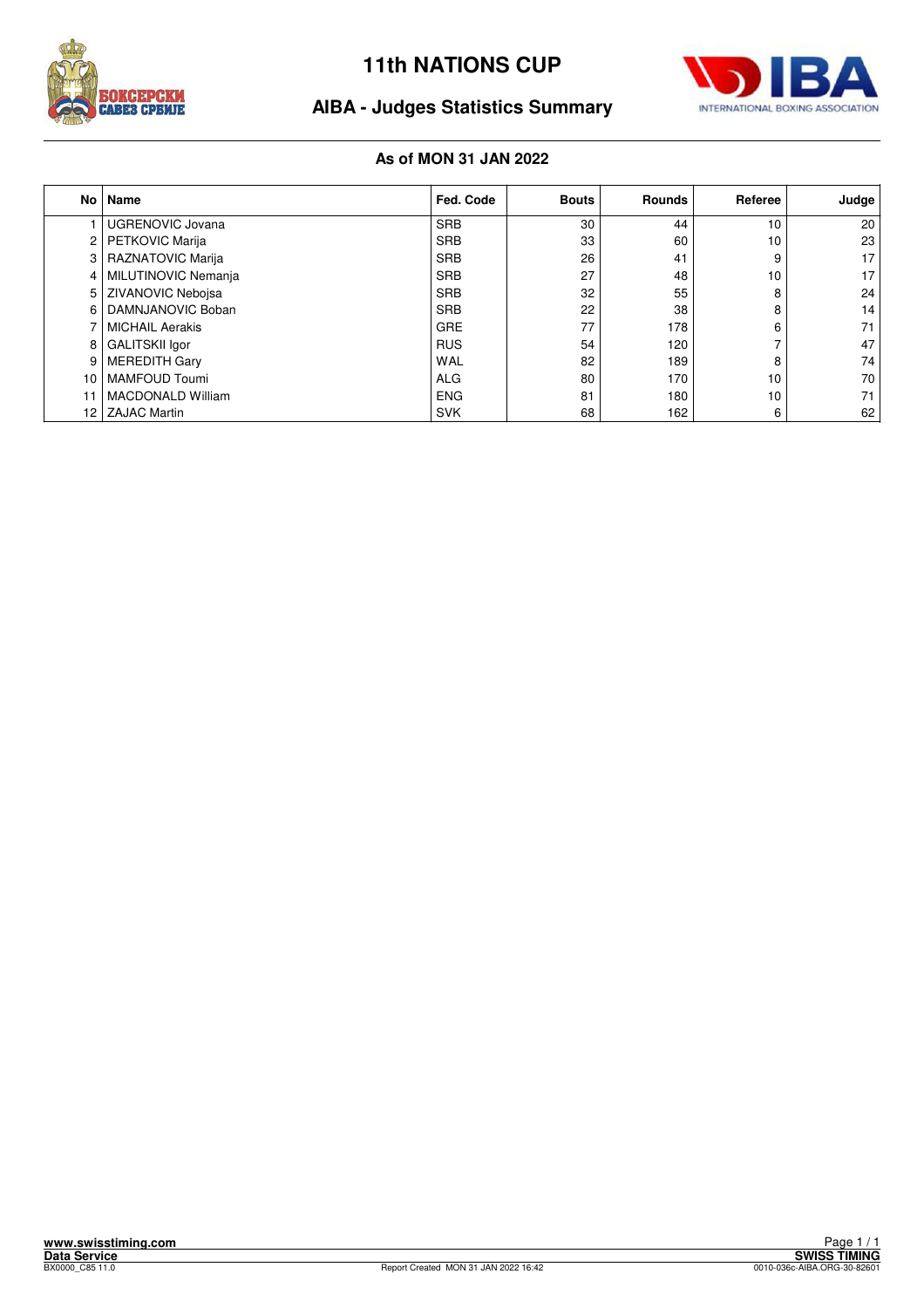# 11th NATIONS CUP

## AIBA - Judges Statistics Summary

**As of MON 31 JAN 2022**

| No | Name | Fed. Code | Bouts | Rounds | Referee | Judge |
|---|---|---|---|---|---|---|
| 1 | UGRENOVIC Jovana | SRB | 30 | 44 | 10 | 20 |
| 2 | PETKOVIC Marija | SRB | 33 | 60 | 10 | 23 |
| 3 | RAZNATOVIC Marija | SRB | 26 | 41 | 9 | 17 |
| 4 | MILUTINOVIC Nemanja | SRB | 27 | 48 | 10 | 17 |
| 5 | ZIVANOVIC Nebojsa | SRB | 32 | 55 | 8 | 24 |
| 6 | DAMNJANOVIC Boban | SRB | 22 | 38 | 8 | 14 |
| 7 | MICHAIL Aerakis | GRE | 77 | 178 | 6 | 71 |
| 8 | GALITSKII Igor | RUS | 54 | 120 | 7 | 47 |
| 9 | MEREDITH Gary | WAL | 82 | 189 | 8 | 74 |
| 10 | MAMFOUD Toumi | ALG | 80 | 170 | 10 | 70 |
| 11 | MACDONALD William | ENG | 81 | 180 | 10 | 71 |
| 12 | ZAJAC Martin | SVK | 68 | 162 | 6 | 62 |

www.swisstiming.com

Data Service

BX0000_C85 11.0

Report Created MON 31 JAN 2022 16:42

SWISS TIMING

0010-036c-AIBA.ORG-30-82601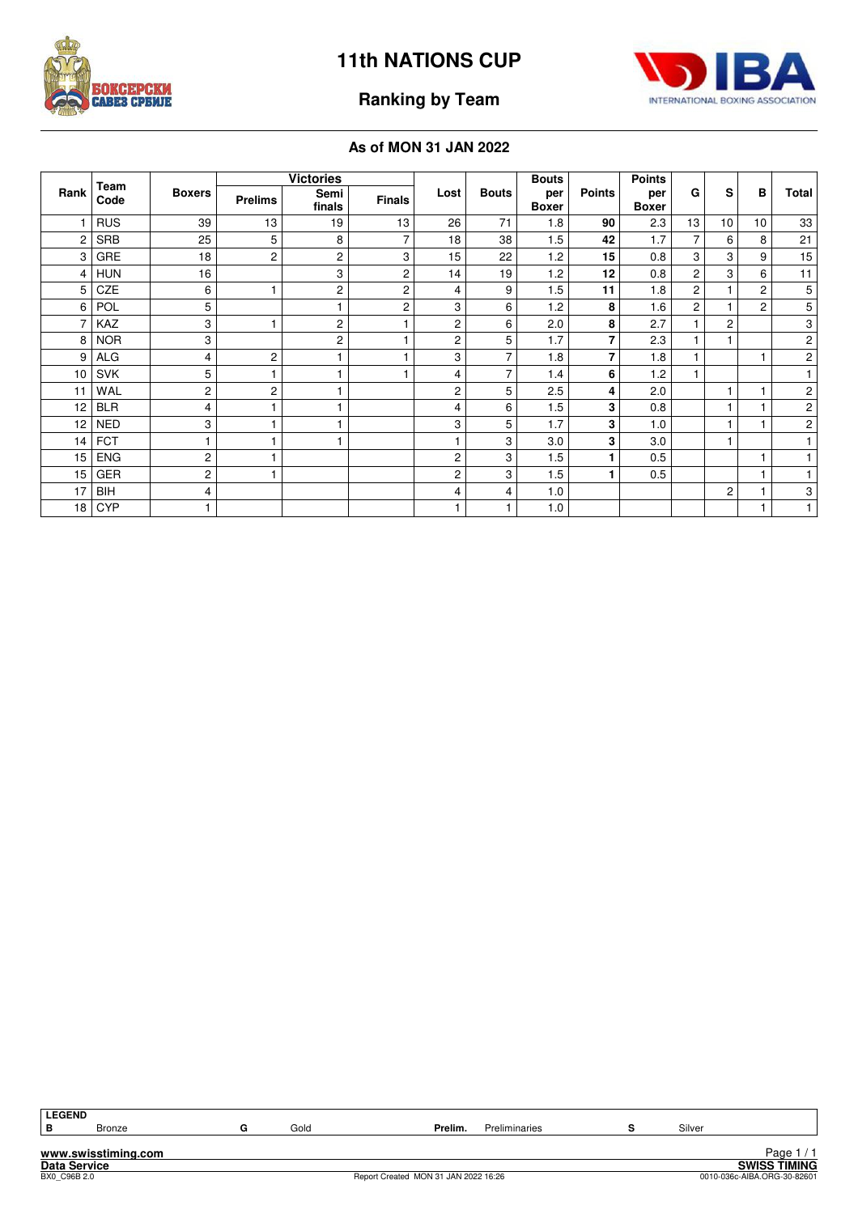# 11th NATIONS CUP

## Ranking by Team

### As of MON 31 JAN 2022

| Rank | Team Code | Boxers | Victories | | | Lost | Bouts | Bouts per Boxer | Points | Points per Boxer | G | S | B | Total |
|---|---|---|---|---|---|---|---|---|---|---|---|---|---|---|
| | | | Prelims | Semi finals | Finals | | | | | | | | | |
| 1 | RUS | 39 | 13 | 19 | 13 | 26 | 71 | 1.8 | **90** | 2.3 | 13 | 10 | 10 | 33 |
| 2 | SRB | 25 | 5 | 8 | 7 | 18 | 38 | 1.5 | **42** | 1.7 | 7 | 6 | 8 | 21 |
| 3 | GRE | 18 | 2 | 2 | 3 | 15 | 22 | 1.2 | **15** | 0.8 | 3 | 3 | 9 | 15 |
| 4 | HUN | 16 | | 3 | 2 | 14 | 19 | 1.2 | **12** | 0.8 | 2 | 3 | 6 | 11 |
| 5 | CZE | 6 | 1 | 2 | 2 | 4 | 9 | 1.5 | **11** | 1.8 | 2 | 1 | 2 | 5 |
| 6 | POL | 5 | | 1 | 2 | 3 | 6 | 1.2 | **8** | 1.6 | 2 | 1 | 2 | 5 |
| 7 | KAZ | 3 | 1 | 2 | 1 | 2 | 6 | 2.0 | **8** | 2.7 | 1 | 2 | | 3 |
| 8 | NOR | 3 | | 2 | 1 | 2 | 5 | 1.7 | **7** | 2.3 | 1 | 1 | | 2 |
| 9 | ALG | 4 | 2 | 1 | 1 | 3 | 7 | 1.8 | **7** | 1.8 | 1 | | 1 | 2 |
| 10 | SVK | 5 | 1 | 1 | 1 | 4 | 7 | 1.4 | **6** | 1.2 | 1 | | | 1 |
| 11 | WAL | 2 | 2 | 1 | | 2 | 5 | 2.5 | **4** | 2.0 | | 1 | 1 | 2 |
| 12 | BLR | 4 | 1 | 1 | | 4 | 6 | 1.5 | **3** | 0.8 | | 1 | 1 | 2 |
| 12 | NED | 3 | 1 | 1 | | 3 | 5 | 1.7 | **3** | 1.0 | | 1 | 1 | 2 |
| 14 | FCT | 1 | 1 | 1 | | 1 | 3 | 3.0 | **3** | 3.0 | | 1 | | 1 |
| 15 | ENG | 2 | 1 | | | 2 | 3 | 1.5 | **1** | 0.5 | | | 1 | 1 |
| 15 | GER | 2 | 1 | | | 2 | 3 | 1.5 | **1** | 0.5 | | | 1 | 1 |
| 17 | BIH | 4 | | | | 4 | 4 | 1.0 | | | | 2 | 1 | 3 |
| 18 | CYP | 1 | | | | 1 | 1 | 1.0 | | | | | 1 | 1 |

**LEGEND**

| | | | | | | | |
|---|---|---|---|---|---|---|---|
| **B** | Bronze | **G** | Gold | **Prelim.** | Preliminaries | **S** | Silver |

**www.swisstiming.com**

**Data Service** — **SWISS TIMING**

BX0_C96B 2.0 — Report Created MON 31 JAN 2022 16:26 — 0010-036c-AIBA.ORG-30-82601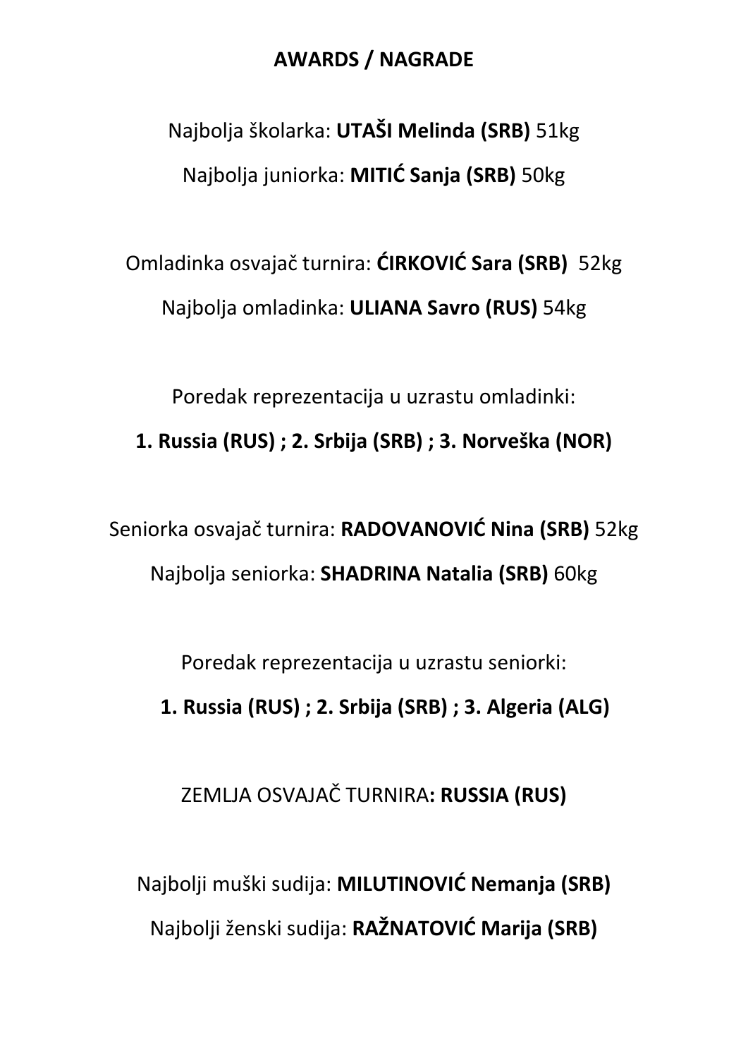# AWARDS / NAGRADE

Najbolja školarka: **UTAŠI Melinda (SRB)** 51kg

Najbolja juniorka: **MITIĆ Sanja (SRB)** 50kg

Omladinka osvajač turnira: **ĆIRKOVIĆ Sara (SRB)** 52kg

Najbolja omladinka: **ULIANA Savro (RUS)** 54kg

Poredak reprezentacija u uzrastu omladinki:

**1. Russia (RUS) ; 2. Srbija (SRB) ; 3. Norveška (NOR)**

Seniorka osvajač turnira: **RADOVANOVIĆ Nina (SRB)** 52kg

Najbolja seniorka: **SHADRINA Natalia (SRB)** 60kg

Poredak reprezentacija u uzrastu seniorki:

**1. Russia (RUS) ; 2. Srbija (SRB) ; 3. Algeria (ALG)**

ZEMLJA OSVAJAČ TURNIRA**: RUSSIA (RUS)**

Najbolji muški sudija: **MILUTINOVIĆ Nemanja (SRB)**

Najbolji ženski sudija: **RAŽNATOVIĆ Marija (SRB)**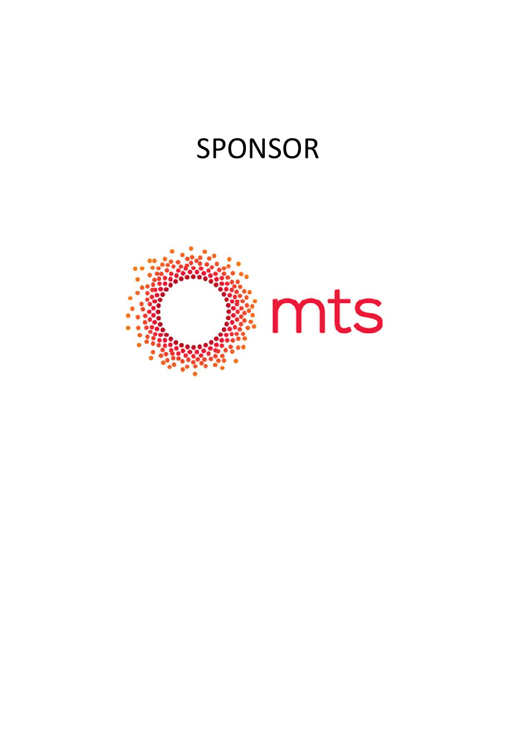# SPONSOR

mts